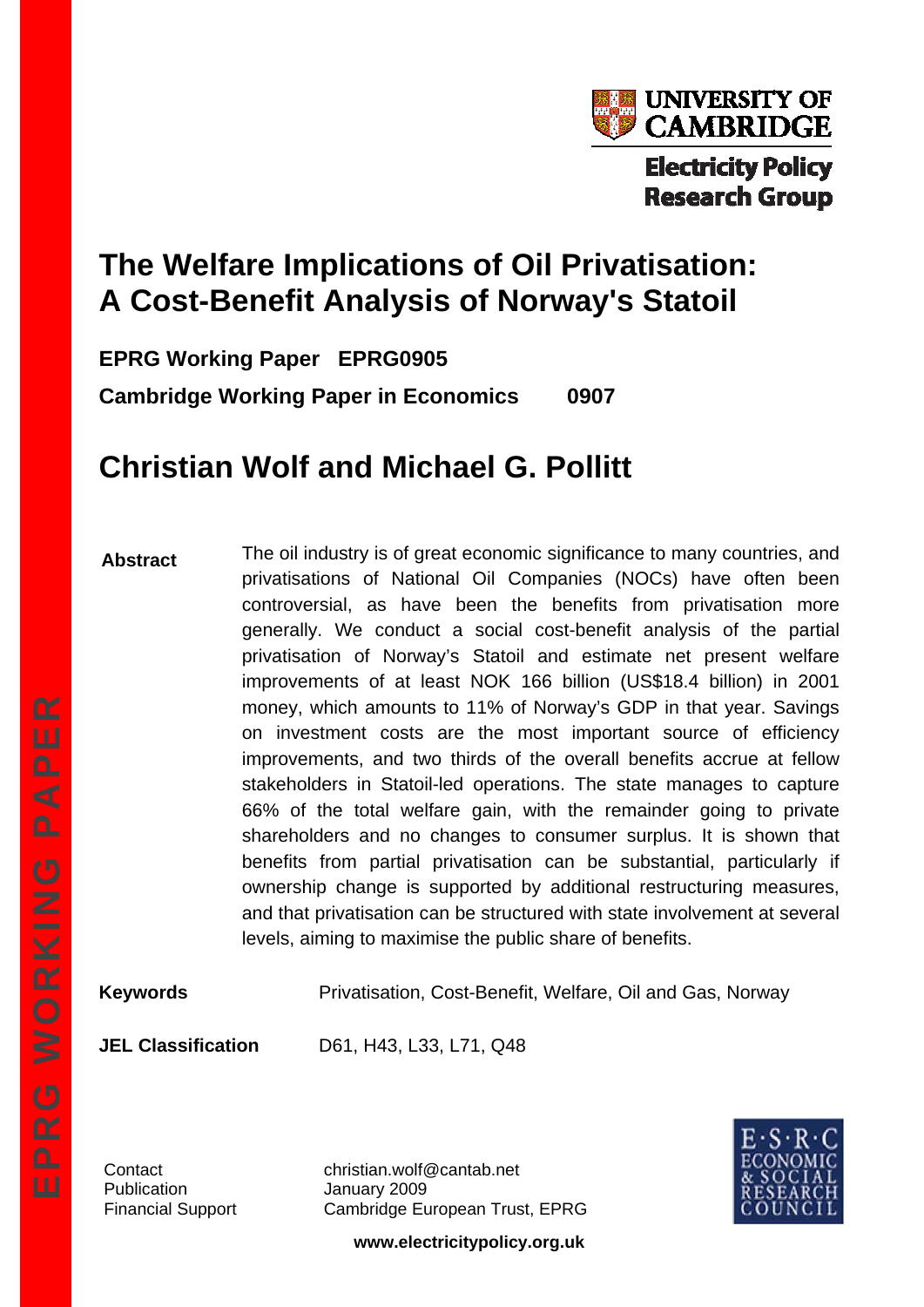University of Cambridge

Electricity Policy Research Group

# The Welfare Implications of Oil Privatisation: A Cost-Benefit Analysis of Norway's Statoil

**EPRG Working Paper EPRG0905**

**Cambridge Working Paper in Economics 0907**

## Christian Wolf and Michael G. Pollitt

**Abstract** The oil industry is of great economic significance to many countries, and privatisations of National Oil Companies (NOCs) have often been controversial, as have been the benefits from privatisation more generally. We conduct a social cost-benefit analysis of the partial privatisation of Norway's Statoil and estimate net present welfare improvements of at least NOK 166 billion (US$18.4 billion) in 2001 money, which amounts to 11% of Norway's GDP in that year. Savings on investment costs are the most important source of efficiency improvements, and two thirds of the overall benefits accrue at fellow stakeholders in Statoil-led operations. The state manages to capture 66% of the total welfare gain, with the remainder going to private shareholders and no changes to consumer surplus. It is shown that benefits from partial privatisation can be substantial, particularly if ownership change is supported by additional restructuring measures, and that privatisation can be structured with state involvement at several levels, aiming to maximise the public share of benefits.

**Keywords** Privatisation, Cost-Benefit, Welfare, Oil and Gas, Norway

**JEL Classification** D61, H43, L33, L71, Q48

Contact christian.wolf@cantab.net

Publication January 2009

Financial Support Cambridge European Trust, EPRG

E·S·R·C ECONOMIC & SOCIAL RESEARCH COUNCIL

**www.electricitypolicy.org.uk**

EPRG WORKING PAPER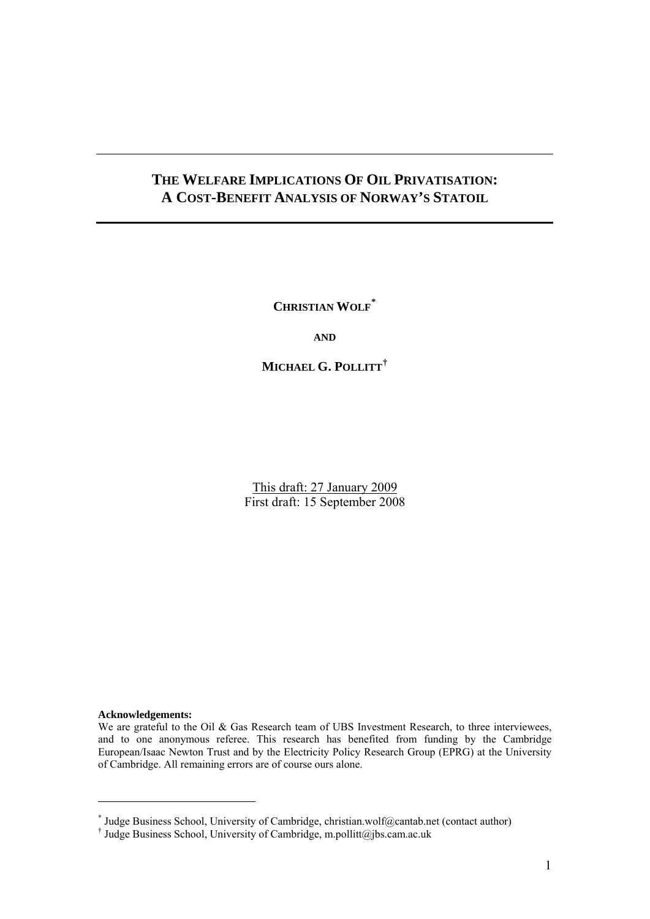# THE WELFARE IMPLICATIONS OF OIL PRIVATISATION: A COST-BENEFIT ANALYSIS OF NORWAY'S STATOIL

**CHRISTIAN WOLF***

**AND**

**MICHAEL G. POLLITT†**

This draft: 27 January 2009
First draft: 15 September 2008

**Acknowledgements:**
We are grateful to the Oil & Gas Research team of UBS Investment Research, to three interviewees, and to one anonymous referee. This research has benefited from funding by the Cambridge European/Isaac Newton Trust and by the Electricity Policy Research Group (EPRG) at the University of Cambridge. All remaining errors are of course ours alone.

* Judge Business School, University of Cambridge, christian.wolf@cantab.net (contact author)

† Judge Business School, University of Cambridge, m.pollitt@jbs.cam.ac.uk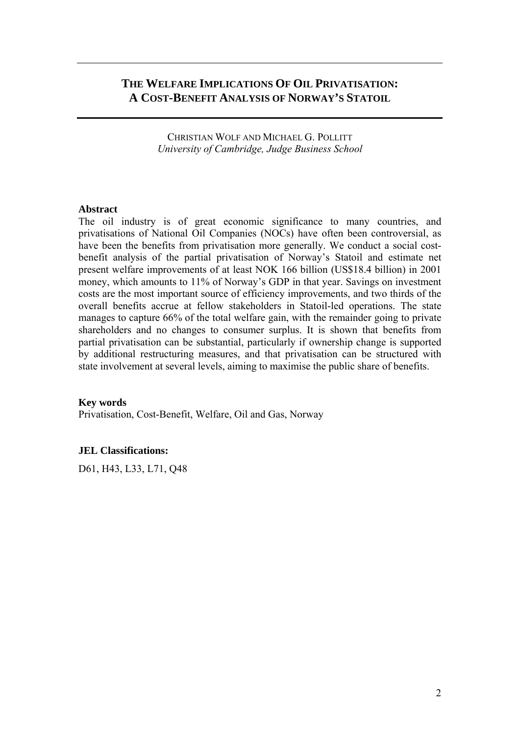# THE WELFARE IMPLICATIONS OF OIL PRIVATISATION: A COST-BENEFIT ANALYSIS OF NORWAY'S STATOIL

CHRISTIAN WOLF AND MICHAEL G. POLLITT
*University of Cambridge, Judge Business School*

**Abstract**

The oil industry is of great economic significance to many countries, and privatisations of National Oil Companies (NOCs) have often been controversial, as have been the benefits from privatisation more generally. We conduct a social cost-benefit analysis of the partial privatisation of Norway's Statoil and estimate net present welfare improvements of at least NOK 166 billion (US$18.4 billion) in 2001 money, which amounts to 11% of Norway's GDP in that year. Savings on investment costs are the most important source of efficiency improvements, and two thirds of the overall benefits accrue at fellow stakeholders in Statoil-led operations. The state manages to capture 66% of the total welfare gain, with the remainder going to private shareholders and no changes to consumer surplus. It is shown that benefits from partial privatisation can be substantial, particularly if ownership change is supported by additional restructuring measures, and that privatisation can be structured with state involvement at several levels, aiming to maximise the public share of benefits.

**Key words**

Privatisation, Cost-Benefit, Welfare, Oil and Gas, Norway

**JEL Classifications:**

D61, H43, L33, L71, Q48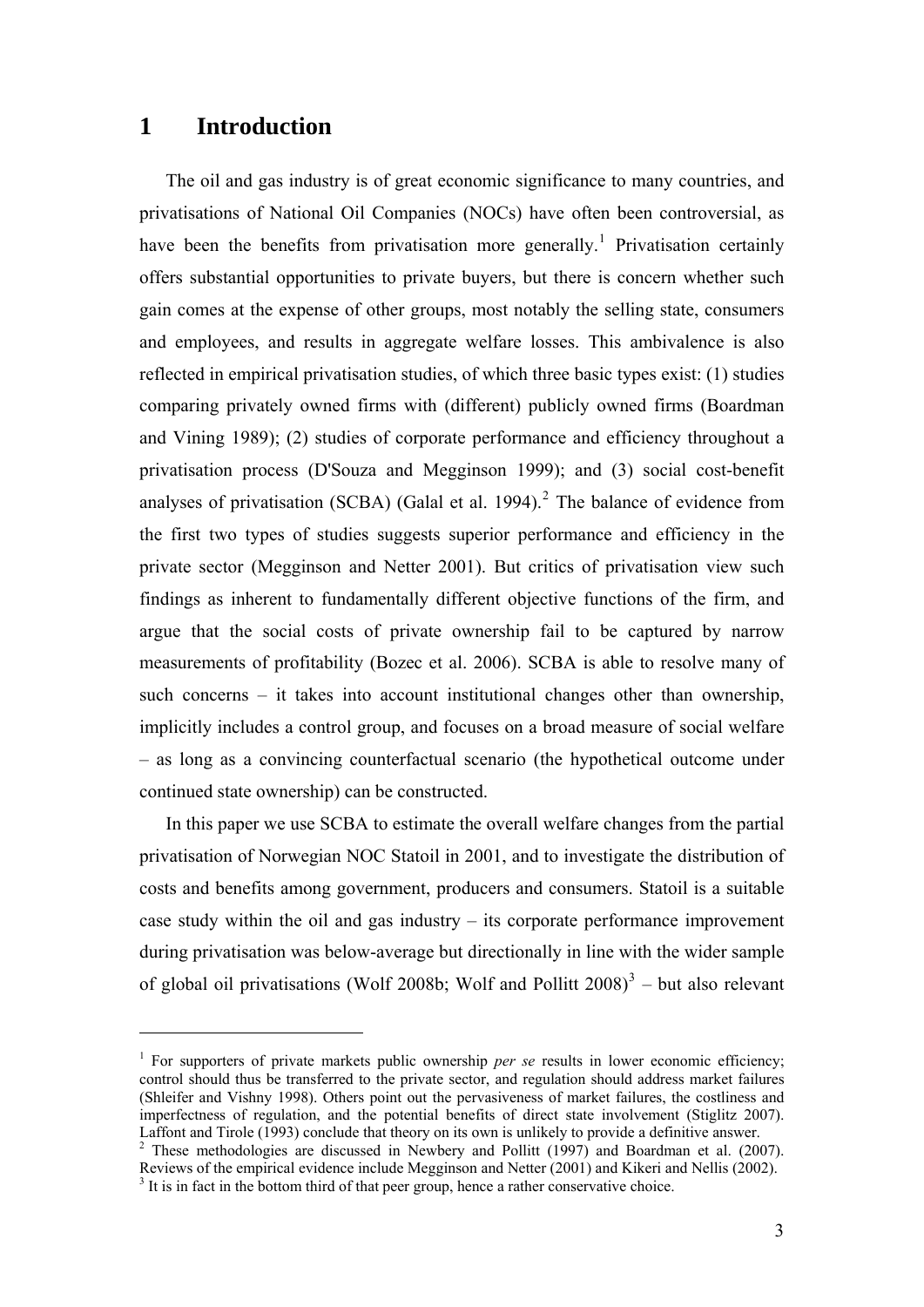# 1 Introduction

The oil and gas industry is of great economic significance to many countries, and privatisations of National Oil Companies (NOCs) have often been controversial, as have been the benefits from privatisation more generally.[1] Privatisation certainly offers substantial opportunities to private buyers, but there is concern whether such gain comes at the expense of other groups, most notably the selling state, consumers and employees, and results in aggregate welfare losses. This ambivalence is also reflected in empirical privatisation studies, of which three basic types exist: (1) studies comparing privately owned firms with (different) publicly owned firms (Boardman and Vining 1989); (2) studies of corporate performance and efficiency throughout a privatisation process (D'Souza and Megginson 1999); and (3) social cost-benefit analyses of privatisation (SCBA) (Galal et al. 1994).[2] The balance of evidence from the first two types of studies suggests superior performance and efficiency in the private sector (Megginson and Netter 2001). But critics of privatisation view such findings as inherent to fundamentally different objective functions of the firm, and argue that the social costs of private ownership fail to be captured by narrow measurements of profitability (Bozec et al. 2006). SCBA is able to resolve many of such concerns – it takes into account institutional changes other than ownership, implicitly includes a control group, and focuses on a broad measure of social welfare – as long as a convincing counterfactual scenario (the hypothetical outcome under continued state ownership) can be constructed.

In this paper we use SCBA to estimate the overall welfare changes from the partial privatisation of Norwegian NOC Statoil in 2001, and to investigate the distribution of costs and benefits among government, producers and consumers. Statoil is a suitable case study within the oil and gas industry – its corporate performance improvement during privatisation was below-average but directionally in line with the wider sample of global oil privatisations (Wolf 2008b; Wolf and Pollitt 2008)[3] – but also relevant

---

[1] For supporters of private markets public ownership *per se* results in lower economic efficiency; control should thus be transferred to the private sector, and regulation should address market failures (Shleifer and Vishny 1998). Others point out the pervasiveness of market failures, the costliness and imperfectness of regulation, and the potential benefits of direct state involvement (Stiglitz 2007). Laffont and Tirole (1993) conclude that theory on its own is unlikely to provide a definitive answer.

[2] These methodologies are discussed in Newbery and Pollitt (1997) and Boardman et al. (2007). Reviews of the empirical evidence include Megginson and Netter (2001) and Kikeri and Nellis (2002).

[3] It is in fact in the bottom third of that peer group, hence a rather conservative choice.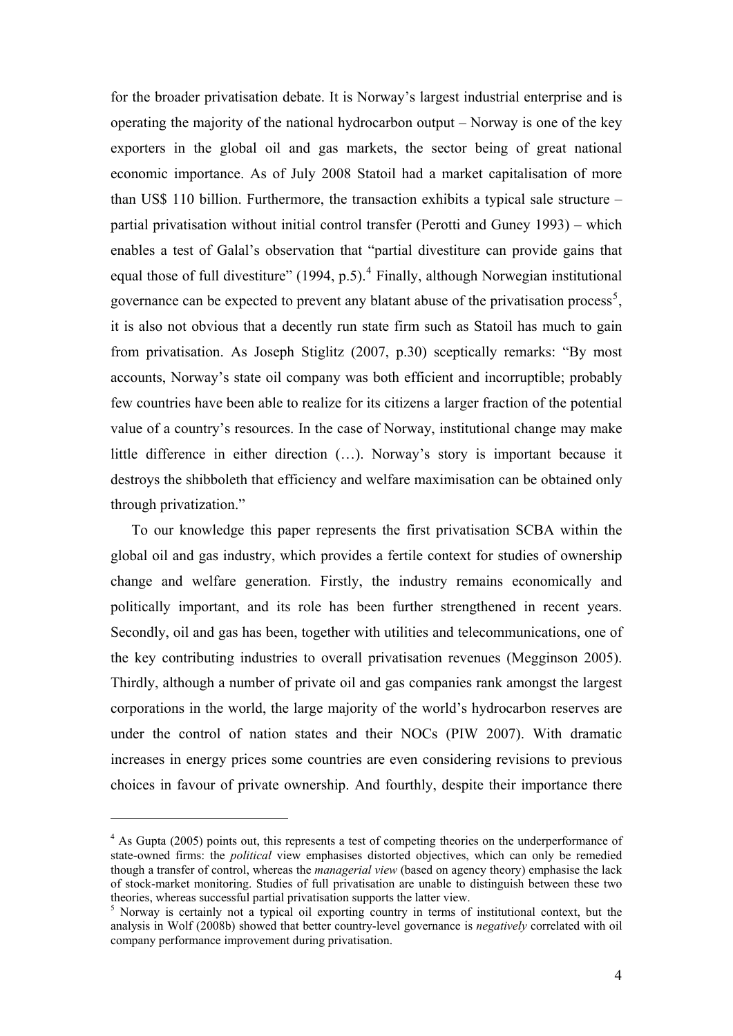for the broader privatisation debate. It is Norway's largest industrial enterprise and is operating the majority of the national hydrocarbon output – Norway is one of the key exporters in the global oil and gas markets, the sector being of great national economic importance. As of July 2008 Statoil had a market capitalisation of more than US$ 110 billion. Furthermore, the transaction exhibits a typical sale structure – partial privatisation without initial control transfer (Perotti and Guney 1993) – which enables a test of Galal's observation that "partial divestiture can provide gains that equal those of full divestiture" (1994, p.5).[4] Finally, although Norwegian institutional governance can be expected to prevent any blatant abuse of the privatisation process[5], it is also not obvious that a decently run state firm such as Statoil has much to gain from privatisation. As Joseph Stiglitz (2007, p.30) sceptically remarks: "By most accounts, Norway's state oil company was both efficient and incorruptible; probably few countries have been able to realize for its citizens a larger fraction of the potential value of a country's resources. In the case of Norway, institutional change may make little difference in either direction (…). Norway's story is important because it destroys the shibboleth that efficiency and welfare maximisation can be obtained only through privatization."

To our knowledge this paper represents the first privatisation SCBA within the global oil and gas industry, which provides a fertile context for studies of ownership change and welfare generation. Firstly, the industry remains economically and politically important, and its role has been further strengthened in recent years. Secondly, oil and gas has been, together with utilities and telecommunications, one of the key contributing industries to overall privatisation revenues (Megginson 2005). Thirdly, although a number of private oil and gas companies rank amongst the largest corporations in the world, the large majority of the world's hydrocarbon reserves are under the control of nation states and their NOCs (PIW 2007). With dramatic increases in energy prices some countries are even considering revisions to previous choices in favour of private ownership. And fourthly, despite their importance there

---

[4] As Gupta (2005) points out, this represents a test of competing theories on the underperformance of state-owned firms: the *political* view emphasises distorted objectives, which can only be remedied though a transfer of control, whereas the *managerial view* (based on agency theory) emphasise the lack of stock-market monitoring. Studies of full privatisation are unable to distinguish between these two theories, whereas successful partial privatisation supports the latter view.

[5] Norway is certainly not a typical oil exporting country in terms of institutional context, but the analysis in Wolf (2008b) showed that better country-level governance is *negatively* correlated with oil company performance improvement during privatisation.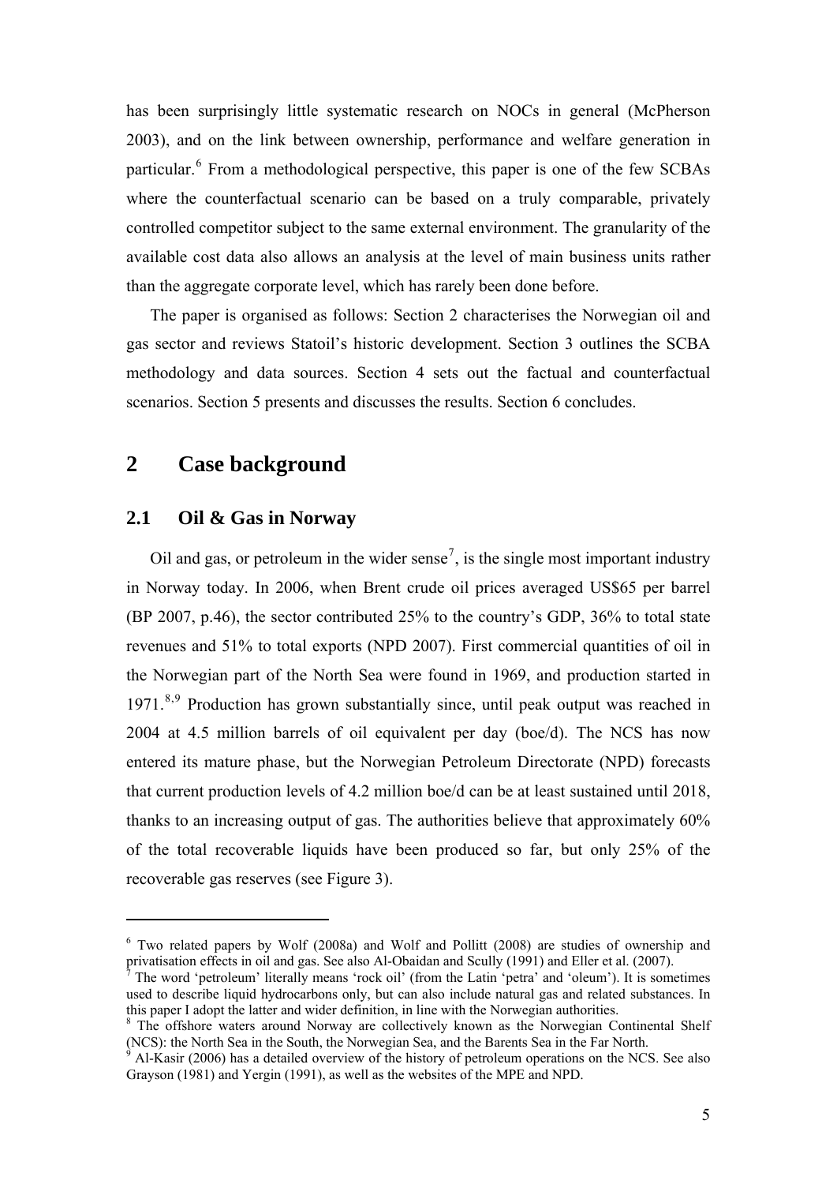has been surprisingly little systematic research on NOCs in general (McPherson 2003), and on the link between ownership, performance and welfare generation in particular.[6] From a methodological perspective, this paper is one of the few SCBAs where the counterfactual scenario can be based on a truly comparable, privately controlled competitor subject to the same external environment. The granularity of the available cost data also allows an analysis at the level of main business units rather than the aggregate corporate level, which has rarely been done before.

The paper is organised as follows: Section 2 characterises the Norwegian oil and gas sector and reviews Statoil's historic development. Section 3 outlines the SCBA methodology and data sources. Section 4 sets out the factual and counterfactual scenarios. Section 5 presents and discusses the results. Section 6 concludes.

# 2 Case background

## 2.1 Oil & Gas in Norway

Oil and gas, or petroleum in the wider sense[7], is the single most important industry in Norway today. In 2006, when Brent crude oil prices averaged US$65 per barrel (BP 2007, p.46), the sector contributed 25% to the country's GDP, 36% to total state revenues and 51% to total exports (NPD 2007). First commercial quantities of oil in the Norwegian part of the North Sea were found in 1969, and production started in 1971.[8,9] Production has grown substantially since, until peak output was reached in 2004 at 4.5 million barrels of oil equivalent per day (boe/d). The NCS has now entered its mature phase, but the Norwegian Petroleum Directorate (NPD) forecasts that current production levels of 4.2 million boe/d can be at least sustained until 2018, thanks to an increasing output of gas. The authorities believe that approximately 60% of the total recoverable liquids have been produced so far, but only 25% of the recoverable gas reserves (see Figure 3).

---

[6] Two related papers by Wolf (2008a) and Wolf and Pollitt (2008) are studies of ownership and privatisation effects in oil and gas. See also Al-Obaidan and Scully (1991) and Eller et al. (2007).

[7] The word 'petroleum' literally means 'rock oil' (from the Latin 'petra' and 'oleum'). It is sometimes used to describe liquid hydrocarbons only, but can also include natural gas and related substances. In this paper I adopt the latter and wider definition, in line with the Norwegian authorities.

[8] The offshore waters around Norway are collectively known as the Norwegian Continental Shelf (NCS): the North Sea in the South, the Norwegian Sea, and the Barents Sea in the Far North.

[9] Al-Kasir (2006) has a detailed overview of the history of petroleum operations on the NCS. See also Grayson (1981) and Yergin (1991), as well as the websites of the MPE and NPD.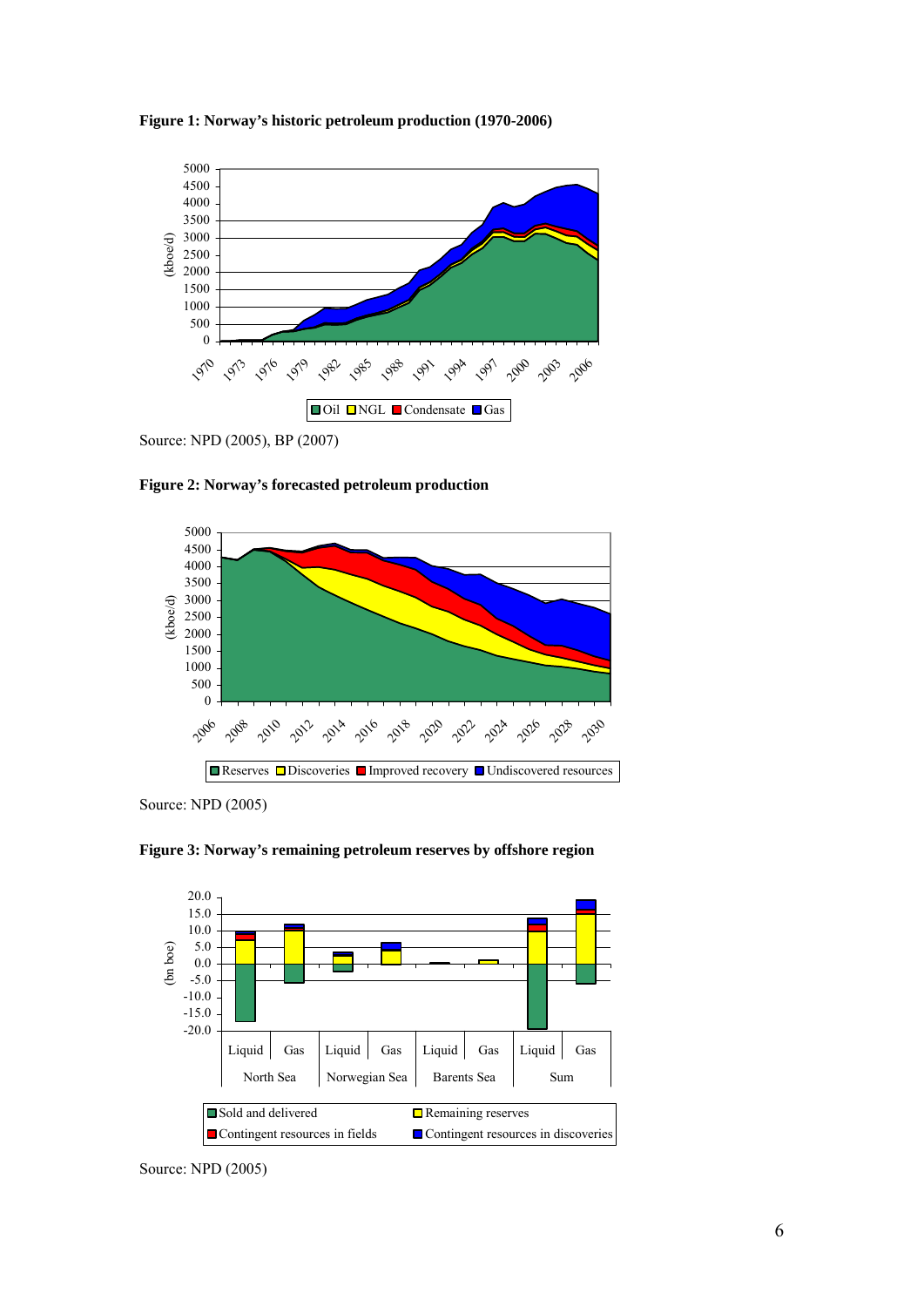**Figure 1: Norway's historic petroleum production (1970-2006)**

Source: NPD (2005), BP (2007)

**Figure 2: Norway's forecasted petroleum production**

Source: NPD (2005)

**Figure 3: Norway's remaining petroleum reserves by offshore region**

Source: NPD (2005)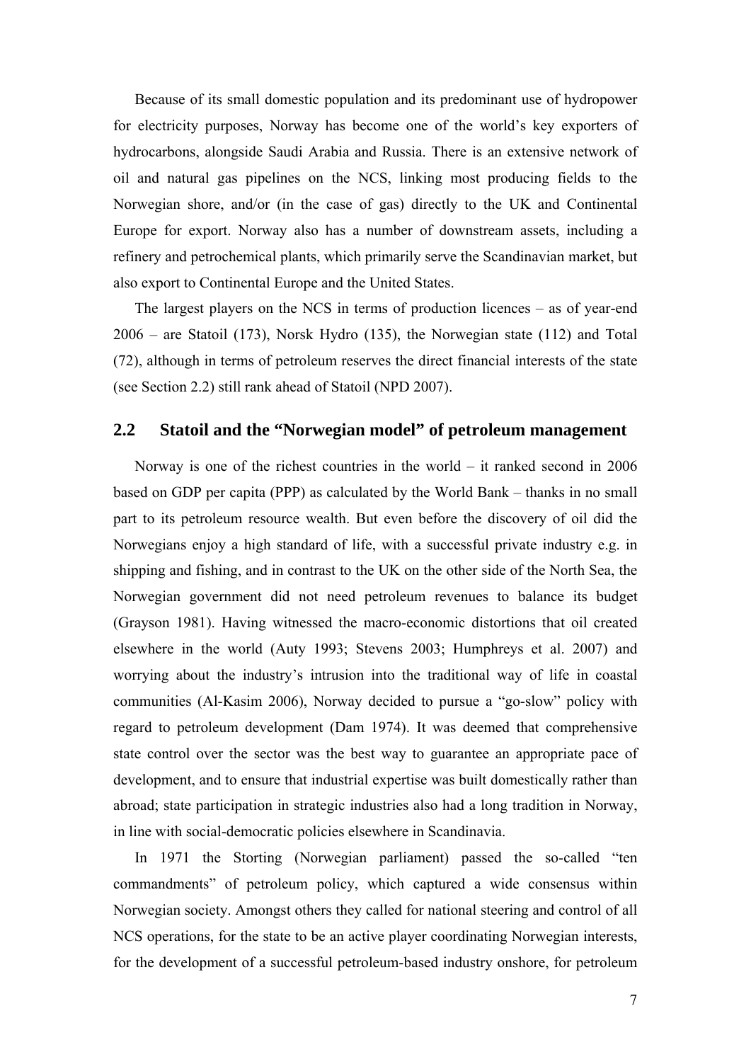Because of its small domestic population and its predominant use of hydropower for electricity purposes, Norway has become one of the world's key exporters of hydrocarbons, alongside Saudi Arabia and Russia. There is an extensive network of oil and natural gas pipelines on the NCS, linking most producing fields to the Norwegian shore, and/or (in the case of gas) directly to the UK and Continental Europe for export. Norway also has a number of downstream assets, including a refinery and petrochemical plants, which primarily serve the Scandinavian market, but also export to Continental Europe and the United States.

The largest players on the NCS in terms of production licences – as of year-end 2006 – are Statoil (173), Norsk Hydro (135), the Norwegian state (112) and Total (72), although in terms of petroleum reserves the direct financial interests of the state (see Section 2.2) still rank ahead of Statoil (NPD 2007).

## 2.2 Statoil and the "Norwegian model" of petroleum management

Norway is one of the richest countries in the world – it ranked second in 2006 based on GDP per capita (PPP) as calculated by the World Bank – thanks in no small part to its petroleum resource wealth. But even before the discovery of oil did the Norwegians enjoy a high standard of life, with a successful private industry e.g. in shipping and fishing, and in contrast to the UK on the other side of the North Sea, the Norwegian government did not need petroleum revenues to balance its budget (Grayson 1981). Having witnessed the macro-economic distortions that oil created elsewhere in the world (Auty 1993; Stevens 2003; Humphreys et al. 2007) and worrying about the industry's intrusion into the traditional way of life in coastal communities (Al-Kasim 2006), Norway decided to pursue a "go-slow" policy with regard to petroleum development (Dam 1974). It was deemed that comprehensive state control over the sector was the best way to guarantee an appropriate pace of development, and to ensure that industrial expertise was built domestically rather than abroad; state participation in strategic industries also had a long tradition in Norway, in line with social-democratic policies elsewhere in Scandinavia.

In 1971 the Storting (Norwegian parliament) passed the so-called "ten commandments" of petroleum policy, which captured a wide consensus within Norwegian society. Amongst others they called for national steering and control of all NCS operations, for the state to be an active player coordinating Norwegian interests, for the development of a successful petroleum-based industry onshore, for petroleum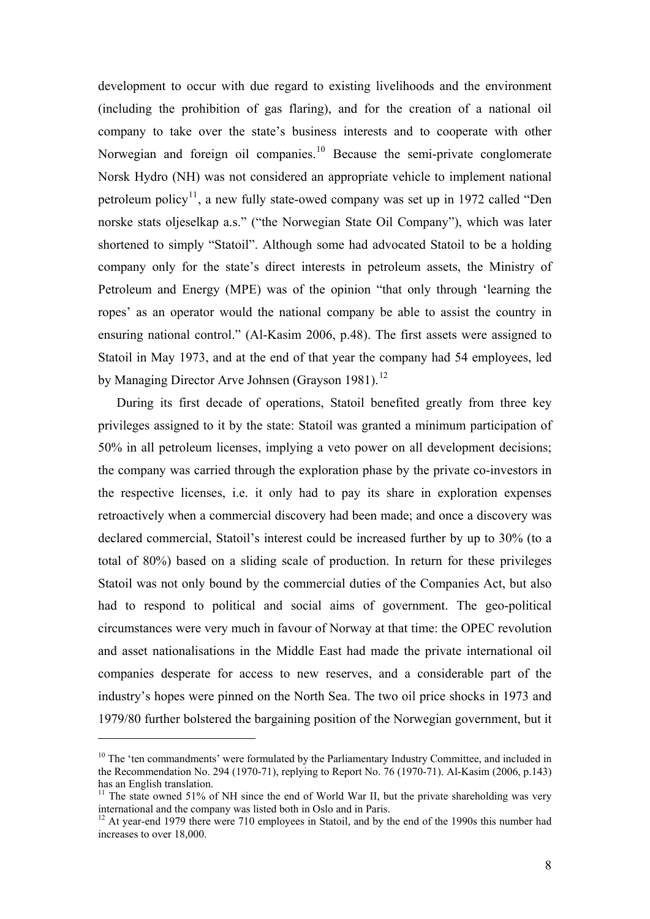development to occur with due regard to existing livelihoods and the environment (including the prohibition of gas flaring), and for the creation of a national oil company to take over the state's business interests and to cooperate with other Norwegian and foreign oil companies.[10] Because the semi-private conglomerate Norsk Hydro (NH) was not considered an appropriate vehicle to implement national petroleum policy[11], a new fully state-owed company was set up in 1972 called "Den norske stats oljeselkap a.s." ("the Norwegian State Oil Company"), which was later shortened to simply "Statoil". Although some had advocated Statoil to be a holding company only for the state's direct interests in petroleum assets, the Ministry of Petroleum and Energy (MPE) was of the opinion "that only through 'learning the ropes' as an operator would the national company be able to assist the country in ensuring national control." (Al-Kasim 2006, p.48). The first assets were assigned to Statoil in May 1973, and at the end of that year the company had 54 employees, led by Managing Director Arve Johnsen (Grayson 1981).[12]

During its first decade of operations, Statoil benefited greatly from three key privileges assigned to it by the state: Statoil was granted a minimum participation of 50% in all petroleum licenses, implying a veto power on all development decisions; the company was carried through the exploration phase by the private co-investors in the respective licenses, i.e. it only had to pay its share in exploration expenses retroactively when a commercial discovery had been made; and once a discovery was declared commercial, Statoil's interest could be increased further by up to 30% (to a total of 80%) based on a sliding scale of production. In return for these privileges Statoil was not only bound by the commercial duties of the Companies Act, but also had to respond to political and social aims of government. The geo-political circumstances were very much in favour of Norway at that time: the OPEC revolution and asset nationalisations in the Middle East had made the private international oil companies desperate for access to new reserves, and a considerable part of the industry's hopes were pinned on the North Sea. The two oil price shocks in 1973 and 1979/80 further bolstered the bargaining position of the Norwegian government, but it

---

[10] The 'ten commandments' were formulated by the Parliamentary Industry Committee, and included in the Recommendation No. 294 (1970-71), replying to Report No. 76 (1970-71). Al-Kasim (2006, p.143) has an English translation.

[11] The state owned 51% of NH since the end of World War II, but the private shareholding was very international and the company was listed both in Oslo and in Paris.

[12] At year-end 1979 there were 710 employees in Statoil, and by the end of the 1990s this number had increases to over 18,000.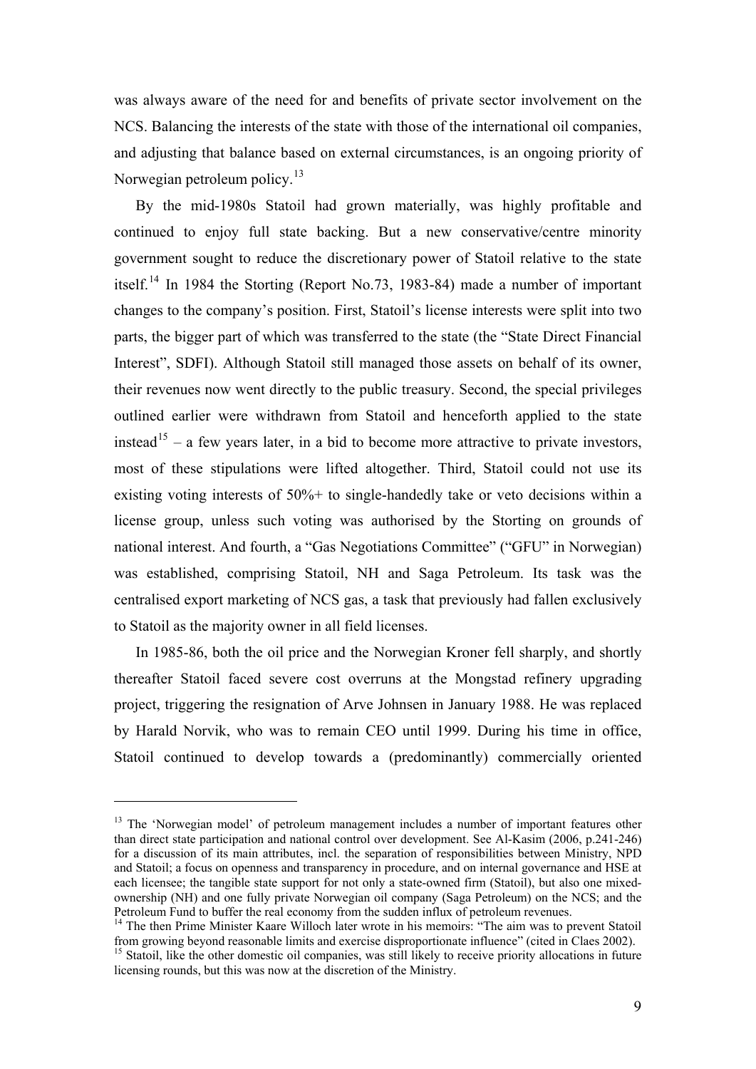was always aware of the need for and benefits of private sector involvement on the NCS. Balancing the interests of the state with those of the international oil companies, and adjusting that balance based on external circumstances, is an ongoing priority of Norwegian petroleum policy.[13]

By the mid-1980s Statoil had grown materially, was highly profitable and continued to enjoy full state backing. But a new conservative/centre minority government sought to reduce the discretionary power of Statoil relative to the state itself.[14] In 1984 the Storting (Report No.73, 1983-84) made a number of important changes to the company's position. First, Statoil's license interests were split into two parts, the bigger part of which was transferred to the state (the "State Direct Financial Interest", SDFI). Although Statoil still managed those assets on behalf of its owner, their revenues now went directly to the public treasury. Second, the special privileges outlined earlier were withdrawn from Statoil and henceforth applied to the state instead[15] – a few years later, in a bid to become more attractive to private investors, most of these stipulations were lifted altogether. Third, Statoil could not use its existing voting interests of 50%+ to single-handedly take or veto decisions within a license group, unless such voting was authorised by the Storting on grounds of national interest. And fourth, a "Gas Negotiations Committee" ("GFU" in Norwegian) was established, comprising Statoil, NH and Saga Petroleum. Its task was the centralised export marketing of NCS gas, a task that previously had fallen exclusively to Statoil as the majority owner in all field licenses.

In 1985-86, both the oil price and the Norwegian Kroner fell sharply, and shortly thereafter Statoil faced severe cost overruns at the Mongstad refinery upgrading project, triggering the resignation of Arve Johnsen in January 1988. He was replaced by Harald Norvik, who was to remain CEO until 1999. During his time in office, Statoil continued to develop towards a (predominantly) commercially oriented

---

[13] The 'Norwegian model' of petroleum management includes a number of important features other than direct state participation and national control over development. See Al-Kasim (2006, p.241-246) for a discussion of its main attributes, incl. the separation of responsibilities between Ministry, NPD and Statoil; a focus on openness and transparency in procedure, and on internal governance and HSE at each licensee; the tangible state support for not only a state-owned firm (Statoil), but also one mixed-ownership (NH) and one fully private Norwegian oil company (Saga Petroleum) on the NCS; and the Petroleum Fund to buffer the real economy from the sudden influx of petroleum revenues.

[14] The then Prime Minister Kaare Willoch later wrote in his memoirs: "The aim was to prevent Statoil from growing beyond reasonable limits and exercise disproportionate influence" (cited in Claes 2002).

[15] Statoil, like the other domestic oil companies, was still likely to receive priority allocations in future licensing rounds, but this was now at the discretion of the Ministry.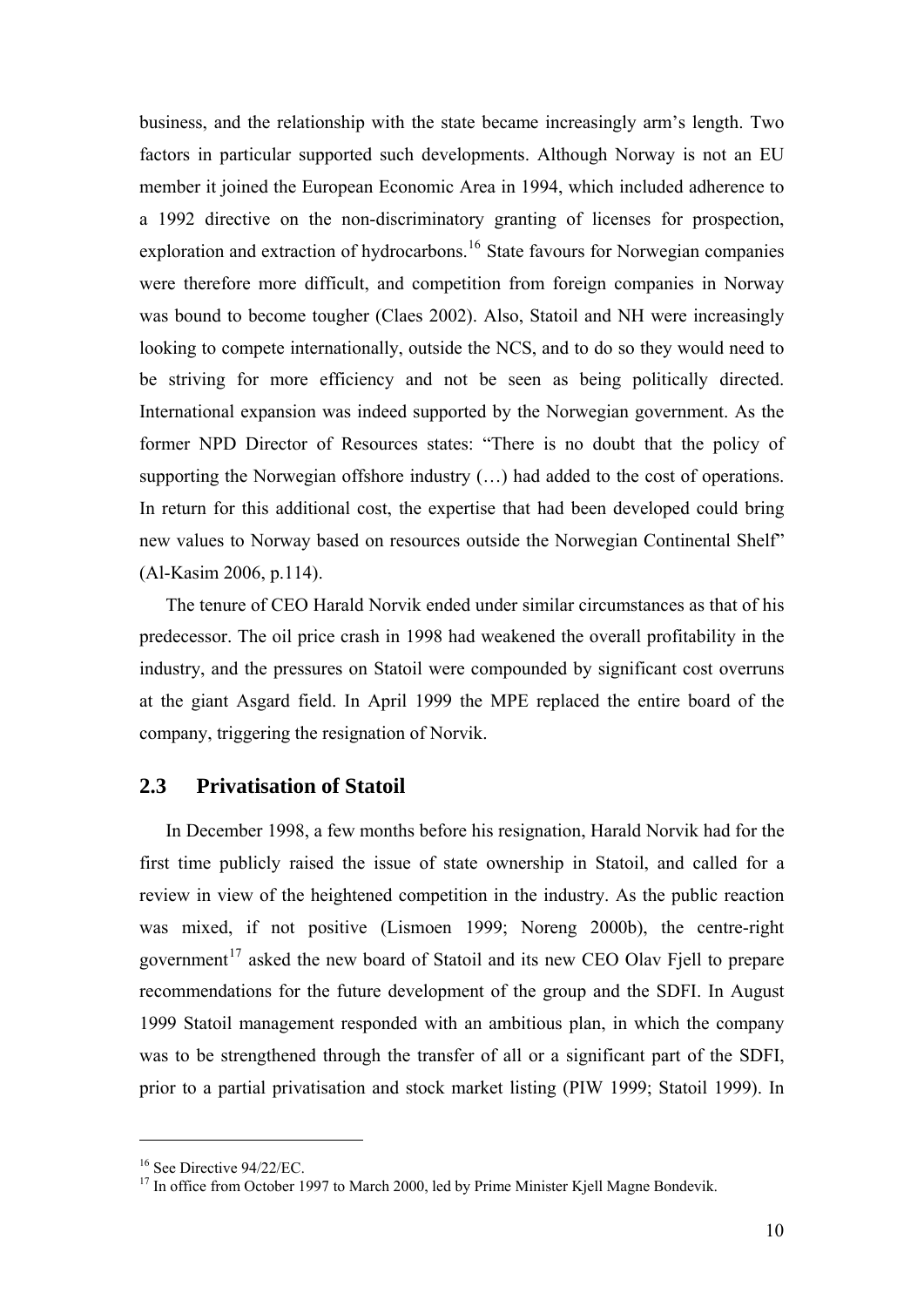business, and the relationship with the state became increasingly arm's length. Two factors in particular supported such developments. Although Norway is not an EU member it joined the European Economic Area in 1994, which included adherence to a 1992 directive on the non-discriminatory granting of licenses for prospection, exploration and extraction of hydrocarbons.[16] State favours for Norwegian companies were therefore more difficult, and competition from foreign companies in Norway was bound to become tougher (Claes 2002). Also, Statoil and NH were increasingly looking to compete internationally, outside the NCS, and to do so they would need to be striving for more efficiency and not be seen as being politically directed. International expansion was indeed supported by the Norwegian government. As the former NPD Director of Resources states: "There is no doubt that the policy of supporting the Norwegian offshore industry (…) had added to the cost of operations. In return for this additional cost, the expertise that had been developed could bring new values to Norway based on resources outside the Norwegian Continental Shelf" (Al-Kasim 2006, p.114).

The tenure of CEO Harald Norvik ended under similar circumstances as that of his predecessor. The oil price crash in 1998 had weakened the overall profitability in the industry, and the pressures on Statoil were compounded by significant cost overruns at the giant Asgard field. In April 1999 the MPE replaced the entire board of the company, triggering the resignation of Norvik.

## 2.3 Privatisation of Statoil

In December 1998, a few months before his resignation, Harald Norvik had for the first time publicly raised the issue of state ownership in Statoil, and called for a review in view of the heightened competition in the industry. As the public reaction was mixed, if not positive (Lismoen 1999; Noreng 2000b), the centre-right government[17] asked the new board of Statoil and its new CEO Olav Fjell to prepare recommendations for the future development of the group and the SDFI. In August 1999 Statoil management responded with an ambitious plan, in which the company was to be strengthened through the transfer of all or a significant part of the SDFI, prior to a partial privatisation and stock market listing (PIW 1999; Statoil 1999). In

---

[16] See Directive 94/22/EC.

[17] In office from October 1997 to March 2000, led by Prime Minister Kjell Magne Bondevik.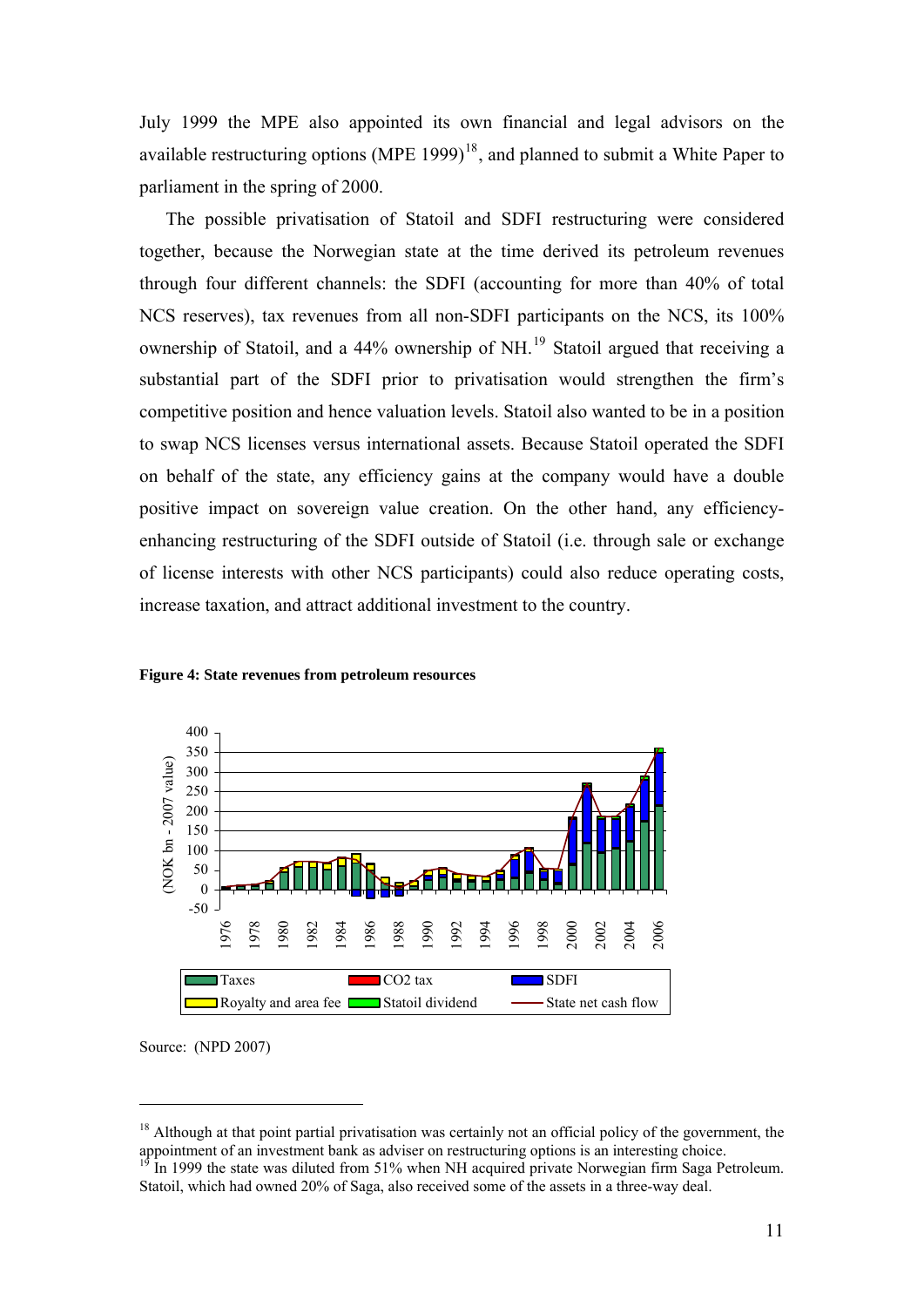July 1999 the MPE also appointed its own financial and legal advisors on the available restructuring options (MPE 1999)[18], and planned to submit a White Paper to parliament in the spring of 2000.

The possible privatisation of Statoil and SDFI restructuring were considered together, because the Norwegian state at the time derived its petroleum revenues through four different channels: the SDFI (accounting for more than 40% of total NCS reserves), tax revenues from all non-SDFI participants on the NCS, its 100% ownership of Statoil, and a 44% ownership of NH.[19] Statoil argued that receiving a substantial part of the SDFI prior to privatisation would strengthen the firm's competitive position and hence valuation levels. Statoil also wanted to be in a position to swap NCS licenses versus international assets. Because Statoil operated the SDFI on behalf of the state, any efficiency gains at the company would have a double positive impact on sovereign value creation. On the other hand, any efficiency-enhancing restructuring of the SDFI outside of Statoil (i.e. through sale or exchange of license interests with other NCS participants) could also reduce operating costs, increase taxation, and attract additional investment to the country.

**Figure 4: State revenues from petroleum resources**

Source: (NPD 2007)

---

[18] Although at that point partial privatisation was certainly not an official policy of the government, the appointment of an investment bank as adviser on restructuring options is an interesting choice.

[19] In 1999 the state was diluted from 51% when NH acquired private Norwegian firm Saga Petroleum. Statoil, which had owned 20% of Saga, also received some of the assets in a three-way deal.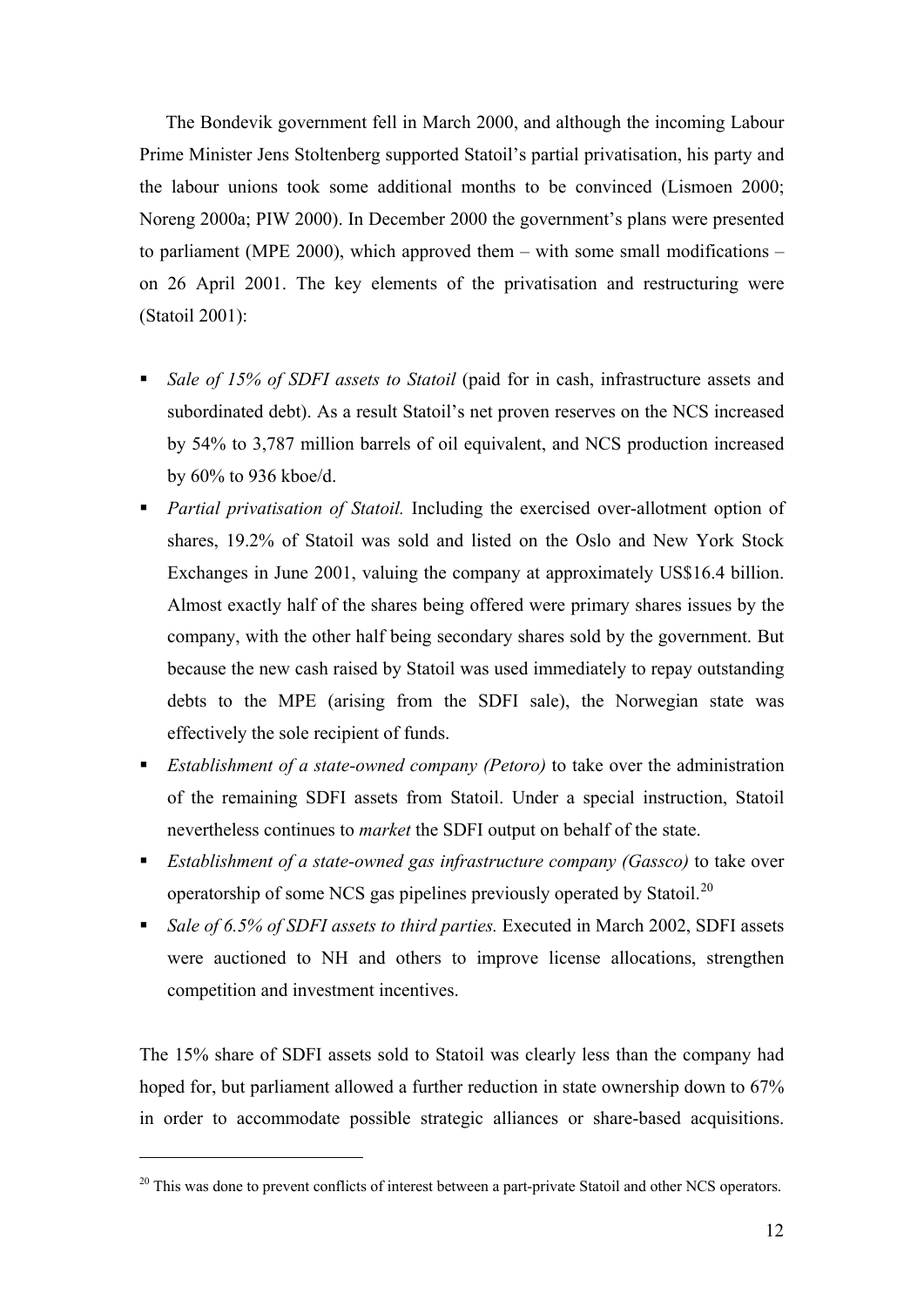The Bondevik government fell in March 2000, and although the incoming Labour Prime Minister Jens Stoltenberg supported Statoil's partial privatisation, his party and the labour unions took some additional months to be convinced (Lismoen 2000; Noreng 2000a; PIW 2000). In December 2000 the government's plans were presented to parliament (MPE 2000), which approved them – with some small modifications – on 26 April 2001. The key elements of the privatisation and restructuring were (Statoil 2001):

- *Sale of 15% of SDFI assets to Statoil* (paid for in cash, infrastructure assets and subordinated debt). As a result Statoil's net proven reserves on the NCS increased by 54% to 3,787 million barrels of oil equivalent, and NCS production increased by 60% to 936 kboe/d.
- *Partial privatisation of Statoil.* Including the exercised over-allotment option of shares, 19.2% of Statoil was sold and listed on the Oslo and New York Stock Exchanges in June 2001, valuing the company at approximately US$16.4 billion. Almost exactly half of the shares being offered were primary shares issues by the company, with the other half being secondary shares sold by the government. But because the new cash raised by Statoil was used immediately to repay outstanding debts to the MPE (arising from the SDFI sale), the Norwegian state was effectively the sole recipient of funds.
- *Establishment of a state-owned company (Petoro)* to take over the administration of the remaining SDFI assets from Statoil. Under a special instruction, Statoil nevertheless continues to *market* the SDFI output on behalf of the state.
- *Establishment of a state-owned gas infrastructure company (Gassco)* to take over operatorship of some NCS gas pipelines previously operated by Statoil.[20]
- *Sale of 6.5% of SDFI assets to third parties.* Executed in March 2002, SDFI assets were auctioned to NH and others to improve license allocations, strengthen competition and investment incentives.

The 15% share of SDFI assets sold to Statoil was clearly less than the company had hoped for, but parliament allowed a further reduction in state ownership down to 67% in order to accommodate possible strategic alliances or share-based acquisitions.

[20] This was done to prevent conflicts of interest between a part-private Statoil and other NCS operators.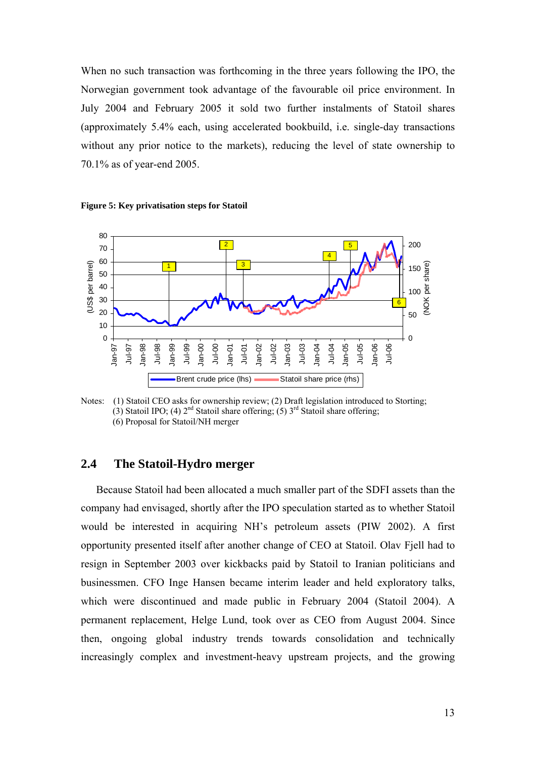When no such transaction was forthcoming in the three years following the IPO, the Norwegian government took advantage of the favourable oil price environment. In July 2004 and February 2005 it sold two further instalments of Statoil shares (approximately 5.4% each, using accelerated bookbuild, i.e. single-day transactions without any prior notice to the markets), reducing the level of state ownership to 70.1% as of year-end 2005.

**Figure 5: Key privatisation steps for Statoil**

Notes: (1) Statoil CEO asks for ownership review; (2) Draft legislation introduced to Storting; (3) Statoil IPO; (4) 2nd Statoil share offering; (5) 3rd Statoil share offering; (6) Proposal for Statoil/NH merger

## 2.4 The Statoil-Hydro merger

Because Statoil had been allocated a much smaller part of the SDFI assets than the company had envisaged, shortly after the IPO speculation started as to whether Statoil would be interested in acquiring NH's petroleum assets (PIW 2002). A first opportunity presented itself after another change of CEO at Statoil. Olav Fjell had to resign in September 2003 over kickbacks paid by Statoil to Iranian politicians and businessmen. CFO Inge Hansen became interim leader and held exploratory talks, which were discontinued and made public in February 2004 (Statoil 2004). A permanent replacement, Helge Lund, took over as CEO from August 2004. Since then, ongoing global industry trends towards consolidation and technically increasingly complex and investment-heavy upstream projects, and the growing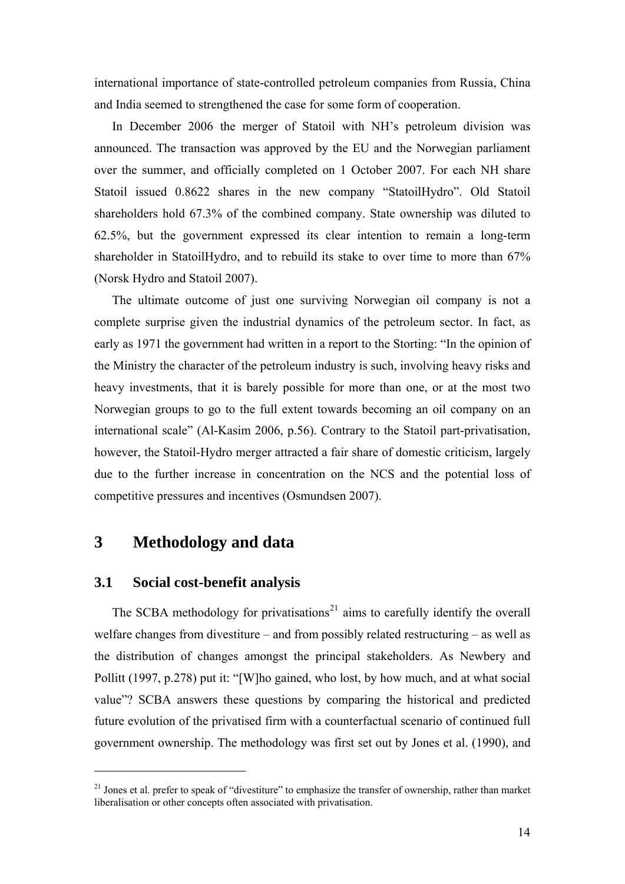international importance of state-controlled petroleum companies from Russia, China and India seemed to strengthened the case for some form of cooperation.

In December 2006 the merger of Statoil with NH's petroleum division was announced. The transaction was approved by the EU and the Norwegian parliament over the summer, and officially completed on 1 October 2007. For each NH share Statoil issued 0.8622 shares in the new company "StatoilHydro". Old Statoil shareholders hold 67.3% of the combined company. State ownership was diluted to 62.5%, but the government expressed its clear intention to remain a long-term shareholder in StatoilHydro, and to rebuild its stake to over time to more than 67% (Norsk Hydro and Statoil 2007).

The ultimate outcome of just one surviving Norwegian oil company is not a complete surprise given the industrial dynamics of the petroleum sector. In fact, as early as 1971 the government had written in a report to the Storting: "In the opinion of the Ministry the character of the petroleum industry is such, involving heavy risks and heavy investments, that it is barely possible for more than one, or at the most two Norwegian groups to go to the full extent towards becoming an oil company on an international scale" (Al-Kasim 2006, p.56). Contrary to the Statoil part-privatisation, however, the Statoil-Hydro merger attracted a fair share of domestic criticism, largely due to the further increase in concentration on the NCS and the potential loss of competitive pressures and incentives (Osmundsen 2007).

# 3 Methodology and data

## 3.1 Social cost-benefit analysis

The SCBA methodology for privatisations[21] aims to carefully identify the overall welfare changes from divestiture – and from possibly related restructuring – as well as the distribution of changes amongst the principal stakeholders. As Newbery and Pollitt (1997, p.278) put it: "[W]ho gained, who lost, by how much, and at what social value"? SCBA answers these questions by comparing the historical and predicted future evolution of the privatised firm with a counterfactual scenario of continued full government ownership. The methodology was first set out by Jones et al. (1990), and

[21] Jones et al. prefer to speak of "divestiture" to emphasize the transfer of ownership, rather than market liberalisation or other concepts often associated with privatisation.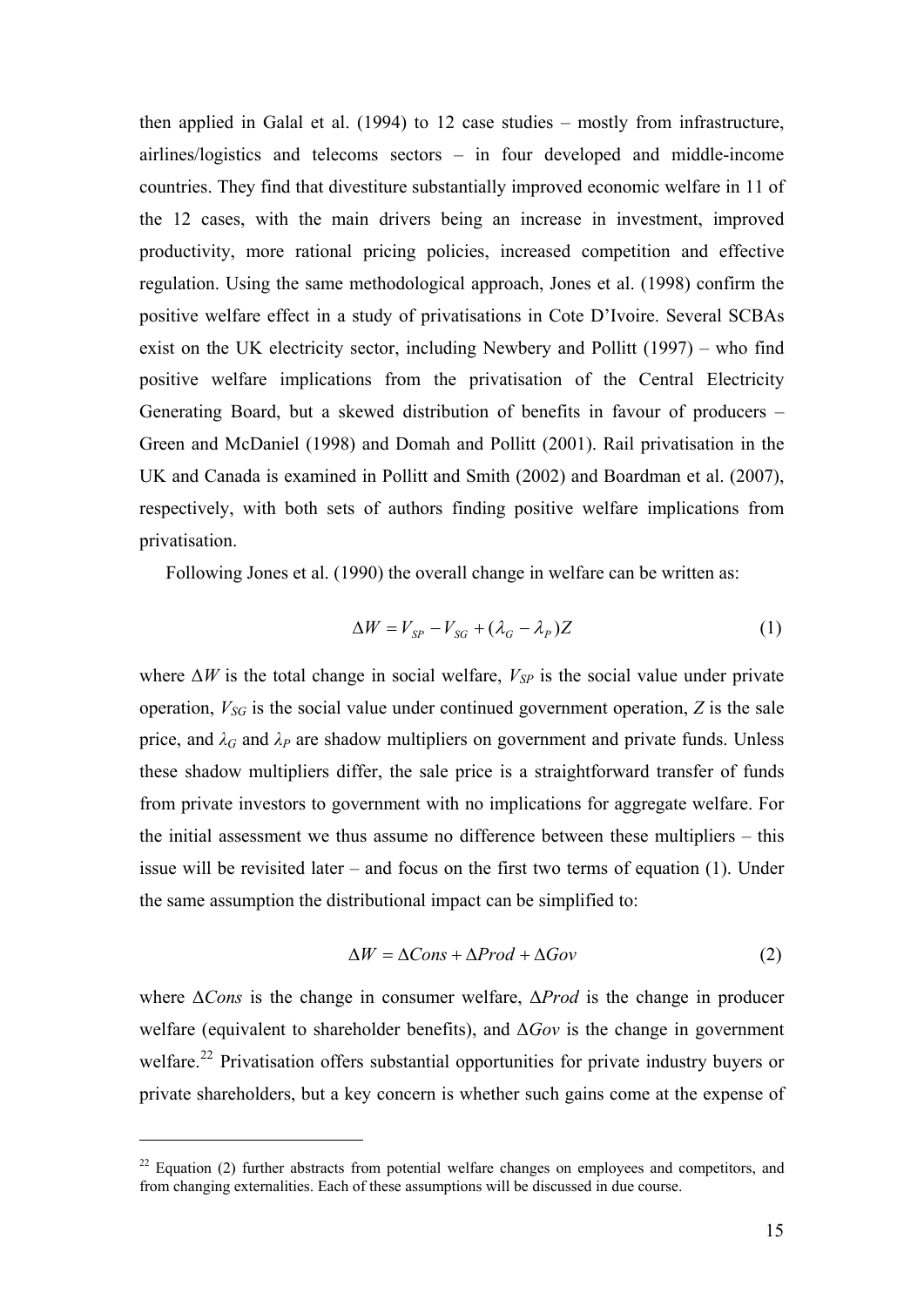then applied in Galal et al. (1994) to 12 case studies – mostly from infrastructure, airlines/logistics and telecoms sectors – in four developed and middle-income countries. They find that divestiture substantially improved economic welfare in 11 of the 12 cases, with the main drivers being an increase in investment, improved productivity, more rational pricing policies, increased competition and effective regulation. Using the same methodological approach, Jones et al. (1998) confirm the positive welfare effect in a study of privatisations in Cote D'Ivoire. Several SCBAs exist on the UK electricity sector, including Newbery and Pollitt (1997) – who find positive welfare implications from the privatisation of the Central Electricity Generating Board, but a skewed distribution of benefits in favour of producers – Green and McDaniel (1998) and Domah and Pollitt (2001). Rail privatisation in the UK and Canada is examined in Pollitt and Smith (2002) and Boardman et al. (2007), respectively, with both sets of authors finding positive welfare implications from privatisation.

Following Jones et al. (1990) the overall change in welfare can be written as:

$$\Delta W = V_{SP} - V_{SG} + (\lambda_G - \lambda_P)Z \tag{1}$$

where $\Delta W$ is the total change in social welfare, $V_{SP}$ is the social value under private operation, $V_{SG}$ is the social value under continued government operation, $Z$ is the sale price, and $\lambda_G$ and $\lambda_P$ are shadow multipliers on government and private funds. Unless these shadow multipliers differ, the sale price is a straightforward transfer of funds from private investors to government with no implications for aggregate welfare. For the initial assessment we thus assume no difference between these multipliers – this issue will be revisited later – and focus on the first two terms of equation (1). Under the same assumption the distributional impact can be simplified to:

$$\Delta W = \Delta Cons + \Delta Prod + \Delta Gov \tag{2}$$

where $\Delta Cons$ is the change in consumer welfare, $\Delta Prod$ is the change in producer welfare (equivalent to shareholder benefits), and $\Delta Gov$ is the change in government welfare.[22] Privatisation offers substantial opportunities for private industry buyers or private shareholders, but a key concern is whether such gains come at the expense of

[22] Equation (2) further abstracts from potential welfare changes on employees and competitors, and from changing externalities. Each of these assumptions will be discussed in due course.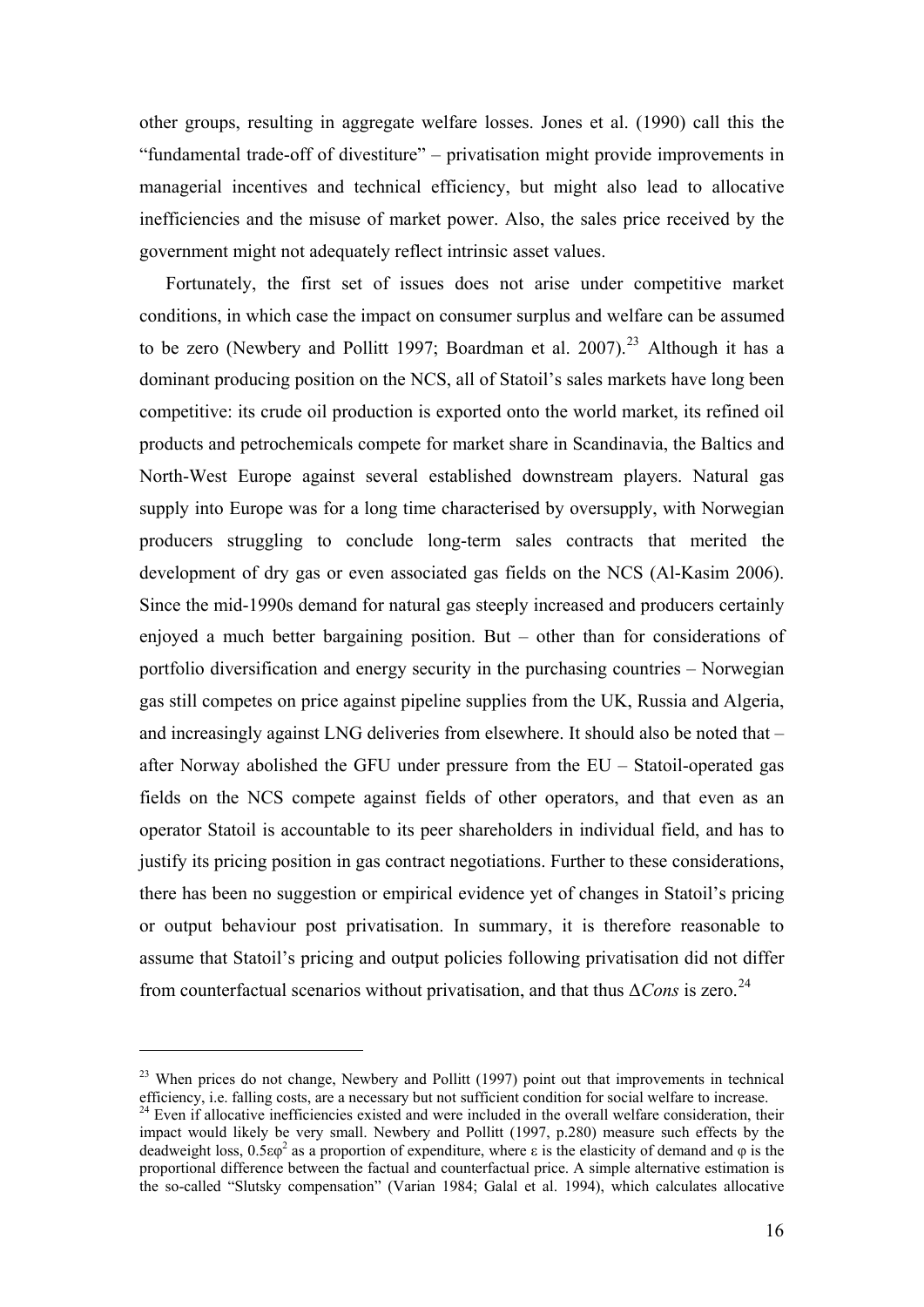other groups, resulting in aggregate welfare losses. Jones et al. (1990) call this the "fundamental trade-off of divestiture" – privatisation might provide improvements in managerial incentives and technical efficiency, but might also lead to allocative inefficiencies and the misuse of market power. Also, the sales price received by the government might not adequately reflect intrinsic asset values.

Fortunately, the first set of issues does not arise under competitive market conditions, in which case the impact on consumer surplus and welfare can be assumed to be zero (Newbery and Pollitt 1997; Boardman et al. 2007).[23] Although it has a dominant producing position on the NCS, all of Statoil's sales markets have long been competitive: its crude oil production is exported onto the world market, its refined oil products and petrochemicals compete for market share in Scandinavia, the Baltics and North-West Europe against several established downstream players. Natural gas supply into Europe was for a long time characterised by oversupply, with Norwegian producers struggling to conclude long-term sales contracts that merited the development of dry gas or even associated gas fields on the NCS (Al-Kasim 2006). Since the mid-1990s demand for natural gas steeply increased and producers certainly enjoyed a much better bargaining position. But – other than for considerations of portfolio diversification and energy security in the purchasing countries – Norwegian gas still competes on price against pipeline supplies from the UK, Russia and Algeria, and increasingly against LNG deliveries from elsewhere. It should also be noted that – after Norway abolished the GFU under pressure from the EU – Statoil-operated gas fields on the NCS compete against fields of other operators, and that even as an operator Statoil is accountable to its peer shareholders in individual field, and has to justify its pricing position in gas contract negotiations. Further to these considerations, there has been no suggestion or empirical evidence yet of changes in Statoil's pricing or output behaviour post privatisation. In summary, it is therefore reasonable to assume that Statoil's pricing and output policies following privatisation did not differ from counterfactual scenarios without privatisation, and that thus $\Delta Cons$ is zero.[24]

---

[23] When prices do not change, Newbery and Pollitt (1997) point out that improvements in technical efficiency, i.e. falling costs, are a necessary but not sufficient condition for social welfare to increase.

[24] Even if allocative inefficiencies existed and were included in the overall welfare consideration, their impact would likely be very small. Newbery and Pollitt (1997, p.280) measure such effects by the deadweight loss, $0.5\varepsilon\varphi^2$ as a proportion of expenditure, where $\varepsilon$ is the elasticity of demand and $\varphi$ is the proportional difference between the factual and counterfactual price. A simple alternative estimation is the so-called "Slutsky compensation" (Varian 1984; Galal et al. 1994), which calculates allocative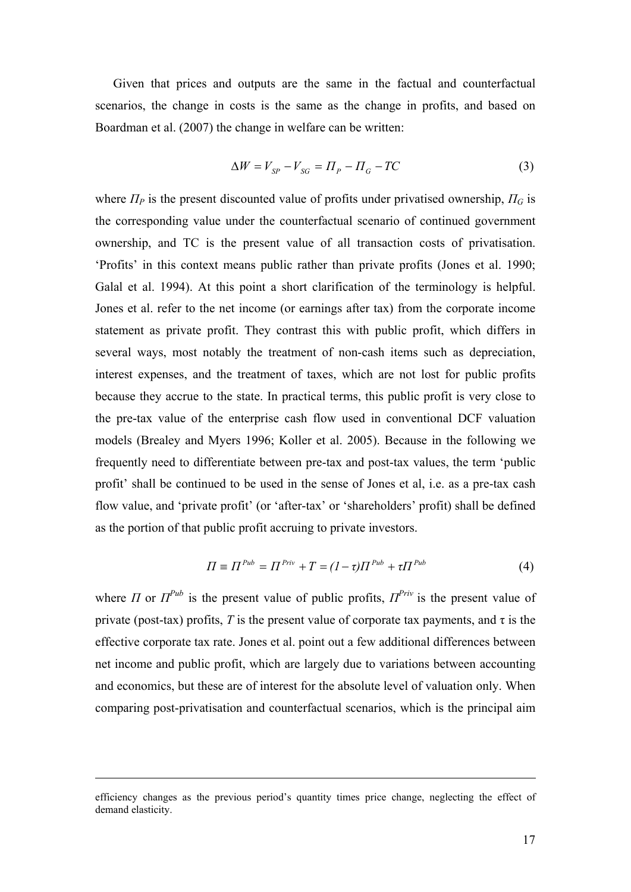Given that prices and outputs are the same in the factual and counterfactual scenarios, the change in costs is the same as the change in profits, and based on Boardman et al. (2007) the change in welfare can be written:

$$\Delta W = V_{SP} - V_{SG} = \Pi_P - \Pi_G - TC \tag{3}$$

where $\Pi_P$ is the present discounted value of profits under privatised ownership, $\Pi_G$ is the corresponding value under the counterfactual scenario of continued government ownership, and TC is the present value of all transaction costs of privatisation. 'Profits' in this context means public rather than private profits (Jones et al. 1990; Galal et al. 1994). At this point a short clarification of the terminology is helpful. Jones et al. refer to the net income (or earnings after tax) from the corporate income statement as private profit. They contrast this with public profit, which differs in several ways, most notably the treatment of non-cash items such as depreciation, interest expenses, and the treatment of taxes, which are not lost for public profits because they accrue to the state. In practical terms, this public profit is very close to the pre-tax value of the enterprise cash flow used in conventional DCF valuation models (Brealey and Myers 1996; Koller et al. 2005). Because in the following we frequently need to differentiate between pre-tax and post-tax values, the term 'public profit' shall be continued to be used in the sense of Jones et al, i.e. as a pre-tax cash flow value, and 'private profit' (or 'after-tax' or 'shareholders' profit) shall be defined as the portion of that public profit accruing to private investors.

$$\Pi \equiv \Pi^{Pub} = \Pi^{Priv} + T = (1-\tau)\Pi^{Pub} + \tau\Pi^{Pub} \tag{4}$$

where $\Pi$ or $\Pi^{Pub}$ is the present value of public profits, $\Pi^{Priv}$ is the present value of private (post-tax) profits, $T$ is the present value of corporate tax payments, and $\tau$ is the effective corporate tax rate. Jones et al. point out a few additional differences between net income and public profit, which are largely due to variations between accounting and economics, but these are of interest for the absolute level of valuation only. When comparing post-privatisation and counterfactual scenarios, which is the principal aim

efficiency changes as the previous period's quantity times price change, neglecting the effect of demand elasticity.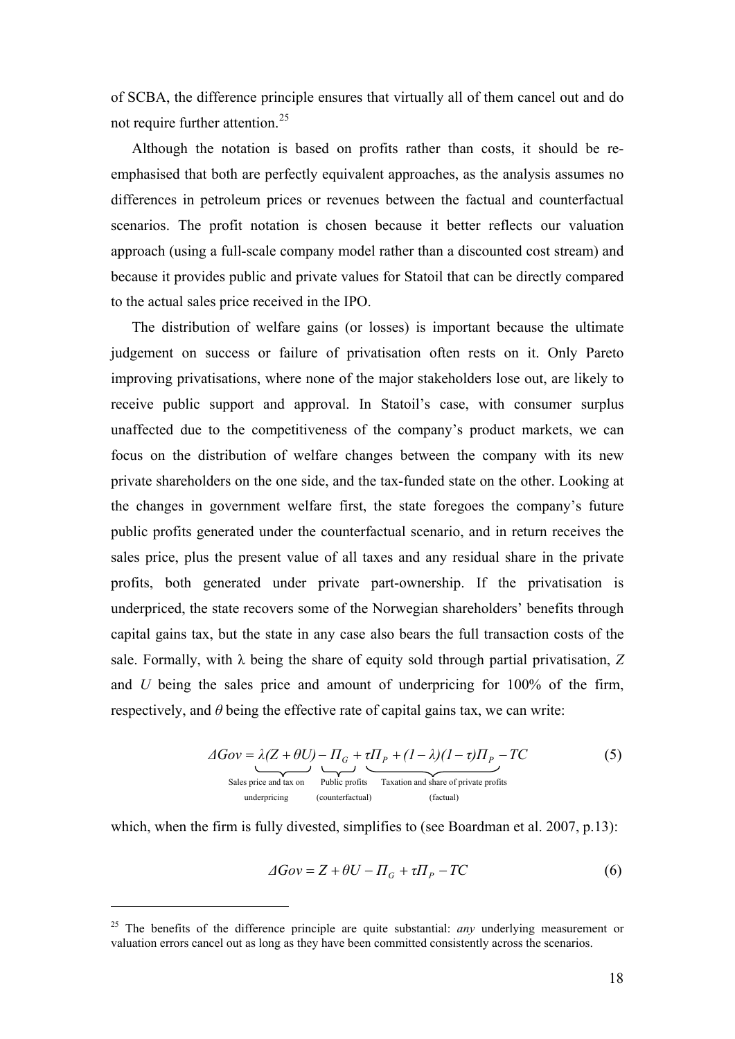of SCBA, the difference principle ensures that virtually all of them cancel out and do not require further attention.[25]

Although the notation is based on profits rather than costs, it should be re-emphasised that both are perfectly equivalent approaches, as the analysis assumes no differences in petroleum prices or revenues between the factual and counterfactual scenarios. The profit notation is chosen because it better reflects our valuation approach (using a full-scale company model rather than a discounted cost stream) and because it provides public and private values for Statoil that can be directly compared to the actual sales price received in the IPO.

The distribution of welfare gains (or losses) is important because the ultimate judgement on success or failure of privatisation often rests on it. Only Pareto improving privatisations, where none of the major stakeholders lose out, are likely to receive public support and approval. In Statoil's case, with consumer surplus unaffected due to the competitiveness of the company's product markets, we can focus on the distribution of welfare changes between the company with its new private shareholders on the one side, and the tax-funded state on the other. Looking at the changes in government welfare first, the state foregoes the company's future public profits generated under the counterfactual scenario, and in return receives the sales price, plus the present value of all taxes and any residual share in the private profits, both generated under private part-ownership. If the privatisation is underpriced, the state recovers some of the Norwegian shareholders' benefits through capital gains tax, but the state in any case also bears the full transaction costs of the sale. Formally, with λ being the share of equity sold through partial privatisation, $Z$ and $U$ being the sales price and amount of underpricing for 100% of the firm, respectively, and $\theta$ being the effective rate of capital gains tax, we can write:

$$\Delta Gov = \underbrace{\lambda(Z+\theta U)}_{\substack{\text{Sales price and tax on} \\ \text{underpricing}}} - \underbrace{\Pi_G}_{\substack{\text{Public profits} \\ \text{(counterfactual)}}} + \underbrace{\tau\Pi_P + (1-\lambda)(1-\tau)\Pi_P}_{\substack{\text{Taxation and share of private profits} \\ \text{(factual)}}} - TC \tag{5}$$

which, when the firm is fully divested, simplifies to (see Boardman et al. 2007, p.13):

$$\Delta Gov = Z + \theta U - \Pi_G + \tau\Pi_P - TC \tag{6}$$

---

[25] The benefits of the difference principle are quite substantial: *any* underlying measurement or valuation errors cancel out as long as they have been committed consistently across the scenarios.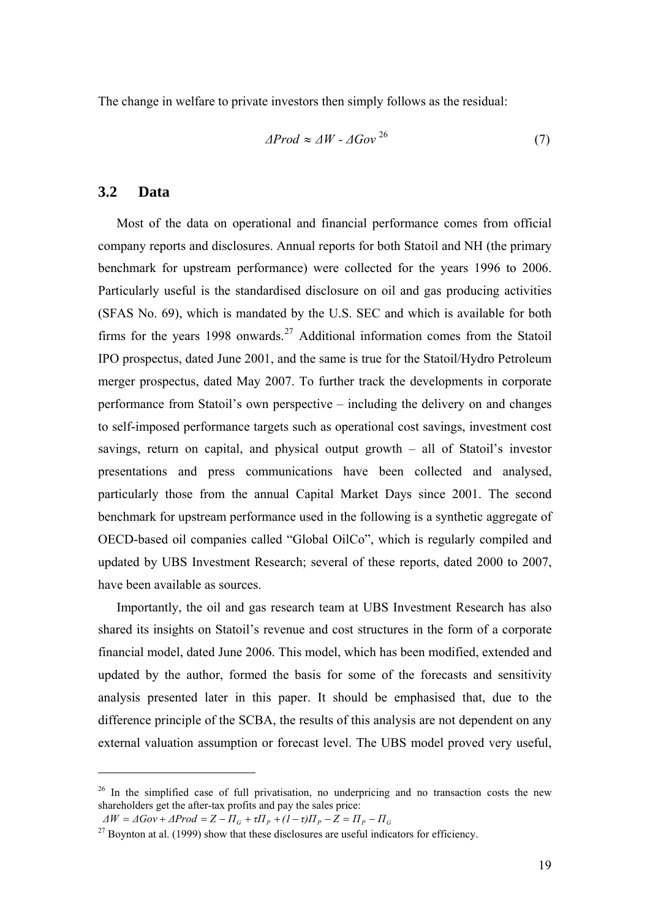The change in welfare to private investors then simply follows as the residual:

$$\Delta Prod \approx \Delta W - \Delta Gov \quad (7)$$

[26]

## 3.2 Data

Most of the data on operational and financial performance comes from official company reports and disclosures. Annual reports for both Statoil and NH (the primary benchmark for upstream performance) were collected for the years 1996 to 2006. Particularly useful is the standardised disclosure on oil and gas producing activities (SFAS No. 69), which is mandated by the U.S. SEC and which is available for both firms for the years 1998 onwards.[27] Additional information comes from the Statoil IPO prospectus, dated June 2001, and the same is true for the Statoil/Hydro Petroleum merger prospectus, dated May 2007. To further track the developments in corporate performance from Statoil's own perspective – including the delivery on and changes to self-imposed performance targets such as operational cost savings, investment cost savings, return on capital, and physical output growth – all of Statoil's investor presentations and press communications have been collected and analysed, particularly those from the annual Capital Market Days since 2001. The second benchmark for upstream performance used in the following is a synthetic aggregate of OECD-based oil companies called "Global OilCo", which is regularly compiled and updated by UBS Investment Research; several of these reports, dated 2000 to 2007, have been available as sources.

Importantly, the oil and gas research team at UBS Investment Research has also shared its insights on Statoil's revenue and cost structures in the form of a corporate financial model, dated June 2006. This model, which has been modified, extended and updated by the author, formed the basis for some of the forecasts and sensitivity analysis presented later in this paper. It should be emphasised that, due to the difference principle of the SCBA, the results of this analysis are not dependent on any external valuation assumption or forecast level. The UBS model proved very useful,

---

[26] In the simplified case of full privatisation, no underpricing and no transaction costs the new shareholders get the after-tax profits and pay the sales price:

$\Delta W = \Delta Gov + \Delta Prod = Z - \Pi_G + \tau \Pi_P + (1-\tau)\Pi_P - Z = \Pi_P - \Pi_G$

[27] Boynton at al. (1999) show that these disclosures are useful indicators for efficiency.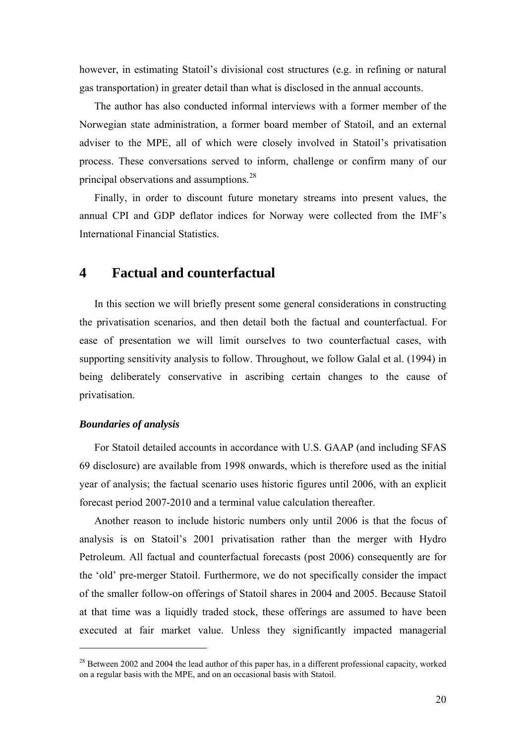however, in estimating Statoil's divisional cost structures (e.g. in refining or natural gas transportation) in greater detail than what is disclosed in the annual accounts.

The author has also conducted informal interviews with a former member of the Norwegian state administration, a former board member of Statoil, and an external adviser to the MPE, all of which were closely involved in Statoil's privatisation process. These conversations served to inform, challenge or confirm many of our principal observations and assumptions.[28]

Finally, in order to discount future monetary streams into present values, the annual CPI and GDP deflator indices for Norway were collected from the IMF's International Financial Statistics.

# 4 Factual and counterfactual

In this section we will briefly present some general considerations in constructing the privatisation scenarios, and then detail both the factual and counterfactual. For ease of presentation we will limit ourselves to two counterfactual cases, with supporting sensitivity analysis to follow. Throughout, we follow Galal et al. (1994) in being deliberately conservative in ascribing certain changes to the cause of privatisation.

### *Boundaries of analysis*

For Statoil detailed accounts in accordance with U.S. GAAP (and including SFAS 69 disclosure) are available from 1998 onwards, which is therefore used as the initial year of analysis; the factual scenario uses historic figures until 2006, with an explicit forecast period 2007-2010 and a terminal value calculation thereafter.

Another reason to include historic numbers only until 2006 is that the focus of analysis is on Statoil's 2001 privatisation rather than the merger with Hydro Petroleum. All factual and counterfactual forecasts (post 2006) consequently are for the 'old' pre-merger Statoil. Furthermore, we do not specifically consider the impact of the smaller follow-on offerings of Statoil shares in 2004 and 2005. Because Statoil at that time was a liquidly traded stock, these offerings are assumed to have been executed at fair market value. Unless they significantly impacted managerial

[28] Between 2002 and 2004 the lead author of this paper has, in a different professional capacity, worked on a regular basis with the MPE, and on an occasional basis with Statoil.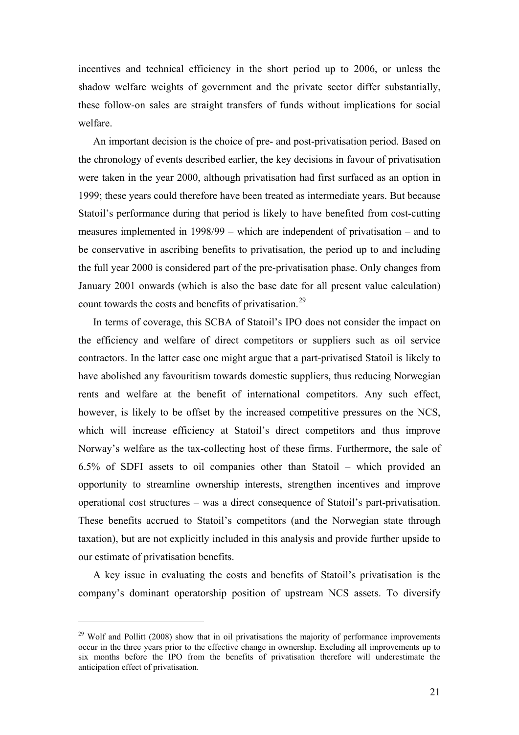incentives and technical efficiency in the short period up to 2006, or unless the shadow welfare weights of government and the private sector differ substantially, these follow-on sales are straight transfers of funds without implications for social welfare.

An important decision is the choice of pre- and post-privatisation period. Based on the chronology of events described earlier, the key decisions in favour of privatisation were taken in the year 2000, although privatisation had first surfaced as an option in 1999; these years could therefore have been treated as intermediate years. But because Statoil's performance during that period is likely to have benefited from cost-cutting measures implemented in 1998/99 – which are independent of privatisation – and to be conservative in ascribing benefits to privatisation, the period up to and including the full year 2000 is considered part of the pre-privatisation phase. Only changes from January 2001 onwards (which is also the base date for all present value calculation) count towards the costs and benefits of privatisation.[29]

In terms of coverage, this SCBA of Statoil's IPO does not consider the impact on the efficiency and welfare of direct competitors or suppliers such as oil service contractors. In the latter case one might argue that a part-privatised Statoil is likely to have abolished any favouritism towards domestic suppliers, thus reducing Norwegian rents and welfare at the benefit of international competitors. Any such effect, however, is likely to be offset by the increased competitive pressures on the NCS, which will increase efficiency at Statoil's direct competitors and thus improve Norway's welfare as the tax-collecting host of these firms. Furthermore, the sale of 6.5% of SDFI assets to oil companies other than Statoil – which provided an opportunity to streamline ownership interests, strengthen incentives and improve operational cost structures – was a direct consequence of Statoil's part-privatisation. These benefits accrued to Statoil's competitors (and the Norwegian state through taxation), but are not explicitly included in this analysis and provide further upside to our estimate of privatisation benefits.

A key issue in evaluating the costs and benefits of Statoil's privatisation is the company's dominant operatorship position of upstream NCS assets. To diversify

---

[29] Wolf and Pollitt (2008) show that in oil privatisations the majority of performance improvements occur in the three years prior to the effective change in ownership. Excluding all improvements up to six months before the IPO from the benefits of privatisation therefore will underestimate the anticipation effect of privatisation.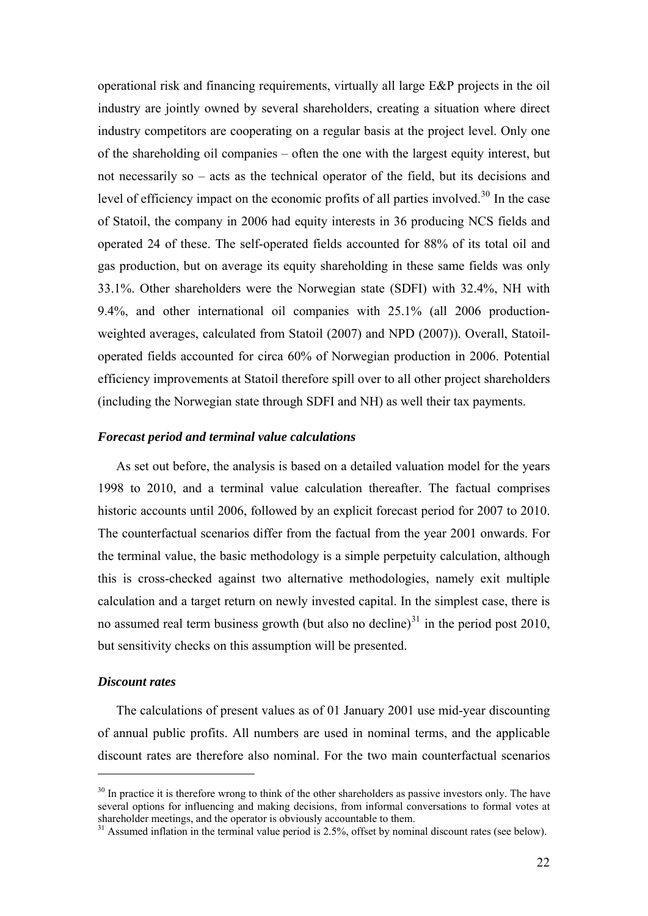operational risk and financing requirements, virtually all large E&P projects in the oil industry are jointly owned by several shareholders, creating a situation where direct industry competitors are cooperating on a regular basis at the project level. Only one of the shareholding oil companies – often the one with the largest equity interest, but not necessarily so – acts as the technical operator of the field, but its decisions and level of efficiency impact on the economic profits of all parties involved.[30] In the case of Statoil, the company in 2006 had equity interests in 36 producing NCS fields and operated 24 of these. The self-operated fields accounted for 88% of its total oil and gas production, but on average its equity shareholding in these same fields was only 33.1%. Other shareholders were the Norwegian state (SDFI) with 32.4%, NH with 9.4%, and other international oil companies with 25.1% (all 2006 production-weighted averages, calculated from Statoil (2007) and NPD (2007)). Overall, Statoil-operated fields accounted for circa 60% of Norwegian production in 2006. Potential efficiency improvements at Statoil therefore spill over to all other project shareholders (including the Norwegian state through SDFI and NH) as well their tax payments.

### *Forecast period and terminal value calculations*

As set out before, the analysis is based on a detailed valuation model for the years 1998 to 2010, and a terminal value calculation thereafter. The factual comprises historic accounts until 2006, followed by an explicit forecast period for 2007 to 2010. The counterfactual scenarios differ from the factual from the year 2001 onwards. For the terminal value, the basic methodology is a simple perpetuity calculation, although this is cross-checked against two alternative methodologies, namely exit multiple calculation and a target return on newly invested capital. In the simplest case, there is no assumed real term business growth (but also no decline)[31] in the period post 2010, but sensitivity checks on this assumption will be presented.

### *Discount rates*

The calculations of present values as of 01 January 2001 use mid-year discounting of annual public profits. All numbers are used in nominal terms, and the applicable discount rates are therefore also nominal. For the two main counterfactual scenarios

[30] In practice it is therefore wrong to think of the other shareholders as passive investors only. The have several options for influencing and making decisions, from informal conversations to formal votes at shareholder meetings, and the operator is obviously accountable to them.

[31] Assumed inflation in the terminal value period is 2.5%, offset by nominal discount rates (see below).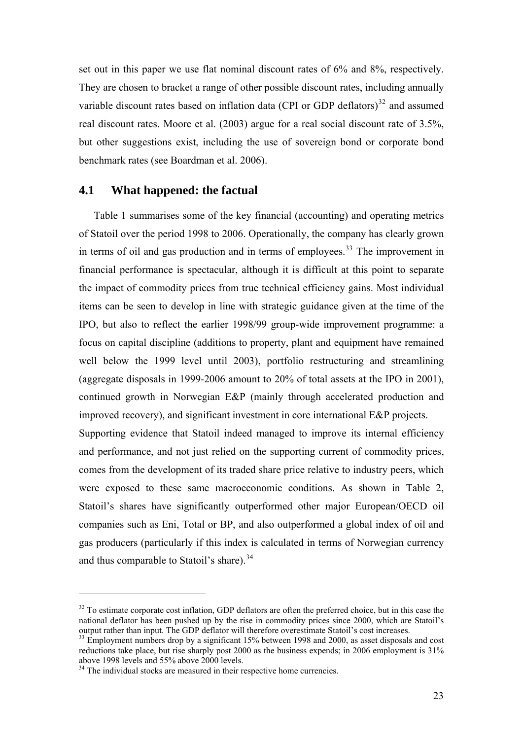set out in this paper we use flat nominal discount rates of 6% and 8%, respectively. They are chosen to bracket a range of other possible discount rates, including annually variable discount rates based on inflation data (CPI or GDP deflators)[32] and assumed real discount rates. Moore et al. (2003) argue for a real social discount rate of 3.5%, but other suggestions exist, including the use of sovereign bond or corporate bond benchmark rates (see Boardman et al. 2006).

## 4.1 What happened: the factual

Table 1 summarises some of the key financial (accounting) and operating metrics of Statoil over the period 1998 to 2006. Operationally, the company has clearly grown in terms of oil and gas production and in terms of employees.[33] The improvement in financial performance is spectacular, although it is difficult at this point to separate the impact of commodity prices from true technical efficiency gains. Most individual items can be seen to develop in line with strategic guidance given at the time of the IPO, but also to reflect the earlier 1998/99 group-wide improvement programme: a focus on capital discipline (additions to property, plant and equipment have remained well below the 1999 level until 2003), portfolio restructuring and streamlining (aggregate disposals in 1999-2006 amount to 20% of total assets at the IPO in 2001), continued growth in Norwegian E&P (mainly through accelerated production and improved recovery), and significant investment in core international E&P projects.

Supporting evidence that Statoil indeed managed to improve its internal efficiency and performance, and not just relied on the supporting current of commodity prices, comes from the development of its traded share price relative to industry peers, which were exposed to these same macroeconomic conditions. As shown in Table 2, Statoil's shares have significantly outperformed other major European/OECD oil companies such as Eni, Total or BP, and also outperformed a global index of oil and gas producers (particularly if this index is calculated in terms of Norwegian currency and thus comparable to Statoil's share).[34]

---

[32] To estimate corporate cost inflation, GDP deflators are often the preferred choice, but in this case the national deflator has been pushed up by the rise in commodity prices since 2000, which are Statoil's output rather than input. The GDP deflator will therefore overestimate Statoil's cost increases.

[33] Employment numbers drop by a significant 15% between 1998 and 2000, as asset disposals and cost reductions take place, but rise sharply post 2000 as the business expends; in 2006 employment is 31% above 1998 levels and 55% above 2000 levels.

[34] The individual stocks are measured in their respective home currencies.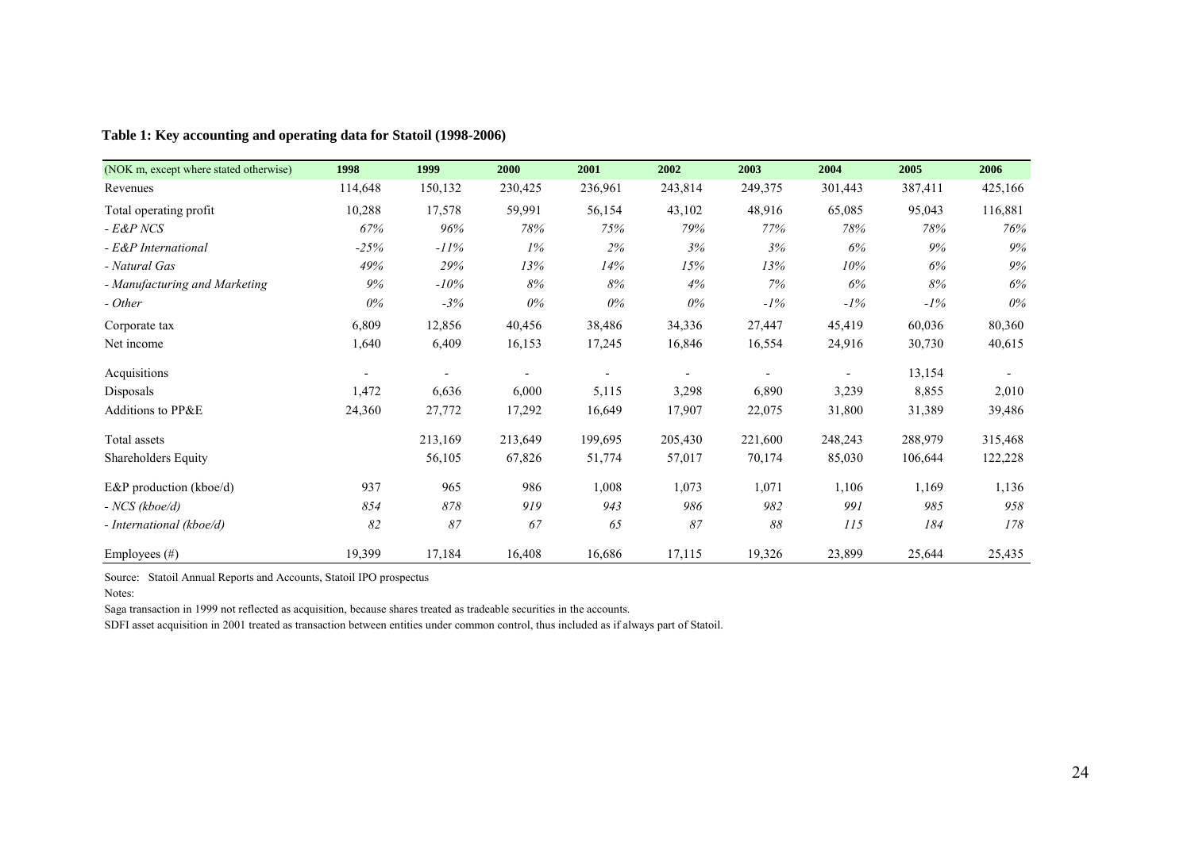**Table 1: Key accounting and operating data for Statoil (1998-2006)**

| (NOK m, except where stated otherwise) | 1998 | 1999 | 2000 | 2001 | 2002 | 2003 | 2004 | 2005 | 2006 |
|---|---|---|---|---|---|---|---|---|---|
| Revenues | 114,648 | 150,132 | 230,425 | 236,961 | 243,814 | 249,375 | 301,443 | 387,411 | 425,166 |
| Total operating profit | 10,288 | 17,578 | 59,991 | 56,154 | 43,102 | 48,916 | 65,085 | 95,043 | 116,881 |
| *- E&P NCS* | *67%* | *96%* | *78%* | *75%* | *79%* | *77%* | *78%* | *78%* | *76%* |
| *- E&P International* | *-25%* | *-11%* | *1%* | *2%* | *3%* | *3%* | *6%* | *9%* | *9%* |
| *- Natural Gas* | *49%* | *29%* | *13%* | *14%* | *15%* | *13%* | *10%* | *6%* | *9%* |
| *- Manufacturing and Marketing* | *9%* | *-10%* | *8%* | *8%* | *4%* | *7%* | *6%* | *8%* | *6%* |
| *- Other* | *0%* | *-3%* | *0%* | *0%* | *0%* | *-1%* | *-1%* | *-1%* | *0%* |
| Corporate tax | 6,809 | 12,856 | 40,456 | 38,486 | 34,336 | 27,447 | 45,419 | 60,036 | 80,360 |
| Net income | 1,640 | 6,409 | 16,153 | 17,245 | 16,846 | 16,554 | 24,916 | 30,730 | 40,615 |
| Acquisitions | - | - | - | - | - | - | - | 13,154 | - |
| Disposals | 1,472 | 6,636 | 6,000 | 5,115 | 3,298 | 6,890 | 3,239 | 8,855 | 2,010 |
| Additions to PP&E | 24,360 | 27,772 | 17,292 | 16,649 | 17,907 | 22,075 | 31,800 | 31,389 | 39,486 |
| Total assets | | 213,169 | 213,649 | 199,695 | 205,430 | 221,600 | 248,243 | 288,979 | 315,468 |
| Shareholders Equity | | 56,105 | 67,826 | 51,774 | 57,017 | 70,174 | 85,030 | 106,644 | 122,228 |
| E&P production (kboe/d) | 937 | 965 | 986 | 1,008 | 1,073 | 1,071 | 1,106 | 1,169 | 1,136 |
| *- NCS (kboe/d)* | *854* | *878* | *919* | *943* | *986* | *982* | *991* | *985* | *958* |
| *- International (kboe/d)* | *82* | *87* | *67* | *65* | *87* | *88* | *115* | *184* | *178* |
| Employees (#) | 19,399 | 17,184 | 16,408 | 16,686 | 17,115 | 19,326 | 23,899 | 25,644 | 25,435 |

Source: Statoil Annual Reports and Accounts, Statoil IPO prospectus

Notes:

Saga transaction in 1999 not reflected as acquisition, because shares treated as tradeable securities in the accounts.

SDFI asset acquisition in 2001 treated as transaction between entities under common control, thus included as if always part of Statoil.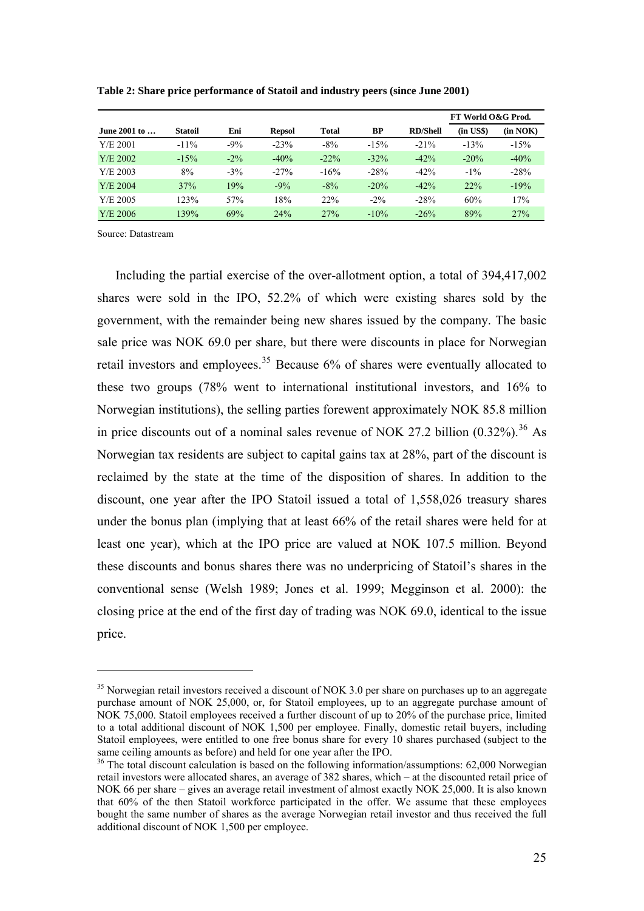**Table 2: Share price performance of Statoil and industry peers (since June 2001)**

| | | | | | | | FT World O&G Prod. | |
|---|---|---|---|---|---|---|---|---|
| **June 2001 to …** | **Statoil** | **Eni** | **Repsol** | **Total** | **BP** | **RD/Shell** | **(in US$)** | **(in NOK)** |
| Y/E 2001 | -11% | -9% | -23% | -8% | -15% | -21% | -13% | -15% |
| Y/E 2002 | -15% | -2% | -40% | -22% | -32% | -42% | -20% | -40% |
| Y/E 2003 | 8% | -3% | -27% | -16% | -28% | -42% | -1% | -28% |
| Y/E 2004 | 37% | 19% | -9% | -8% | -20% | -42% | 22% | -19% |
| Y/E 2005 | 123% | 57% | 18% | 22% | -2% | -28% | 60% | 17% |
| Y/E 2006 | 139% | 69% | 24% | 27% | -10% | -26% | 89% | 27% |

Source: Datastream

Including the partial exercise of the over-allotment option, a total of 394,417,002 shares were sold in the IPO, 52.2% of which were existing shares sold by the government, with the remainder being new shares issued by the company. The basic sale price was NOK 69.0 per share, but there were discounts in place for Norwegian retail investors and employees.[35] Because 6% of shares were eventually allocated to these two groups (78% went to international institutional investors, and 16% to Norwegian institutions), the selling parties forewent approximately NOK 85.8 million in price discounts out of a nominal sales revenue of NOK 27.2 billion (0.32%).[36] As Norwegian tax residents are subject to capital gains tax at 28%, part of the discount is reclaimed by the state at the time of the disposition of shares. In addition to the discount, one year after the IPO Statoil issued a total of 1,558,026 treasury shares under the bonus plan (implying that at least 66% of the retail shares were held for at least one year), which at the IPO price are valued at NOK 107.5 million. Beyond these discounts and bonus shares there was no underpricing of Statoil's shares in the conventional sense (Welsh 1989; Jones et al. 1999; Megginson et al. 2000): the closing price at the end of the first day of trading was NOK 69.0, identical to the issue price.

---

[35] Norwegian retail investors received a discount of NOK 3.0 per share on purchases up to an aggregate purchase amount of NOK 25,000, or, for Statoil employees, up to an aggregate purchase amount of NOK 75,000. Statoil employees received a further discount of up to 20% of the purchase price, limited to a total additional discount of NOK 1,500 per employee. Finally, domestic retail buyers, including Statoil employees, were entitled to one free bonus share for every 10 shares purchased (subject to the same ceiling amounts as before) and held for one year after the IPO.

[36] The total discount calculation is based on the following information/assumptions: 62,000 Norwegian retail investors were allocated shares, an average of 382 shares, which – at the discounted retail price of NOK 66 per share – gives an average retail investment of almost exactly NOK 25,000. It is also known that 60% of the then Statoil workforce participated in the offer. We assume that these employees bought the same number of shares as the average Norwegian retail investor and thus received the full additional discount of NOK 1,500 per employee.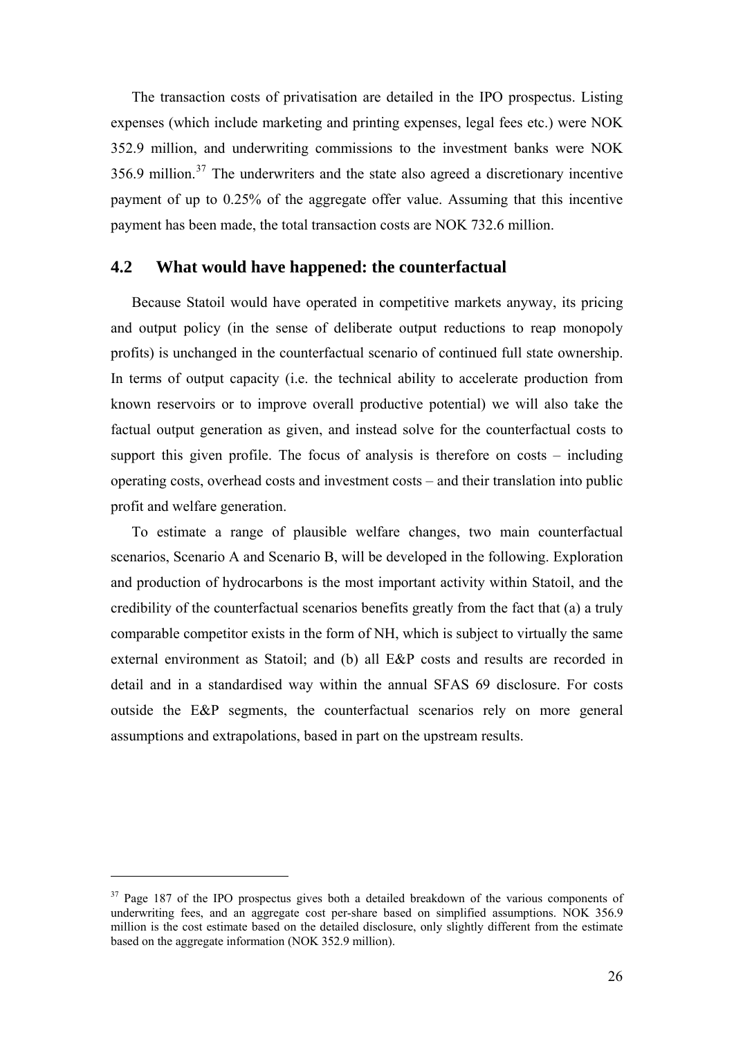The transaction costs of privatisation are detailed in the IPO prospectus. Listing expenses (which include marketing and printing expenses, legal fees etc.) were NOK 352.9 million, and underwriting commissions to the investment banks were NOK 356.9 million.[37] The underwriters and the state also agreed a discretionary incentive payment of up to 0.25% of the aggregate offer value. Assuming that this incentive payment has been made, the total transaction costs are NOK 732.6 million.

## 4.2 What would have happened: the counterfactual

Because Statoil would have operated in competitive markets anyway, its pricing and output policy (in the sense of deliberate output reductions to reap monopoly profits) is unchanged in the counterfactual scenario of continued full state ownership. In terms of output capacity (i.e. the technical ability to accelerate production from known reservoirs or to improve overall productive potential) we will also take the factual output generation as given, and instead solve for the counterfactual costs to support this given profile. The focus of analysis is therefore on costs – including operating costs, overhead costs and investment costs – and their translation into public profit and welfare generation.

To estimate a range of plausible welfare changes, two main counterfactual scenarios, Scenario A and Scenario B, will be developed in the following. Exploration and production of hydrocarbons is the most important activity within Statoil, and the credibility of the counterfactual scenarios benefits greatly from the fact that (a) a truly comparable competitor exists in the form of NH, which is subject to virtually the same external environment as Statoil; and (b) all E&P costs and results are recorded in detail and in a standardised way within the annual SFAS 69 disclosure. For costs outside the E&P segments, the counterfactual scenarios rely on more general assumptions and extrapolations, based in part on the upstream results.

---

[37] Page 187 of the IPO prospectus gives both a detailed breakdown of the various components of underwriting fees, and an aggregate cost per-share based on simplified assumptions. NOK 356.9 million is the cost estimate based on the detailed disclosure, only slightly different from the estimate based on the aggregate information (NOK 352.9 million).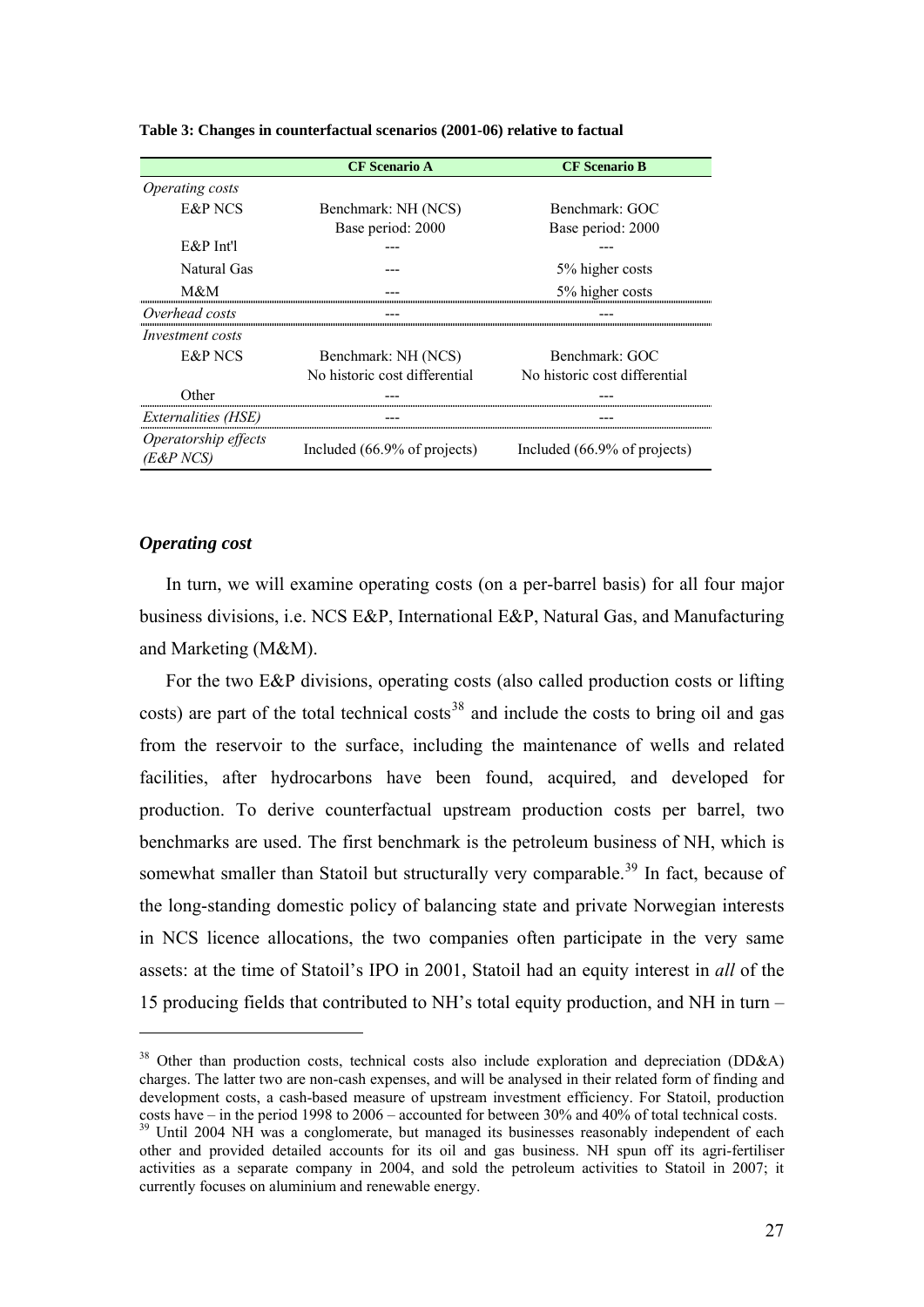**Table 3: Changes in counterfactual scenarios (2001-06) relative to factual**

| | CF Scenario A | CF Scenario B |
|---|---|---|
| *Operating costs* | | |
| E&P NCS | Benchmark: NH (NCS)<br>Base period: 2000 | Benchmark: GOC<br>Base period: 2000 |
| E&P Int'l | --- | --- |
| Natural Gas | --- | 5% higher costs |
| M&M | --- | 5% higher costs |
| *Overhead costs* | --- | --- |
| *Investment costs* | | |
| E&P NCS | Benchmark: NH (NCS)<br>No historic cost differential | Benchmark: GOC<br>No historic cost differential |
| Other | --- | --- |
| *Externalities (HSE)* | --- | --- |
| *Operatorship effects (E&P NCS)* | Included (66.9% of projects) | Included (66.9% of projects) |

### *Operating cost*

In turn, we will examine operating costs (on a per-barrel basis) for all four major business divisions, i.e. NCS E&P, International E&P, Natural Gas, and Manufacturing and Marketing (M&M).

For the two E&P divisions, operating costs (also called production costs or lifting costs) are part of the total technical costs[38] and include the costs to bring oil and gas from the reservoir to the surface, including the maintenance of wells and related facilities, after hydrocarbons have been found, acquired, and developed for production. To derive counterfactual upstream production costs per barrel, two benchmarks are used. The first benchmark is the petroleum business of NH, which is somewhat smaller than Statoil but structurally very comparable.[39] In fact, because of the long-standing domestic policy of balancing state and private Norwegian interests in NCS licence allocations, the two companies often participate in the very same assets: at the time of Statoil's IPO in 2001, Statoil had an equity interest in *all* of the 15 producing fields that contributed to NH's total equity production, and NH in turn –

---

[38] Other than production costs, technical costs also include exploration and depreciation (DD&A) charges. The latter two are non-cash expenses, and will be analysed in their related form of finding and development costs, a cash-based measure of upstream investment efficiency. For Statoil, production costs have – in the period 1998 to 2006 – accounted for between 30% and 40% of total technical costs.

[39] Until 2004 NH was a conglomerate, but managed its businesses reasonably independent of each other and provided detailed accounts for its oil and gas business. NH spun off its agri-fertiliser activities as a separate company in 2004, and sold the petroleum activities to Statoil in 2007; it currently focuses on aluminium and renewable energy.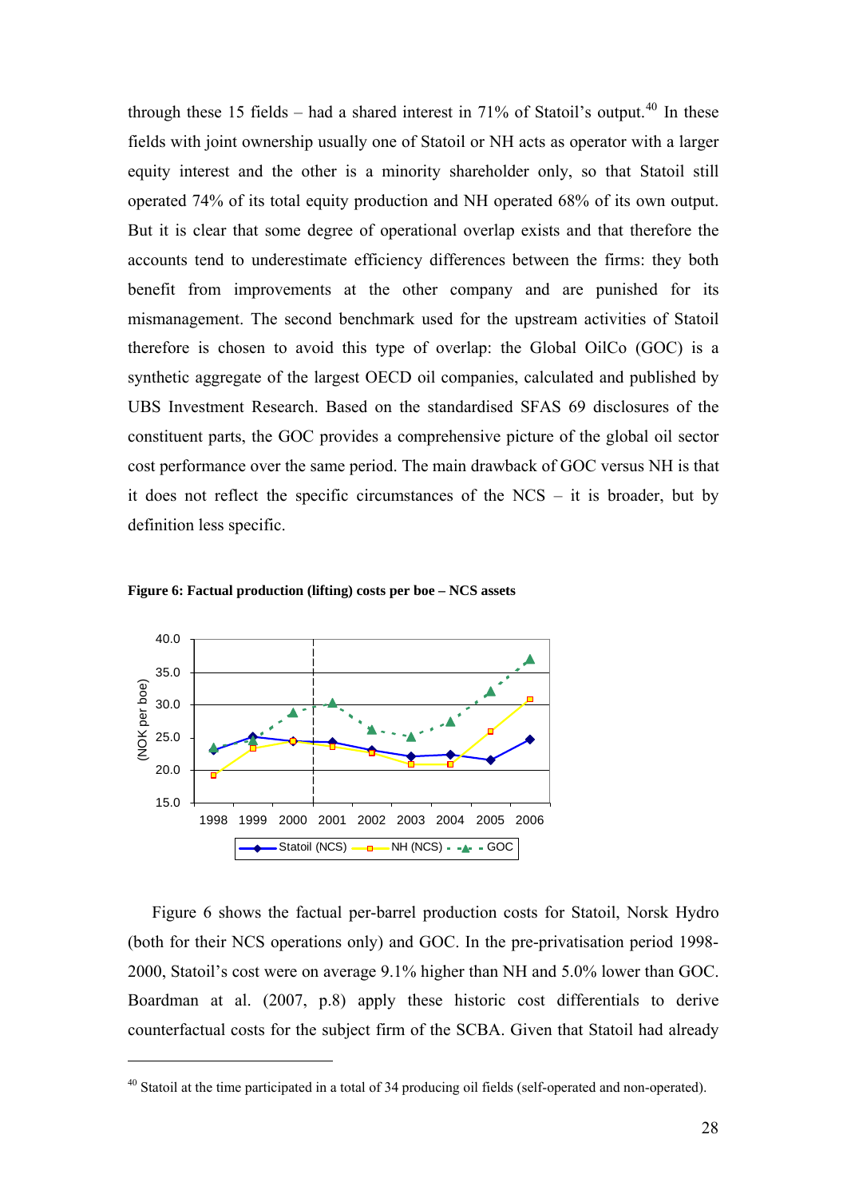through these 15 fields – had a shared interest in 71% of Statoil's output.[40] In these fields with joint ownership usually one of Statoil or NH acts as operator with a larger equity interest and the other is a minority shareholder only, so that Statoil still operated 74% of its total equity production and NH operated 68% of its own output. But it is clear that some degree of operational overlap exists and that therefore the accounts tend to underestimate efficiency differences between the firms: they both benefit from improvements at the other company and are punished for its mismanagement. The second benchmark used for the upstream activities of Statoil therefore is chosen to avoid this type of overlap: the Global OilCo (GOC) is a synthetic aggregate of the largest OECD oil companies, calculated and published by UBS Investment Research. Based on the standardised SFAS 69 disclosures of the constituent parts, the GOC provides a comprehensive picture of the global oil sector cost performance over the same period. The main drawback of GOC versus NH is that it does not reflect the specific circumstances of the NCS – it is broader, but by definition less specific.

**Figure 6: Factual production (lifting) costs per boe – NCS assets**

Figure 6 shows the factual per-barrel production costs for Statoil, Norsk Hydro (both for their NCS operations only) and GOC. In the pre-privatisation period 1998-2000, Statoil's cost were on average 9.1% higher than NH and 5.0% lower than GOC. Boardman at al. (2007, p.8) apply these historic cost differentials to derive counterfactual costs for the subject firm of the SCBA. Given that Statoil had already

[40] Statoil at the time participated in a total of 34 producing oil fields (self-operated and non-operated).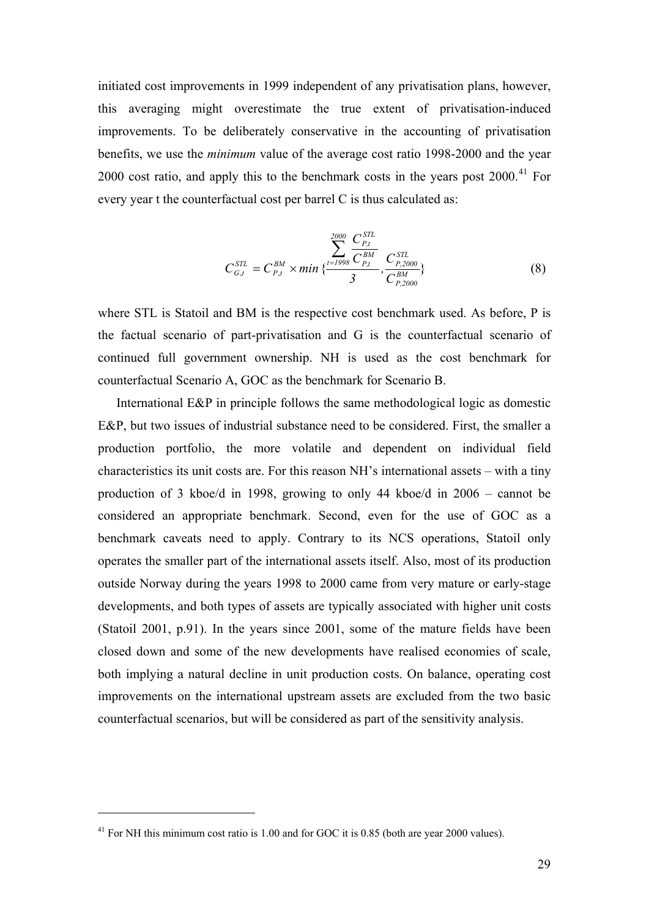initiated cost improvements in 1999 independent of any privatisation plans, however, this averaging might overestimate the true extent of privatisation-induced improvements. To be deliberately conservative in the accounting of privatisation benefits, we use the *minimum* value of the average cost ratio 1998-2000 and the year 2000 cost ratio, and apply this to the benchmark costs in the years post 2000.[41] For every year t the counterfactual cost per barrel C is thus calculated as:

$$C_{G,t}^{STL} = C_{P,t}^{BM} \times min\{\frac{\sum_{t=1998}^{2000} \frac{C_{P,t}^{STL}}{C_{P,t}^{BM}}}{3}, \frac{C_{P,2000}^{STL}}{C_{P,2000}^{BM}}\} \quad (8)$$

where STL is Statoil and BM is the respective cost benchmark used. As before, P is the factual scenario of part-privatisation and G is the counterfactual scenario of continued full government ownership. NH is used as the cost benchmark for counterfactual Scenario A, GOC as the benchmark for Scenario B.

International E&P in principle follows the same methodological logic as domestic E&P, but two issues of industrial substance need to be considered. First, the smaller a production portfolio, the more volatile and dependent on individual field characteristics its unit costs are. For this reason NH's international assets – with a tiny production of 3 kboe/d in 1998, growing to only 44 kboe/d in 2006 – cannot be considered an appropriate benchmark. Second, even for the use of GOC as a benchmark caveats need to apply. Contrary to its NCS operations, Statoil only operates the smaller part of the international assets itself. Also, most of its production outside Norway during the years 1998 to 2000 came from very mature or early-stage developments, and both types of assets are typically associated with higher unit costs (Statoil 2001, p.91). In the years since 2001, some of the mature fields have been closed down and some of the new developments have realised economies of scale, both implying a natural decline in unit production costs. On balance, operating cost improvements on the international upstream assets are excluded from the two basic counterfactual scenarios, but will be considered as part of the sensitivity analysis.

---

[41] For NH this minimum cost ratio is 1.00 and for GOC it is 0.85 (both are year 2000 values).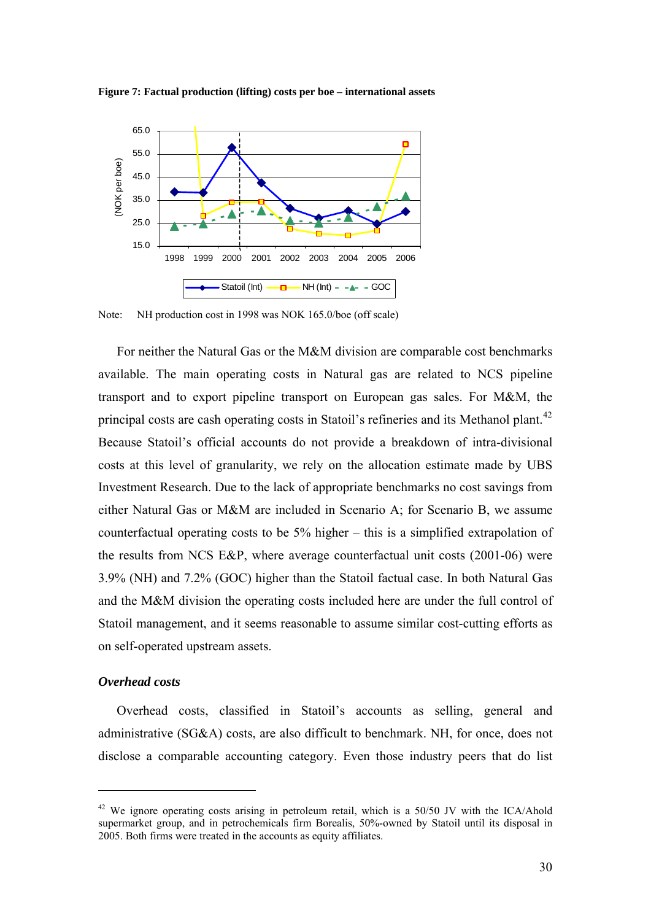**Figure 7: Factual production (lifting) costs per boe – international assets**

Note: NH production cost in 1998 was NOK 165.0/boe (off scale)

For neither the Natural Gas or the M&M division are comparable cost benchmarks available. The main operating costs in Natural gas are related to NCS pipeline transport and to export pipeline transport on European gas sales. For M&M, the principal costs are cash operating costs in Statoil's refineries and its Methanol plant.[42] Because Statoil's official accounts do not provide a breakdown of intra-divisional costs at this level of granularity, we rely on the allocation estimate made by UBS Investment Research. Due to the lack of appropriate benchmarks no cost savings from either Natural Gas or M&M are included in Scenario A; for Scenario B, we assume counterfactual operating costs to be 5% higher – this is a simplified extrapolation of the results from NCS E&P, where average counterfactual unit costs (2001-06) were 3.9% (NH) and 7.2% (GOC) higher than the Statoil factual case. In both Natural Gas and the M&M division the operating costs included here are under the full control of Statoil management, and it seems reasonable to assume similar cost-cutting efforts as on self-operated upstream assets.

### *Overhead costs*

Overhead costs, classified in Statoil's accounts as selling, general and administrative (SG&A) costs, are also difficult to benchmark. NH, for once, does not disclose a comparable accounting category. Even those industry peers that do list

---

[42] We ignore operating costs arising in petroleum retail, which is a 50/50 JV with the ICA/Ahold supermarket group, and in petrochemicals firm Borealis, 50%-owned by Statoil until its disposal in 2005. Both firms were treated in the accounts as equity affiliates.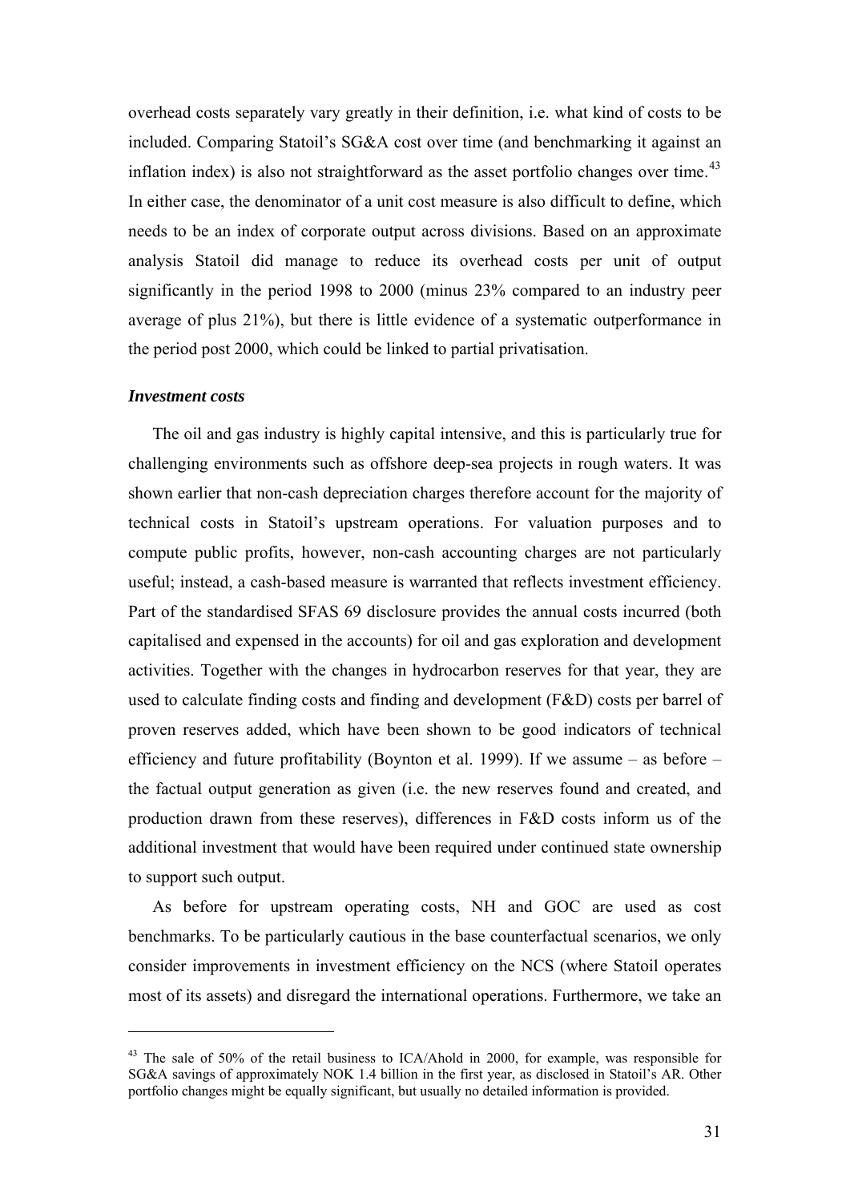overhead costs separately vary greatly in their definition, i.e. what kind of costs to be included. Comparing Statoil's SG&A cost over time (and benchmarking it against an inflation index) is also not straightforward as the asset portfolio changes over time.[43] In either case, the denominator of a unit cost measure is also difficult to define, which needs to be an index of corporate output across divisions. Based on an approximate analysis Statoil did manage to reduce its overhead costs per unit of output significantly in the period 1998 to 2000 (minus 23% compared to an industry peer average of plus 21%), but there is little evidence of a systematic outperformance in the period post 2000, which could be linked to partial privatisation.

***Investment costs***

The oil and gas industry is highly capital intensive, and this is particularly true for challenging environments such as offshore deep-sea projects in rough waters. It was shown earlier that non-cash depreciation charges therefore account for the majority of technical costs in Statoil's upstream operations. For valuation purposes and to compute public profits, however, non-cash accounting charges are not particularly useful; instead, a cash-based measure is warranted that reflects investment efficiency. Part of the standardised SFAS 69 disclosure provides the annual costs incurred (both capitalised and expensed in the accounts) for oil and gas exploration and development activities. Together with the changes in hydrocarbon reserves for that year, they are used to calculate finding costs and finding and development (F&D) costs per barrel of proven reserves added, which have been shown to be good indicators of technical efficiency and future profitability (Boynton et al. 1999). If we assume – as before – the factual output generation as given (i.e. the new reserves found and created, and production drawn from these reserves), differences in F&D costs inform us of the additional investment that would have been required under continued state ownership to support such output.

As before for upstream operating costs, NH and GOC are used as cost benchmarks. To be particularly cautious in the base counterfactual scenarios, we only consider improvements in investment efficiency on the NCS (where Statoil operates most of its assets) and disregard the international operations. Furthermore, we take an

---

[43] The sale of 50% of the retail business to ICA/Ahold in 2000, for example, was responsible for SG&A savings of approximately NOK 1.4 billion in the first year, as disclosed in Statoil's AR. Other portfolio changes might be equally significant, but usually no detailed information is provided.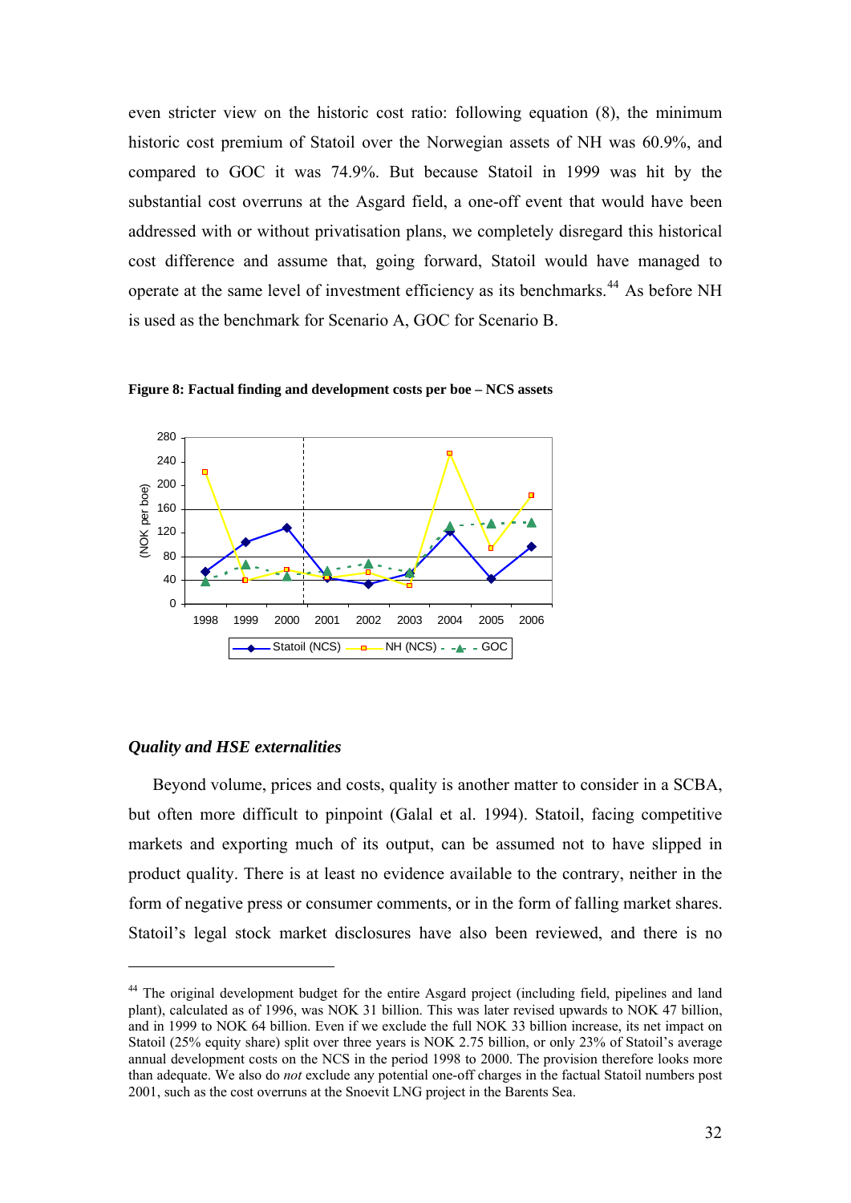even stricter view on the historic cost ratio: following equation (8), the minimum historic cost premium of Statoil over the Norwegian assets of NH was 60.9%, and compared to GOC it was 74.9%. But because Statoil in 1999 was hit by the substantial cost overruns at the Asgard field, a one-off event that would have been addressed with or without privatisation plans, we completely disregard this historical cost difference and assume that, going forward, Statoil would have managed to operate at the same level of investment efficiency as its benchmarks.[44] As before NH is used as the benchmark for Scenario A, GOC for Scenario B.

**Figure 8: Factual finding and development costs per boe – NCS assets**

### *Quality and HSE externalities*

Beyond volume, prices and costs, quality is another matter to consider in a SCBA, but often more difficult to pinpoint (Galal et al. 1994). Statoil, facing competitive markets and exporting much of its output, can be assumed not to have slipped in product quality. There is at least no evidence available to the contrary, neither in the form of negative press or consumer comments, or in the form of falling market shares. Statoil's legal stock market disclosures have also been reviewed, and there is no

---

[44] The original development budget for the entire Asgard project (including field, pipelines and land plant), calculated as of 1996, was NOK 31 billion. This was later revised upwards to NOK 47 billion, and in 1999 to NOK 64 billion. Even if we exclude the full NOK 33 billion increase, its net impact on Statoil (25% equity share) split over three years is NOK 2.75 billion, or only 23% of Statoil's average annual development costs on the NCS in the period 1998 to 2000. The provision therefore looks more than adequate. We also do *not* exclude any potential one-off charges in the factual Statoil numbers post 2001, such as the cost overruns at the Snoevit LNG project in the Barents Sea.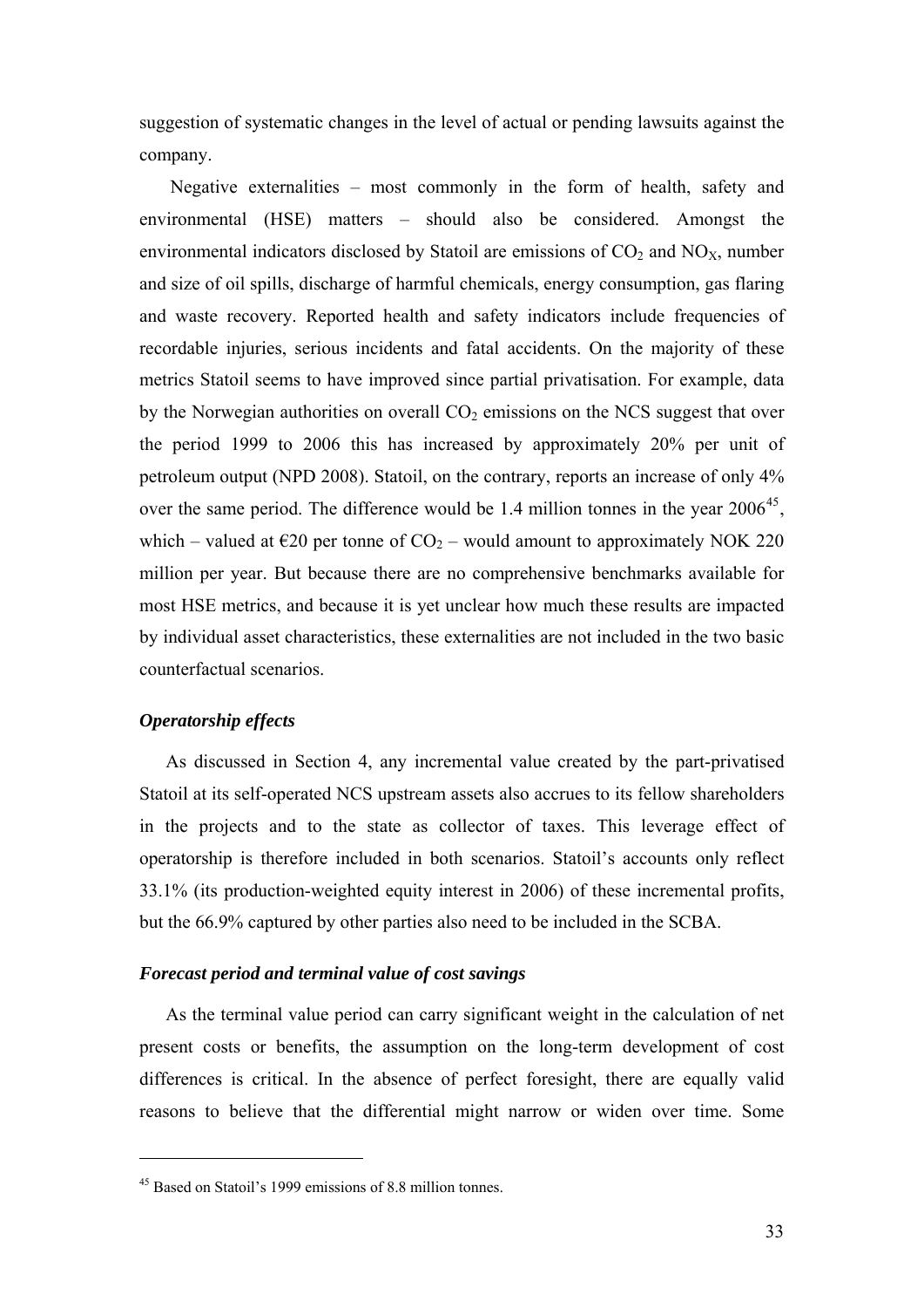suggestion of systematic changes in the level of actual or pending lawsuits against the company.

Negative externalities – most commonly in the form of health, safety and environmental (HSE) matters – should also be considered. Amongst the environmental indicators disclosed by Statoil are emissions of $CO_2$ and $NO_X$, number and size of oil spills, discharge of harmful chemicals, energy consumption, gas flaring and waste recovery. Reported health and safety indicators include frequencies of recordable injuries, serious incidents and fatal accidents. On the majority of these metrics Statoil seems to have improved since partial privatisation. For example, data by the Norwegian authorities on overall $CO_2$ emissions on the NCS suggest that over the period 1999 to 2006 this has increased by approximately 20% per unit of petroleum output (NPD 2008). Statoil, on the contrary, reports an increase of only 4% over the same period. The difference would be 1.4 million tonnes in the year 2006[45], which – valued at €20 per tonne of $CO_2$ – would amount to approximately NOK 220 million per year. But because there are no comprehensive benchmarks available for most HSE metrics, and because it is yet unclear how much these results are impacted by individual asset characteristics, these externalities are not included in the two basic counterfactual scenarios.

### *Operatorship effects*

As discussed in Section 4, any incremental value created by the part-privatised Statoil at its self-operated NCS upstream assets also accrues to its fellow shareholders in the projects and to the state as collector of taxes. This leverage effect of operatorship is therefore included in both scenarios. Statoil's accounts only reflect 33.1% (its production-weighted equity interest in 2006) of these incremental profits, but the 66.9% captured by other parties also need to be included in the SCBA.

### *Forecast period and terminal value of cost savings*

As the terminal value period can carry significant weight in the calculation of net present costs or benefits, the assumption on the long-term development of cost differences is critical. In the absence of perfect foresight, there are equally valid reasons to believe that the differential might narrow or widen over time. Some

[45] Based on Statoil's 1999 emissions of 8.8 million tonnes.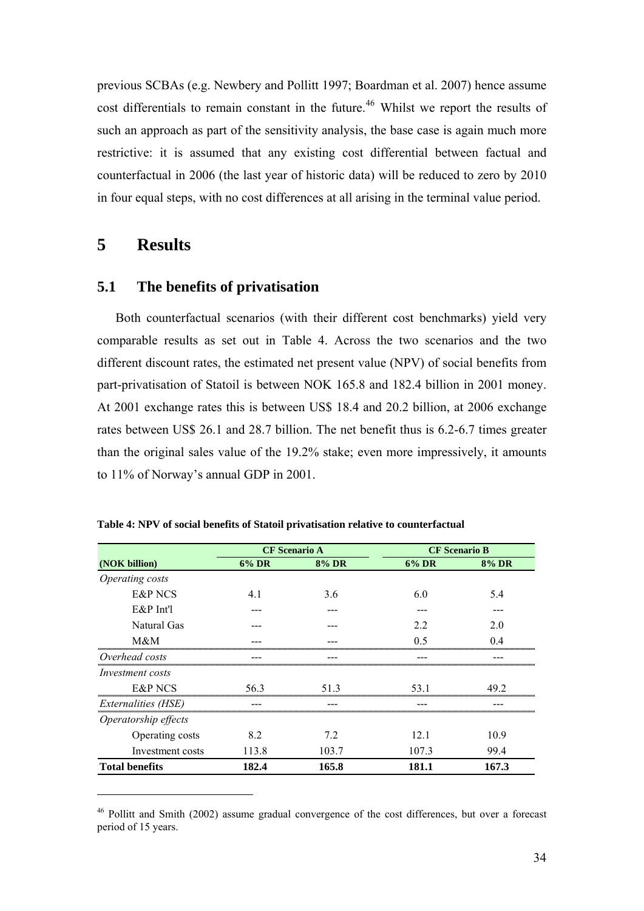previous SCBAs (e.g. Newbery and Pollitt 1997; Boardman et al. 2007) hence assume cost differentials to remain constant in the future.[46] Whilst we report the results of such an approach as part of the sensitivity analysis, the base case is again much more restrictive: it is assumed that any existing cost differential between factual and counterfactual in 2006 (the last year of historic data) will be reduced to zero by 2010 in four equal steps, with no cost differences at all arising in the terminal value period.

# 5 Results

## 5.1 The benefits of privatisation

Both counterfactual scenarios (with their different cost benchmarks) yield very comparable results as set out in Table 4. Across the two scenarios and the two different discount rates, the estimated net present value (NPV) of social benefits from part-privatisation of Statoil is between NOK 165.8 and 182.4 billion in 2001 money. At 2001 exchange rates this is between US$ 18.4 and 20.2 billion, at 2006 exchange rates between US$ 26.1 and 28.7 billion. The net benefit thus is 6.2-6.7 times greater than the original sales value of the 19.2% stake; even more impressively, it amounts to 11% of Norway's annual GDP in 2001.

**Table 4: NPV of social benefits of Statoil privatisation relative to counterfactual**

| | CF Scenario A | | CF Scenario B | |
|---|---|---|---|---|
| **(NOK billion)** | **6% DR** | **8% DR** | **6% DR** | **8% DR** |
| *Operating costs* | | | | |
| E&P NCS | 4.1 | 3.6 | 6.0 | 5.4 |
| E&P Int'l | --- | --- | --- | --- |
| Natural Gas | --- | --- | 2.2 | 2.0 |
| M&M | --- | --- | 0.5 | 0.4 |
| *Overhead costs* | --- | --- | --- | --- |
| *Investment costs* | | | | |
| E&P NCS | 56.3 | 51.3 | 53.1 | 49.2 |
| *Externalities (HSE)* | --- | --- | --- | --- |
| *Operatorship effects* | | | | |
| Operating costs | 8.2 | 7.2 | 12.1 | 10.9 |
| Investment costs | 113.8 | 103.7 | 107.3 | 99.4 |
| **Total benefits** | **182.4** | **165.8** | **181.1** | **167.3** |

[46] Pollitt and Smith (2002) assume gradual convergence of the cost differences, but over a forecast period of 15 years.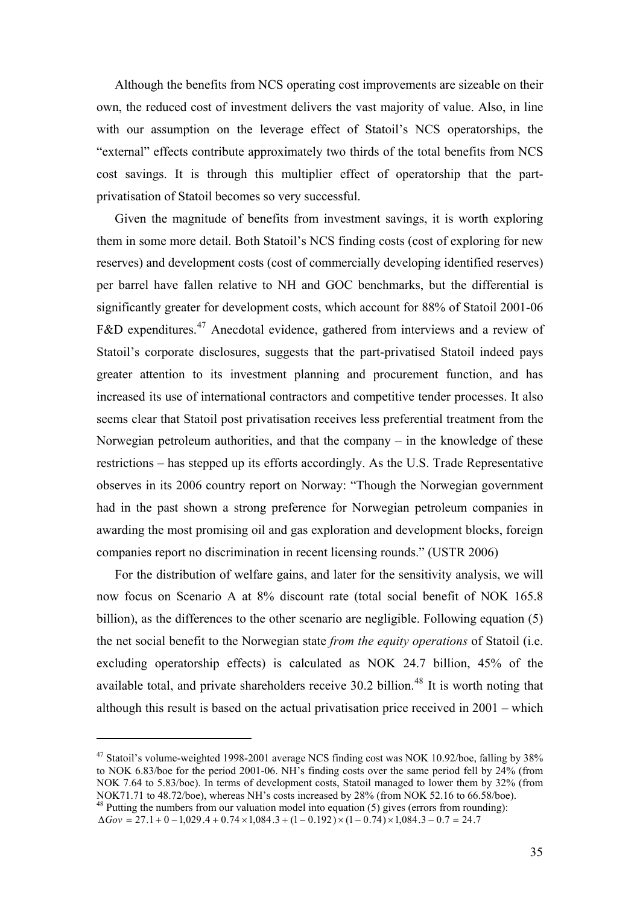Although the benefits from NCS operating cost improvements are sizeable on their own, the reduced cost of investment delivers the vast majority of value. Also, in line with our assumption on the leverage effect of Statoil's NCS operatorships, the "external" effects contribute approximately two thirds of the total benefits from NCS cost savings. It is through this multiplier effect of operatorship that the part-privatisation of Statoil becomes so very successful.

Given the magnitude of benefits from investment savings, it is worth exploring them in some more detail. Both Statoil's NCS finding costs (cost of exploring for new reserves) and development costs (cost of commercially developing identified reserves) per barrel have fallen relative to NH and GOC benchmarks, but the differential is significantly greater for development costs, which account for 88% of Statoil 2001-06 F&D expenditures.[47] Anecdotal evidence, gathered from interviews and a review of Statoil's corporate disclosures, suggests that the part-privatised Statoil indeed pays greater attention to its investment planning and procurement function, and has increased its use of international contractors and competitive tender processes. It also seems clear that Statoil post privatisation receives less preferential treatment from the Norwegian petroleum authorities, and that the company – in the knowledge of these restrictions – has stepped up its efforts accordingly. As the U.S. Trade Representative observes in its 2006 country report on Norway: "Though the Norwegian government had in the past shown a strong preference for Norwegian petroleum companies in awarding the most promising oil and gas exploration and development blocks, foreign companies report no discrimination in recent licensing rounds." (USTR 2006)

For the distribution of welfare gains, and later for the sensitivity analysis, we will now focus on Scenario A at 8% discount rate (total social benefit of NOK 165.8 billion), as the differences to the other scenario are negligible. Following equation (5) the net social benefit to the Norwegian state *from the equity operations* of Statoil (i.e. excluding operatorship effects) is calculated as NOK 24.7 billion, 45% of the available total, and private shareholders receive 30.2 billion.[48] It is worth noting that although this result is based on the actual privatisation price received in 2001 – which

---

[47] Statoil's volume-weighted 1998-2001 average NCS finding cost was NOK 10.92/boe, falling by 38% to NOK 6.83/boe for the period 2001-06. NH's finding costs over the same period fell by 24% (from NOK 7.64 to 5.83/boe). In terms of development costs, Statoil managed to lower them by 32% (from NOK71.71 to 48.72/boe), whereas NH's costs increased by 28% (from NOK 52.16 to 66.58/boe).

[48] Putting the numbers from our valuation model into equation (5) gives (errors from rounding):

$$\Delta Gov = 27.1 + 0 - 1{,}029.4 + 0.74 \times 1{,}084.3 + (1 - 0.192) \times (1 - 0.74) \times 1{,}084.3 - 0.7 = 24.7$$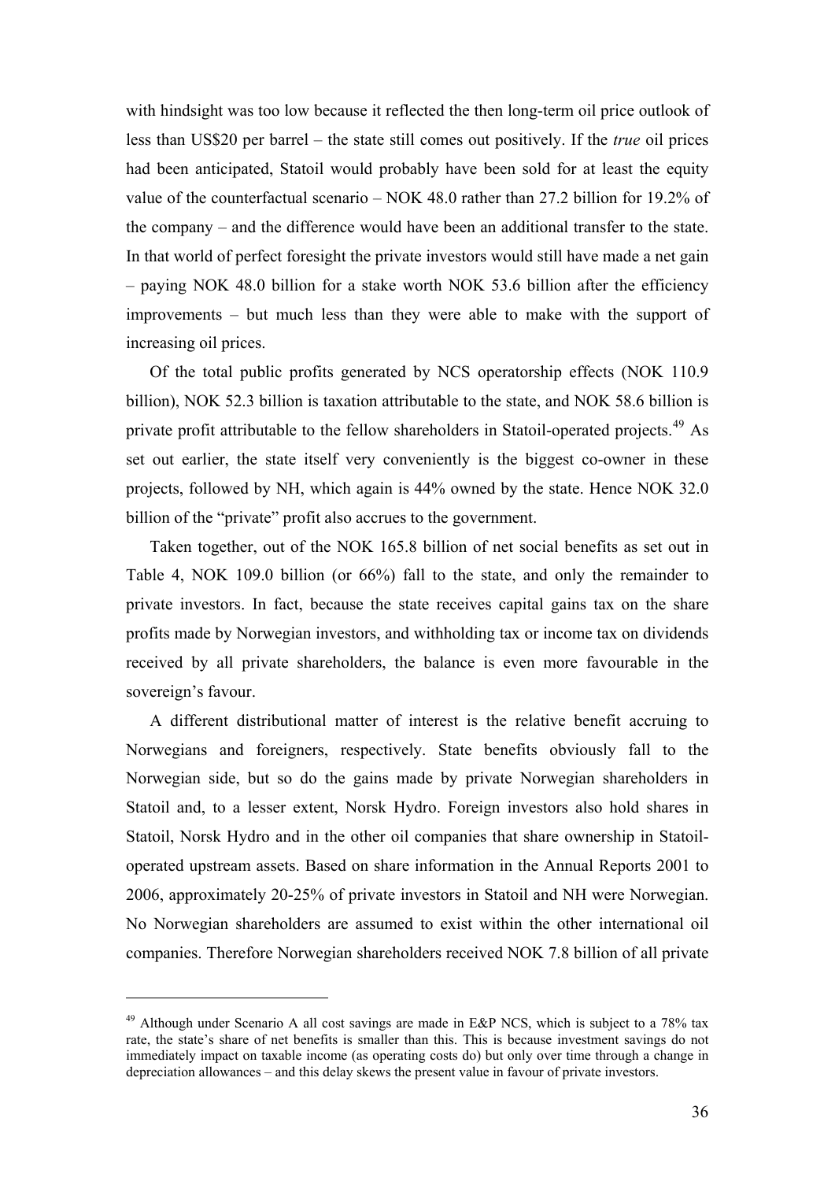with hindsight was too low because it reflected the then long-term oil price outlook of less than US$20 per barrel – the state still comes out positively. If the *true* oil prices had been anticipated, Statoil would probably have been sold for at least the equity value of the counterfactual scenario – NOK 48.0 rather than 27.2 billion for 19.2% of the company – and the difference would have been an additional transfer to the state. In that world of perfect foresight the private investors would still have made a net gain – paying NOK 48.0 billion for a stake worth NOK 53.6 billion after the efficiency improvements – but much less than they were able to make with the support of increasing oil prices.

Of the total public profits generated by NCS operatorship effects (NOK 110.9 billion), NOK 52.3 billion is taxation attributable to the state, and NOK 58.6 billion is private profit attributable to the fellow shareholders in Statoil-operated projects.[49] As set out earlier, the state itself very conveniently is the biggest co-owner in these projects, followed by NH, which again is 44% owned by the state. Hence NOK 32.0 billion of the "private" profit also accrues to the government.

Taken together, out of the NOK 165.8 billion of net social benefits as set out in Table 4, NOK 109.0 billion (or 66%) fall to the state, and only the remainder to private investors. In fact, because the state receives capital gains tax on the share profits made by Norwegian investors, and withholding tax or income tax on dividends received by all private shareholders, the balance is even more favourable in the sovereign's favour.

A different distributional matter of interest is the relative benefit accruing to Norwegians and foreigners, respectively. State benefits obviously fall to the Norwegian side, but so do the gains made by private Norwegian shareholders in Statoil and, to a lesser extent, Norsk Hydro. Foreign investors also hold shares in Statoil, Norsk Hydro and in the other oil companies that share ownership in Statoil-operated upstream assets. Based on share information in the Annual Reports 2001 to 2006, approximately 20-25% of private investors in Statoil and NH were Norwegian. No Norwegian shareholders are assumed to exist within the other international oil companies. Therefore Norwegian shareholders received NOK 7.8 billion of all private

---

[49] Although under Scenario A all cost savings are made in E&P NCS, which is subject to a 78% tax rate, the state's share of net benefits is smaller than this. This is because investment savings do not immediately impact on taxable income (as operating costs do) but only over time through a change in depreciation allowances – and this delay skews the present value in favour of private investors.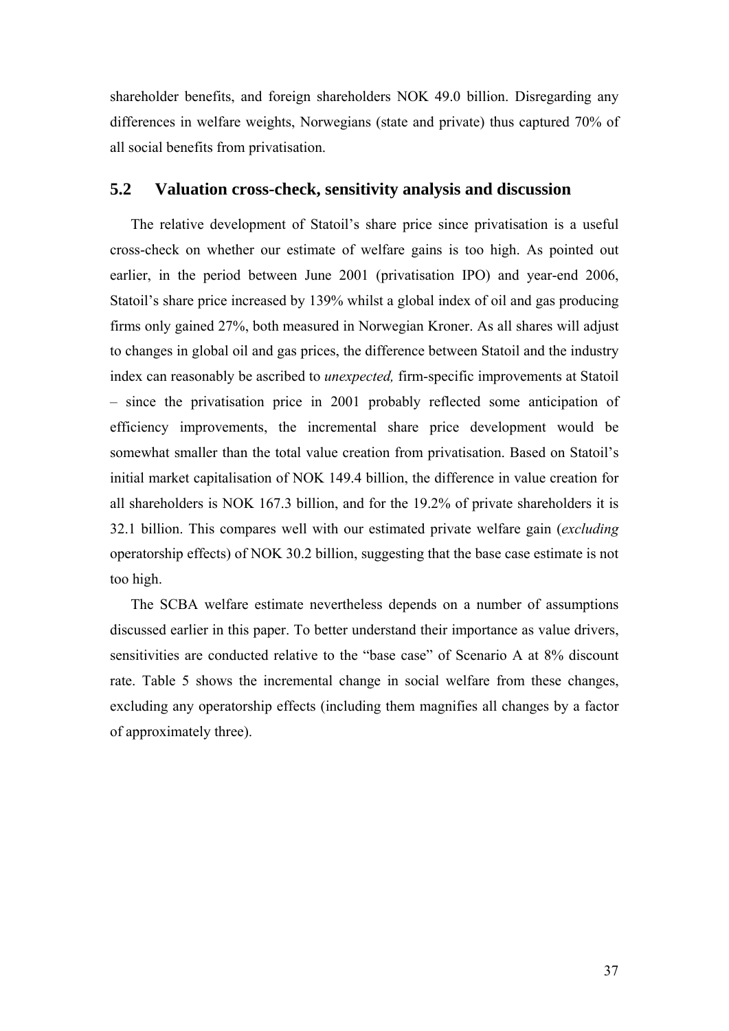shareholder benefits, and foreign shareholders NOK 49.0 billion. Disregarding any differences in welfare weights, Norwegians (state and private) thus captured 70% of all social benefits from privatisation.

## 5.2 Valuation cross-check, sensitivity analysis and discussion

The relative development of Statoil's share price since privatisation is a useful cross-check on whether our estimate of welfare gains is too high. As pointed out earlier, in the period between June 2001 (privatisation IPO) and year-end 2006, Statoil's share price increased by 139% whilst a global index of oil and gas producing firms only gained 27%, both measured in Norwegian Kroner. As all shares will adjust to changes in global oil and gas prices, the difference between Statoil and the industry index can reasonably be ascribed to *unexpected,* firm-specific improvements at Statoil – since the privatisation price in 2001 probably reflected some anticipation of efficiency improvements, the incremental share price development would be somewhat smaller than the total value creation from privatisation. Based on Statoil's initial market capitalisation of NOK 149.4 billion, the difference in value creation for all shareholders is NOK 167.3 billion, and for the 19.2% of private shareholders it is 32.1 billion. This compares well with our estimated private welfare gain (*excluding* operatorship effects) of NOK 30.2 billion, suggesting that the base case estimate is not too high.

The SCBA welfare estimate nevertheless depends on a number of assumptions discussed earlier in this paper. To better understand their importance as value drivers, sensitivities are conducted relative to the "base case" of Scenario A at 8% discount rate. Table 5 shows the incremental change in social welfare from these changes, excluding any operatorship effects (including them magnifies all changes by a factor of approximately three).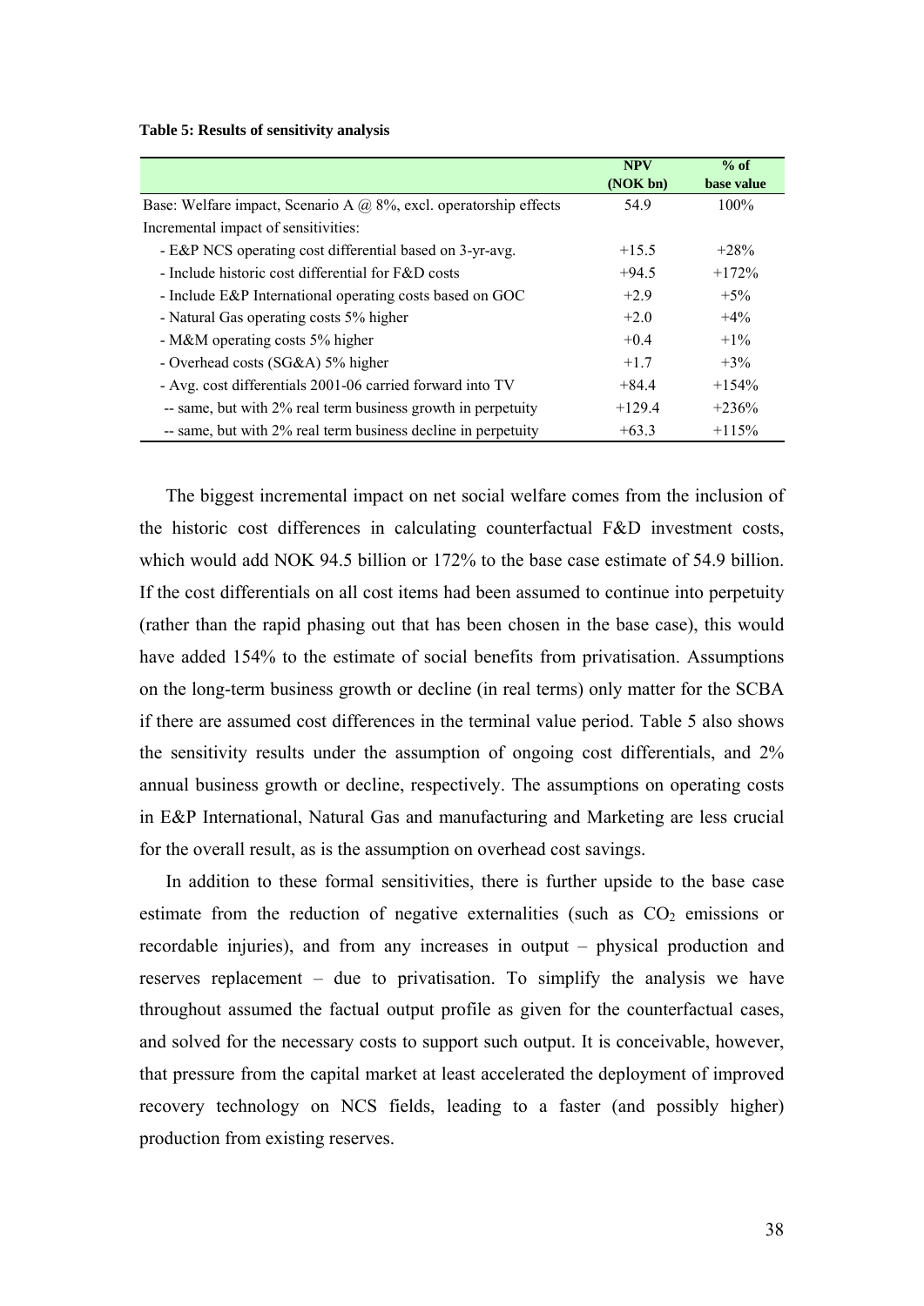**Table 5: Results of sensitivity analysis**

| | NPV (NOK bn) | % of base value |
|---|---|---|
| Base: Welfare impact, Scenario A @ 8%, excl. operatorship effects | 54.9 | 100% |
| Incremental impact of sensitivities: | | |
| - E&P NCS operating cost differential based on 3-yr-avg. | +15.5 | +28% |
| - Include historic cost differential for F&D costs | +94.5 | +172% |
| - Include E&P International operating costs based on GOC | +2.9 | +5% |
| - Natural Gas operating costs 5% higher | +2.0 | +4% |
| - M&M operating costs 5% higher | +0.4 | +1% |
| - Overhead costs (SG&A) 5% higher | +1.7 | +3% |
| - Avg. cost differentials 2001-06 carried forward into TV | +84.4 | +154% |
| -- same, but with 2% real term business growth in perpetuity | +129.4 | +236% |
| -- same, but with 2% real term business decline in perpetuity | +63.3 | +115% |

The biggest incremental impact on net social welfare comes from the inclusion of the historic cost differences in calculating counterfactual F&D investment costs, which would add NOK 94.5 billion or 172% to the base case estimate of 54.9 billion. If the cost differentials on all cost items had been assumed to continue into perpetuity (rather than the rapid phasing out that has been chosen in the base case), this would have added 154% to the estimate of social benefits from privatisation. Assumptions on the long-term business growth or decline (in real terms) only matter for the SCBA if there are assumed cost differences in the terminal value period. Table 5 also shows the sensitivity results under the assumption of ongoing cost differentials, and 2% annual business growth or decline, respectively. The assumptions on operating costs in E&P International, Natural Gas and manufacturing and Marketing are less crucial for the overall result, as is the assumption on overhead cost savings.

In addition to these formal sensitivities, there is further upside to the base case estimate from the reduction of negative externalities (such as $CO_2$ emissions or recordable injuries), and from any increases in output – physical production and reserves replacement – due to privatisation. To simplify the analysis we have throughout assumed the factual output profile as given for the counterfactual cases, and solved for the necessary costs to support such output. It is conceivable, however, that pressure from the capital market at least accelerated the deployment of improved recovery technology on NCS fields, leading to a faster (and possibly higher) production from existing reserves.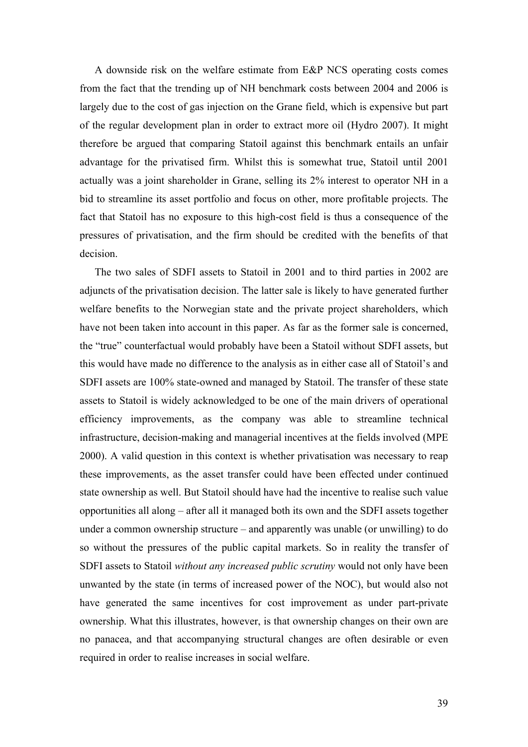A downside risk on the welfare estimate from E&P NCS operating costs comes from the fact that the trending up of NH benchmark costs between 2004 and 2006 is largely due to the cost of gas injection on the Grane field, which is expensive but part of the regular development plan in order to extract more oil (Hydro 2007). It might therefore be argued that comparing Statoil against this benchmark entails an unfair advantage for the privatised firm. Whilst this is somewhat true, Statoil until 2001 actually was a joint shareholder in Grane, selling its 2% interest to operator NH in a bid to streamline its asset portfolio and focus on other, more profitable projects. The fact that Statoil has no exposure to this high-cost field is thus a consequence of the pressures of privatisation, and the firm should be credited with the benefits of that decision.

The two sales of SDFI assets to Statoil in 2001 and to third parties in 2002 are adjuncts of the privatisation decision. The latter sale is likely to have generated further welfare benefits to the Norwegian state and the private project shareholders, which have not been taken into account in this paper. As far as the former sale is concerned, the "true" counterfactual would probably have been a Statoil without SDFI assets, but this would have made no difference to the analysis as in either case all of Statoil's and SDFI assets are 100% state-owned and managed by Statoil. The transfer of these state assets to Statoil is widely acknowledged to be one of the main drivers of operational efficiency improvements, as the company was able to streamline technical infrastructure, decision-making and managerial incentives at the fields involved (MPE 2000). A valid question in this context is whether privatisation was necessary to reap these improvements, as the asset transfer could have been effected under continued state ownership as well. But Statoil should have had the incentive to realise such value opportunities all along – after all it managed both its own and the SDFI assets together under a common ownership structure – and apparently was unable (or unwilling) to do so without the pressures of the public capital markets. So in reality the transfer of SDFI assets to Statoil *without any increased public scrutiny* would not only have been unwanted by the state (in terms of increased power of the NOC), but would also not have generated the same incentives for cost improvement as under part-private ownership. What this illustrates, however, is that ownership changes on their own are no panacea, and that accompanying structural changes are often desirable or even required in order to realise increases in social welfare.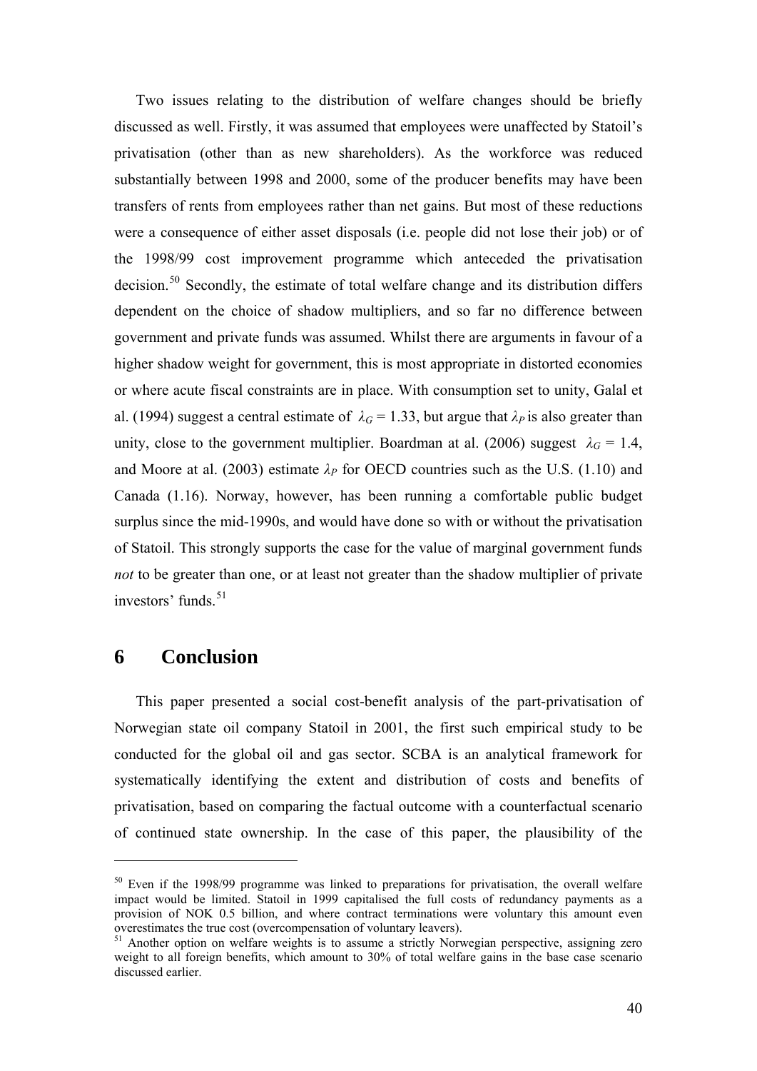Two issues relating to the distribution of welfare changes should be briefly discussed as well. Firstly, it was assumed that employees were unaffected by Statoil's privatisation (other than as new shareholders). As the workforce was reduced substantially between 1998 and 2000, some of the producer benefits may have been transfers of rents from employees rather than net gains. But most of these reductions were a consequence of either asset disposals (i.e. people did not lose their job) or of the 1998/99 cost improvement programme which anteceded the privatisation decision.[50] Secondly, the estimate of total welfare change and its distribution differs dependent on the choice of shadow multipliers, and so far no difference between government and private funds was assumed. Whilst there are arguments in favour of a higher shadow weight for government, this is most appropriate in distorted economies or where acute fiscal constraints are in place. With consumption set to unity, Galal et al. (1994) suggest a central estimate of $\lambda_G = 1.33$, but argue that $\lambda_P$ is also greater than unity, close to the government multiplier. Boardman at al. (2006) suggest $\lambda_G = 1.4$, and Moore at al. (2003) estimate $\lambda_P$ for OECD countries such as the U.S. (1.10) and Canada (1.16). Norway, however, has been running a comfortable public budget surplus since the mid-1990s, and would have done so with or without the privatisation of Statoil. This strongly supports the case for the value of marginal government funds *not* to be greater than one, or at least not greater than the shadow multiplier of private investors' funds.[51]

# 6 Conclusion

This paper presented a social cost-benefit analysis of the part-privatisation of Norwegian state oil company Statoil in 2001, the first such empirical study to be conducted for the global oil and gas sector. SCBA is an analytical framework for systematically identifying the extent and distribution of costs and benefits of privatisation, based on comparing the factual outcome with a counterfactual scenario of continued state ownership. In the case of this paper, the plausibility of the

---

[50] Even if the 1998/99 programme was linked to preparations for privatisation, the overall welfare impact would be limited. Statoil in 1999 capitalised the full costs of redundancy payments as a provision of NOK 0.5 billion, and where contract terminations were voluntary this amount even overestimates the true cost (overcompensation of voluntary leavers).

[51] Another option on welfare weights is to assume a strictly Norwegian perspective, assigning zero weight to all foreign benefits, which amount to 30% of total welfare gains in the base case scenario discussed earlier.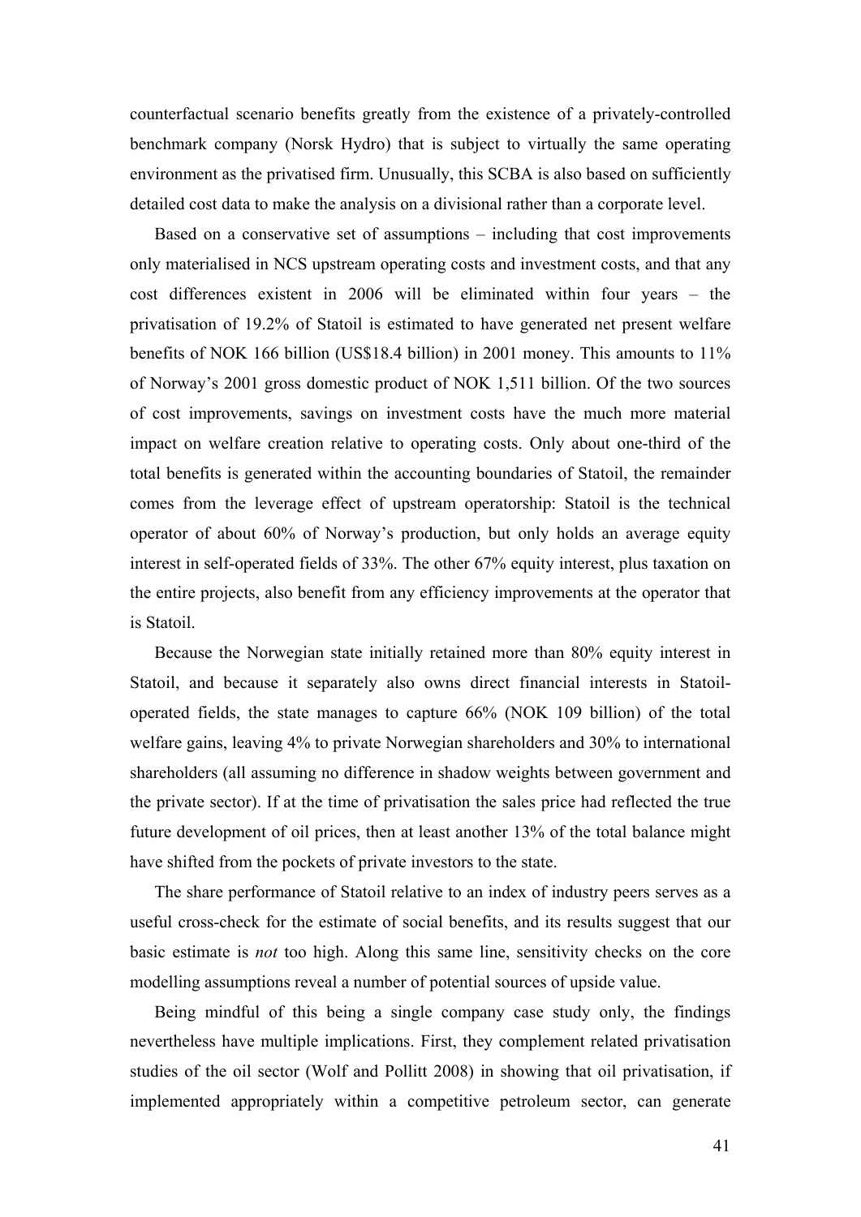counterfactual scenario benefits greatly from the existence of a privately-controlled benchmark company (Norsk Hydro) that is subject to virtually the same operating environment as the privatised firm. Unusually, this SCBA is also based on sufficiently detailed cost data to make the analysis on a divisional rather than a corporate level.

Based on a conservative set of assumptions – including that cost improvements only materialised in NCS upstream operating costs and investment costs, and that any cost differences existent in 2006 will be eliminated within four years – the privatisation of 19.2% of Statoil is estimated to have generated net present welfare benefits of NOK 166 billion (US$18.4 billion) in 2001 money. This amounts to 11% of Norway's 2001 gross domestic product of NOK 1,511 billion. Of the two sources of cost improvements, savings on investment costs have the much more material impact on welfare creation relative to operating costs. Only about one-third of the total benefits is generated within the accounting boundaries of Statoil, the remainder comes from the leverage effect of upstream operatorship: Statoil is the technical operator of about 60% of Norway's production, but only holds an average equity interest in self-operated fields of 33%. The other 67% equity interest, plus taxation on the entire projects, also benefit from any efficiency improvements at the operator that is Statoil.

Because the Norwegian state initially retained more than 80% equity interest in Statoil, and because it separately also owns direct financial interests in Statoil-operated fields, the state manages to capture 66% (NOK 109 billion) of the total welfare gains, leaving 4% to private Norwegian shareholders and 30% to international shareholders (all assuming no difference in shadow weights between government and the private sector). If at the time of privatisation the sales price had reflected the true future development of oil prices, then at least another 13% of the total balance might have shifted from the pockets of private investors to the state.

The share performance of Statoil relative to an index of industry peers serves as a useful cross-check for the estimate of social benefits, and its results suggest that our basic estimate is *not* too high. Along this same line, sensitivity checks on the core modelling assumptions reveal a number of potential sources of upside value.

Being mindful of this being a single company case study only, the findings nevertheless have multiple implications. First, they complement related privatisation studies of the oil sector (Wolf and Pollitt 2008) in showing that oil privatisation, if implemented appropriately within a competitive petroleum sector, can generate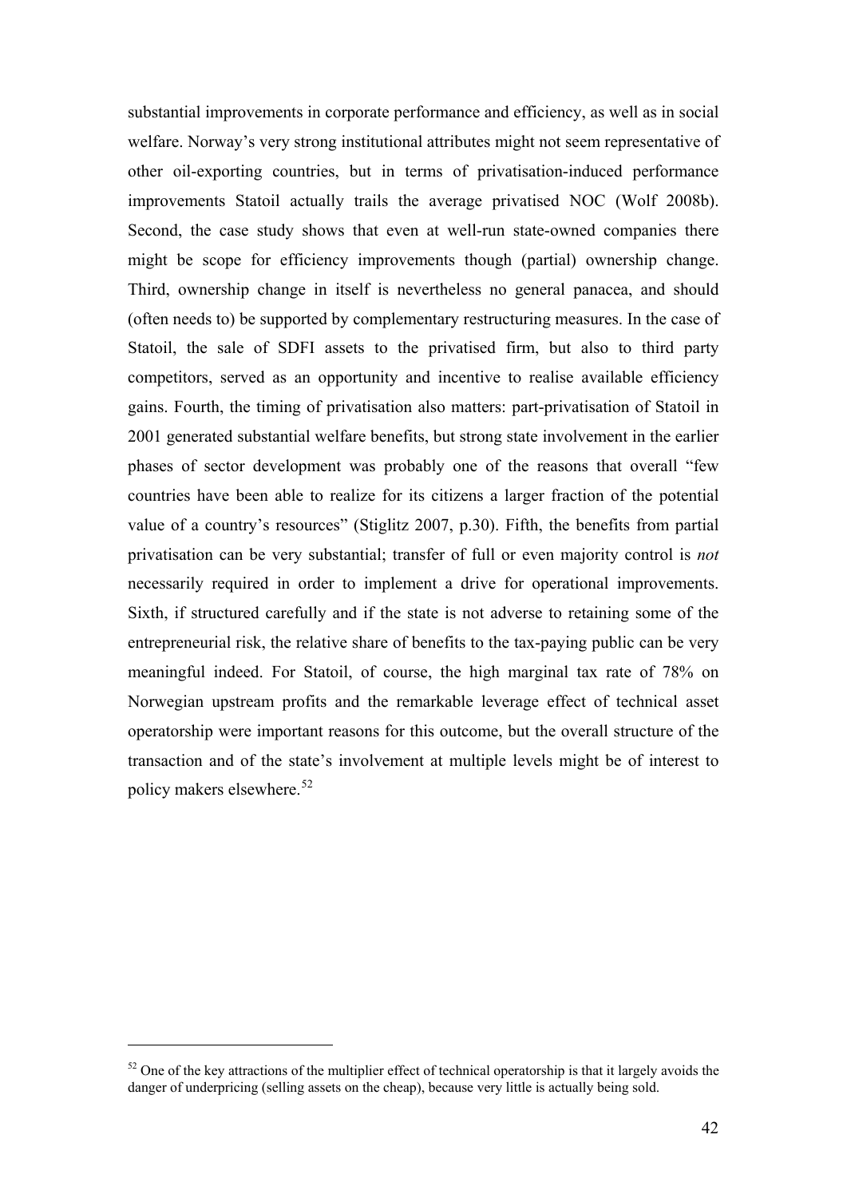substantial improvements in corporate performance and efficiency, as well as in social welfare. Norway's very strong institutional attributes might not seem representative of other oil-exporting countries, but in terms of privatisation-induced performance improvements Statoil actually trails the average privatised NOC (Wolf 2008b). Second, the case study shows that even at well-run state-owned companies there might be scope for efficiency improvements though (partial) ownership change. Third, ownership change in itself is nevertheless no general panacea, and should (often needs to) be supported by complementary restructuring measures. In the case of Statoil, the sale of SDFI assets to the privatised firm, but also to third party competitors, served as an opportunity and incentive to realise available efficiency gains. Fourth, the timing of privatisation also matters: part-privatisation of Statoil in 2001 generated substantial welfare benefits, but strong state involvement in the earlier phases of sector development was probably one of the reasons that overall "few countries have been able to realize for its citizens a larger fraction of the potential value of a country's resources" (Stiglitz 2007, p.30). Fifth, the benefits from partial privatisation can be very substantial; transfer of full or even majority control is *not* necessarily required in order to implement a drive for operational improvements. Sixth, if structured carefully and if the state is not adverse to retaining some of the entrepreneurial risk, the relative share of benefits to the tax-paying public can be very meaningful indeed. For Statoil, of course, the high marginal tax rate of 78% on Norwegian upstream profits and the remarkable leverage effect of technical asset operatorship were important reasons for this outcome, but the overall structure of the transaction and of the state's involvement at multiple levels might be of interest to policy makers elsewhere.[52]

[52] One of the key attractions of the multiplier effect of technical operatorship is that it largely avoids the danger of underpricing (selling assets on the cheap), because very little is actually being sold.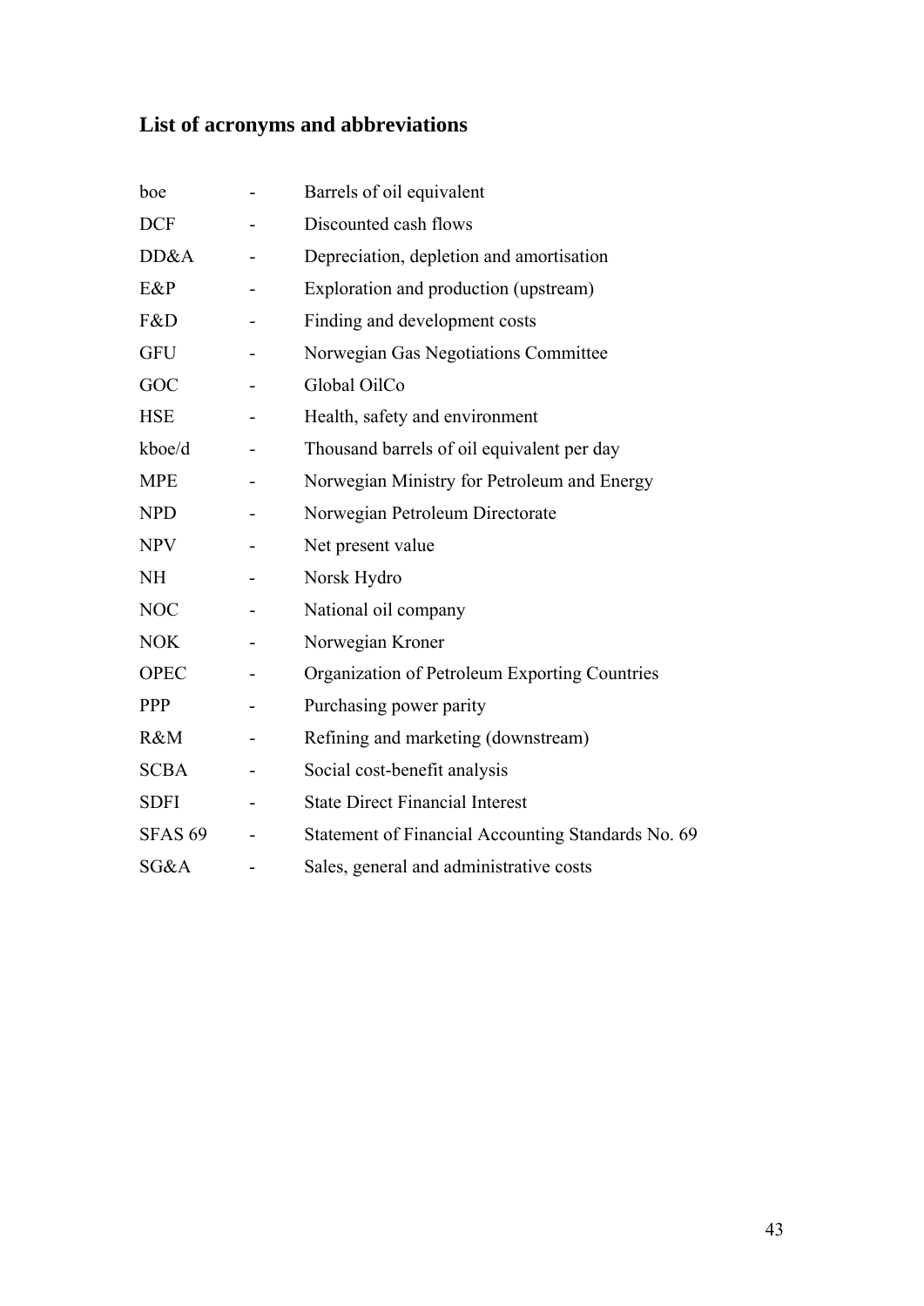## List of acronyms and abbreviations

| | | |
|---|---|---|
| boe | - | Barrels of oil equivalent |
| DCF | - | Discounted cash flows |
| DD&A | - | Depreciation, depletion and amortisation |
| E&P | - | Exploration and production (upstream) |
| F&D | - | Finding and development costs |
| GFU | - | Norwegian Gas Negotiations Committee |
| GOC | - | Global OilCo |
| HSE | - | Health, safety and environment |
| kboe/d | - | Thousand barrels of oil equivalent per day |
| MPE | - | Norwegian Ministry for Petroleum and Energy |
| NPD | - | Norwegian Petroleum Directorate |
| NPV | - | Net present value |
| NH | - | Norsk Hydro |
| NOC | - | National oil company |
| NOK | - | Norwegian Kroner |
| OPEC | - | Organization of Petroleum Exporting Countries |
| PPP | - | Purchasing power parity |
| R&M | - | Refining and marketing (downstream) |
| SCBA | - | Social cost-benefit analysis |
| SDFI | - | State Direct Financial Interest |
| SFAS 69 | - | Statement of Financial Accounting Standards No. 69 |
| SG&A | - | Sales, general and administrative costs |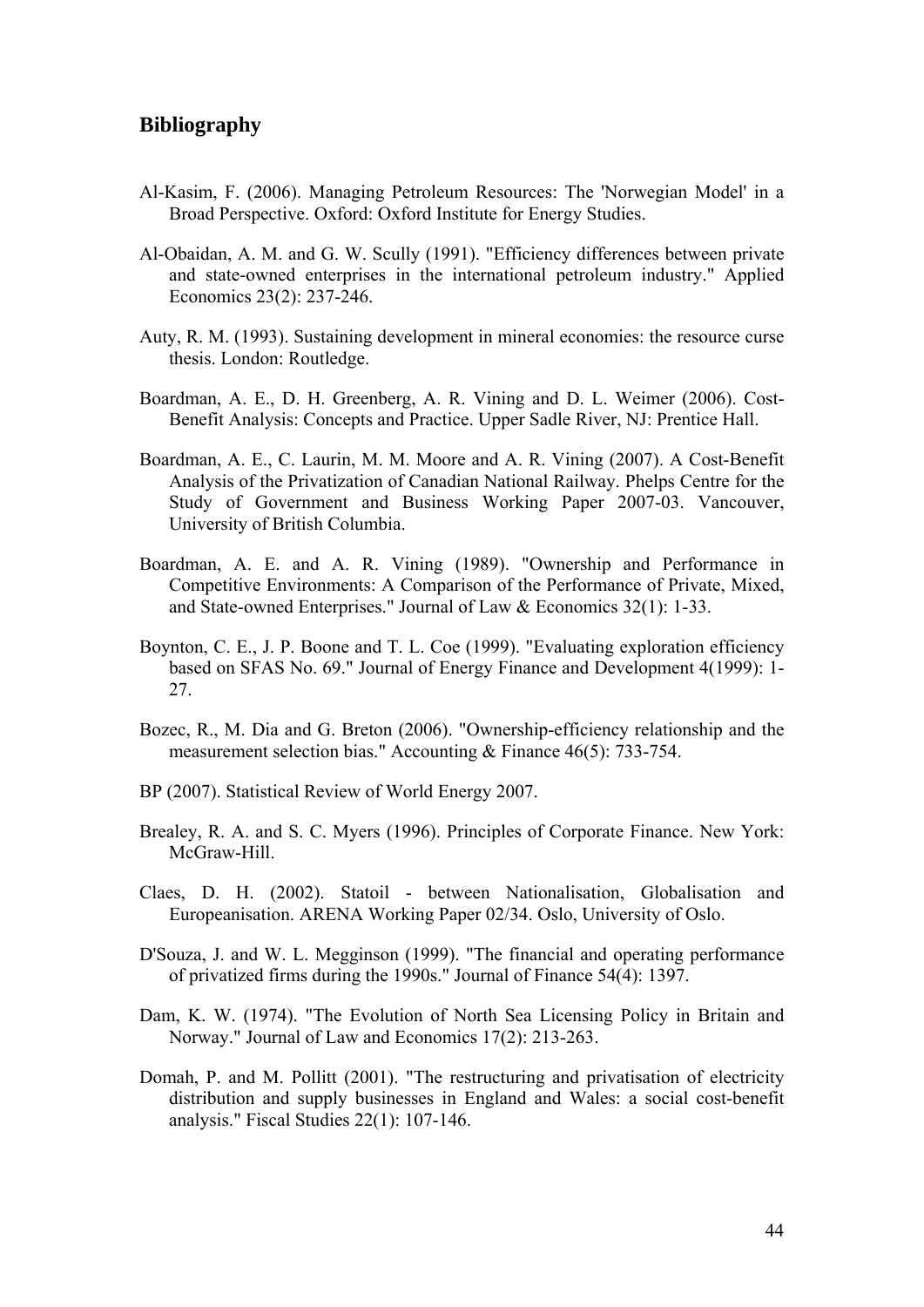## Bibliography

Al-Kasim, F. (2006). Managing Petroleum Resources: The 'Norwegian Model' in a Broad Perspective. Oxford: Oxford Institute for Energy Studies.

Al-Obaidan, A. M. and G. W. Scully (1991). "Efficiency differences between private and state-owned enterprises in the international petroleum industry." Applied Economics 23(2): 237-246.

Auty, R. M. (1993). Sustaining development in mineral economies: the resource curse thesis. London: Routledge.

Boardman, A. E., D. H. Greenberg, A. R. Vining and D. L. Weimer (2006). Cost-Benefit Analysis: Concepts and Practice. Upper Sadle River, NJ: Prentice Hall.

Boardman, A. E., C. Laurin, M. M. Moore and A. R. Vining (2007). A Cost-Benefit Analysis of the Privatization of Canadian National Railway. Phelps Centre for the Study of Government and Business Working Paper 2007-03. Vancouver, University of British Columbia.

Boardman, A. E. and A. R. Vining (1989). "Ownership and Performance in Competitive Environments: A Comparison of the Performance of Private, Mixed, and State-owned Enterprises." Journal of Law & Economics 32(1): 1-33.

Boynton, C. E., J. P. Boone and T. L. Coe (1999). "Evaluating exploration efficiency based on SFAS No. 69." Journal of Energy Finance and Development 4(1999): 1-27.

Bozec, R., M. Dia and G. Breton (2006). "Ownership-efficiency relationship and the measurement selection bias." Accounting & Finance 46(5): 733-754.

BP (2007). Statistical Review of World Energy 2007.

Brealey, R. A. and S. C. Myers (1996). Principles of Corporate Finance. New York: McGraw-Hill.

Claes, D. H. (2002). Statoil - between Nationalisation, Globalisation and Europeanisation. ARENA Working Paper 02/34. Oslo, University of Oslo.

D'Souza, J. and W. L. Megginson (1999). "The financial and operating performance of privatized firms during the 1990s." Journal of Finance 54(4): 1397.

Dam, K. W. (1974). "The Evolution of North Sea Licensing Policy in Britain and Norway." Journal of Law and Economics 17(2): 213-263.

Domah, P. and M. Pollitt (2001). "The restructuring and privatisation of electricity distribution and supply businesses in England and Wales: a social cost-benefit analysis." Fiscal Studies 22(1): 107-146.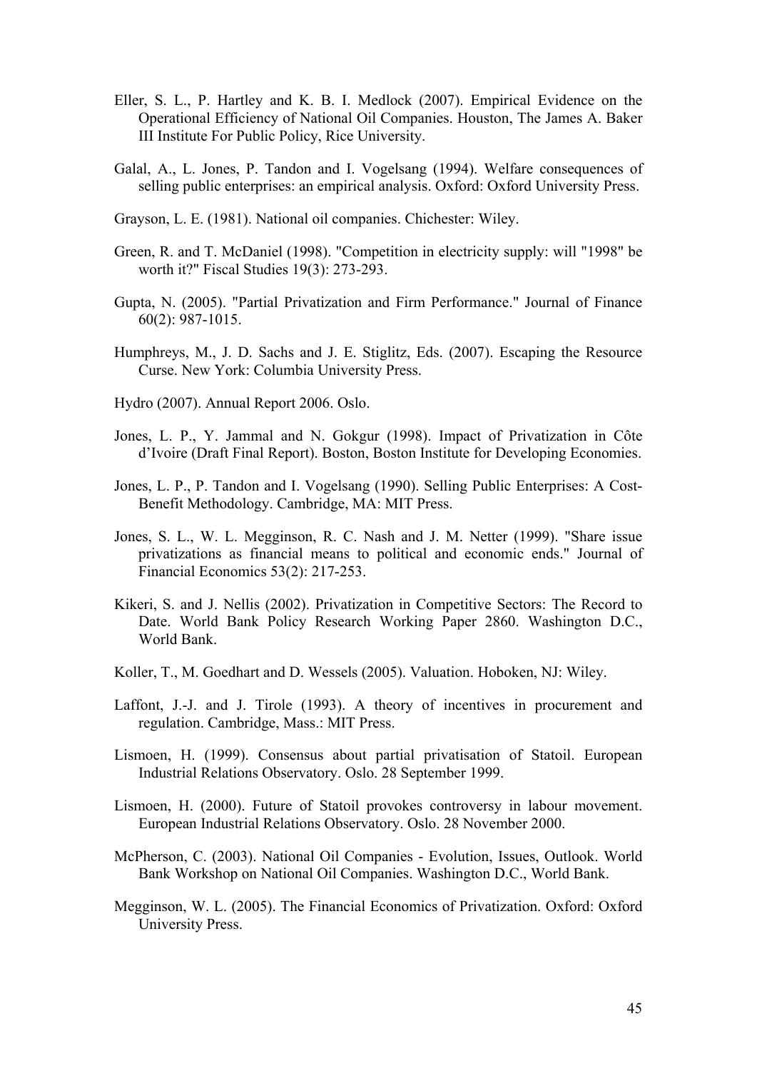Eller, S. L., P. Hartley and K. B. I. Medlock (2007). Empirical Evidence on the Operational Efficiency of National Oil Companies. Houston, The James A. Baker III Institute For Public Policy, Rice University.

Galal, A., L. Jones, P. Tandon and I. Vogelsang (1994). Welfare consequences of selling public enterprises: an empirical analysis. Oxford: Oxford University Press.

Grayson, L. E. (1981). National oil companies. Chichester: Wiley.

Green, R. and T. McDaniel (1998). "Competition in electricity supply: will "1998" be worth it?" Fiscal Studies 19(3): 273-293.

Gupta, N. (2005). "Partial Privatization and Firm Performance." Journal of Finance 60(2): 987-1015.

Humphreys, M., J. D. Sachs and J. E. Stiglitz, Eds. (2007). Escaping the Resource Curse. New York: Columbia University Press.

Hydro (2007). Annual Report 2006. Oslo.

Jones, L. P., Y. Jammal and N. Gokgur (1998). Impact of Privatization in Côte d'Ivoire (Draft Final Report). Boston, Boston Institute for Developing Economies.

Jones, L. P., P. Tandon and I. Vogelsang (1990). Selling Public Enterprises: A Cost-Benefit Methodology. Cambridge, MA: MIT Press.

Jones, S. L., W. L. Megginson, R. C. Nash and J. M. Netter (1999). "Share issue privatizations as financial means to political and economic ends." Journal of Financial Economics 53(2): 217-253.

Kikeri, S. and J. Nellis (2002). Privatization in Competitive Sectors: The Record to Date. World Bank Policy Research Working Paper 2860. Washington D.C., World Bank.

Koller, T., M. Goedhart and D. Wessels (2005). Valuation. Hoboken, NJ: Wiley.

Laffont, J.-J. and J. Tirole (1993). A theory of incentives in procurement and regulation. Cambridge, Mass.: MIT Press.

Lismoen, H. (1999). Consensus about partial privatisation of Statoil. European Industrial Relations Observatory. Oslo. 28 September 1999.

Lismoen, H. (2000). Future of Statoil provokes controversy in labour movement. European Industrial Relations Observatory. Oslo. 28 November 2000.

McPherson, C. (2003). National Oil Companies - Evolution, Issues, Outlook. World Bank Workshop on National Oil Companies. Washington D.C., World Bank.

Megginson, W. L. (2005). The Financial Economics of Privatization. Oxford: Oxford University Press.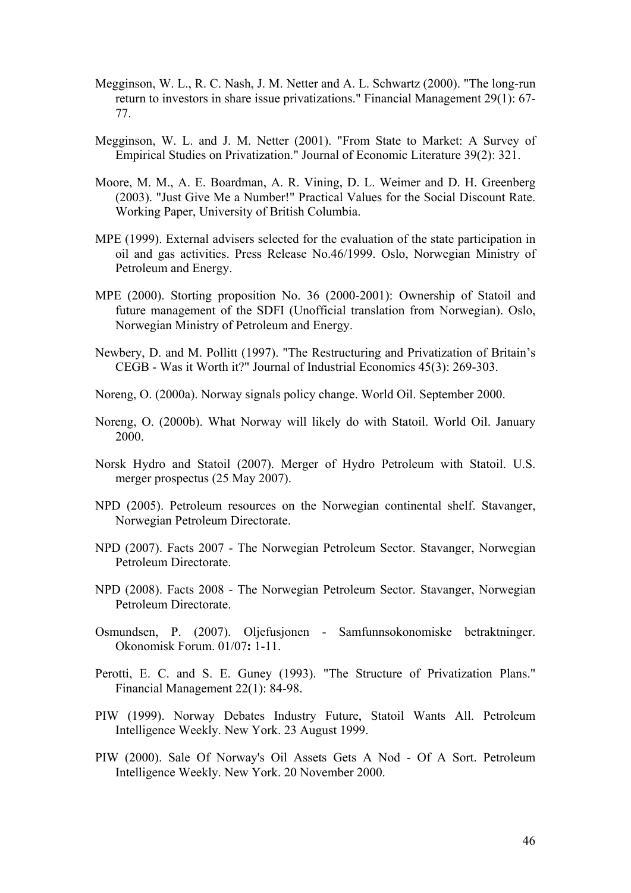Megginson, W. L., R. C. Nash, J. M. Netter and A. L. Schwartz (2000). "The long-run return to investors in share issue privatizations." Financial Management 29(1): 67-77.

Megginson, W. L. and J. M. Netter (2001). "From State to Market: A Survey of Empirical Studies on Privatization." Journal of Economic Literature 39(2): 321.

Moore, M. M., A. E. Boardman, A. R. Vining, D. L. Weimer and D. H. Greenberg (2003). "Just Give Me a Number!" Practical Values for the Social Discount Rate. Working Paper, University of British Columbia.

MPE (1999). External advisers selected for the evaluation of the state participation in oil and gas activities. Press Release No.46/1999. Oslo, Norwegian Ministry of Petroleum and Energy.

MPE (2000). Storting proposition No. 36 (2000-2001): Ownership of Statoil and future management of the SDFI (Unofficial translation from Norwegian). Oslo, Norwegian Ministry of Petroleum and Energy.

Newbery, D. and M. Pollitt (1997). "The Restructuring and Privatization of Britain's CEGB - Was it Worth it?" Journal of Industrial Economics 45(3): 269-303.

Noreng, O. (2000a). Norway signals policy change. World Oil. September 2000.

Noreng, O. (2000b). What Norway will likely do with Statoil. World Oil. January 2000.

Norsk Hydro and Statoil (2007). Merger of Hydro Petroleum with Statoil. U.S. merger prospectus (25 May 2007).

NPD (2005). Petroleum resources on the Norwegian continental shelf. Stavanger, Norwegian Petroleum Directorate.

NPD (2007). Facts 2007 - The Norwegian Petroleum Sector. Stavanger, Norwegian Petroleum Directorate.

NPD (2008). Facts 2008 - The Norwegian Petroleum Sector. Stavanger, Norwegian Petroleum Directorate.

Osmundsen, P. (2007). Oljefusjonen - Samfunnsokonomiske betraktninger. Okonomisk Forum. 01/07**:** 1-11.

Perotti, E. C. and S. E. Guney (1993). "The Structure of Privatization Plans." Financial Management 22(1): 84-98.

PIW (1999). Norway Debates Industry Future, Statoil Wants All. Petroleum Intelligence Weekly. New York. 23 August 1999.

PIW (2000). Sale Of Norway's Oil Assets Gets A Nod - Of A Sort. Petroleum Intelligence Weekly. New York. 20 November 2000.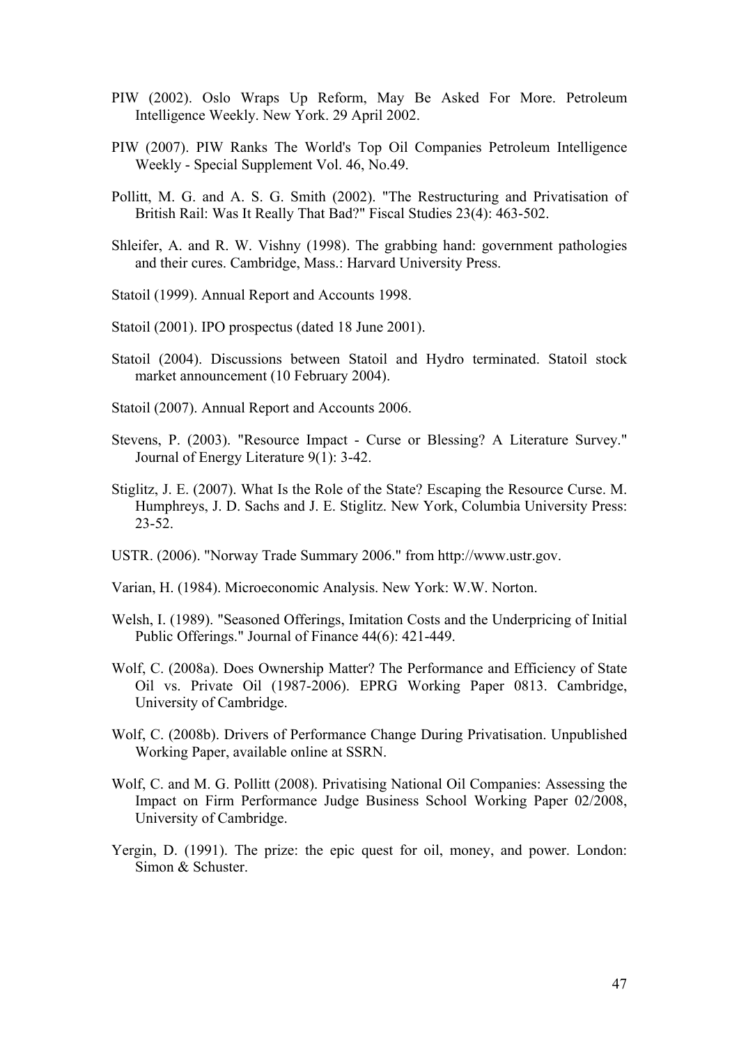PIW (2002). Oslo Wraps Up Reform, May Be Asked For More. Petroleum Intelligence Weekly. New York. 29 April 2002.

PIW (2007). PIW Ranks The World's Top Oil Companies Petroleum Intelligence Weekly - Special Supplement Vol. 46, No.49.

Pollitt, M. G. and A. S. G. Smith (2002). "The Restructuring and Privatisation of British Rail: Was It Really That Bad?" Fiscal Studies 23(4): 463-502.

Shleifer, A. and R. W. Vishny (1998). The grabbing hand: government pathologies and their cures. Cambridge, Mass.: Harvard University Press.

Statoil (1999). Annual Report and Accounts 1998.

Statoil (2001). IPO prospectus (dated 18 June 2001).

Statoil (2004). Discussions between Statoil and Hydro terminated. Statoil stock market announcement (10 February 2004).

Statoil (2007). Annual Report and Accounts 2006.

Stevens, P. (2003). "Resource Impact - Curse or Blessing? A Literature Survey." Journal of Energy Literature 9(1): 3-42.

Stiglitz, J. E. (2007). What Is the Role of the State? Escaping the Resource Curse. M. Humphreys, J. D. Sachs and J. E. Stiglitz. New York, Columbia University Press: 23-52.

USTR. (2006). "Norway Trade Summary 2006." from http://www.ustr.gov.

Varian, H. (1984). Microeconomic Analysis. New York: W.W. Norton.

Welsh, I. (1989). "Seasoned Offerings, Imitation Costs and the Underpricing of Initial Public Offerings." Journal of Finance 44(6): 421-449.

Wolf, C. (2008a). Does Ownership Matter? The Performance and Efficiency of State Oil vs. Private Oil (1987-2006). EPRG Working Paper 0813. Cambridge, University of Cambridge.

Wolf, C. (2008b). Drivers of Performance Change During Privatisation. Unpublished Working Paper, available online at SSRN.

Wolf, C. and M. G. Pollitt (2008). Privatising National Oil Companies: Assessing the Impact on Firm Performance Judge Business School Working Paper 02/2008, University of Cambridge.

Yergin, D. (1991). The prize: the epic quest for oil, money, and power. London: Simon & Schuster.